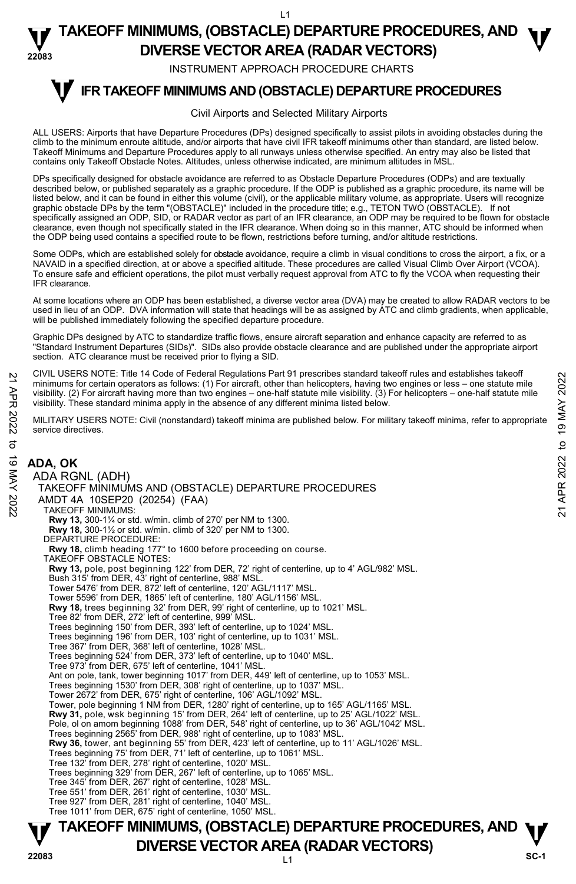# TAKEOFF MINIMUMS, (OBSTACLE) DEPARTURE PROCEDURES, AND DIVERSE VECTOR AREA (RADAR VECTORS)

INSTRUMENT APPROACH PROCEDURE CHARTS

## IFR TAKEOFF MINIMUMS AND (OBSTACLE) DEPARTURE PROCEDURES

Civil Airports and Selected Military Airports

ALL USERS: Airports that have Departure Procedures (DPs) designed specifically to assist pilots in avoiding obstacles during the climb to the minimum enroute altitude, and/or airports that have civil IFR takeoff minimums other than standard, are listed below. Takeoff Minimums and Departure Procedures apply to all runways unless otherwise specified. An entry may also be listed that contains only Takeoff Obstacle Notes. Altitudes, unless otherwise indicated, are minimum altitudes in MSL.

DPs specifically designed for obstacle avoidance are referred to as Obstacle Departure Procedures (ODPs) and are textually described below, or published separately as a graphic procedure. If the ODP is published as a graphic procedure, its name will be listed below, and it can be found in either this volume (civil), or the applicable military volume, as appropriate. Users will recognize graphic obstacle DPs by the term "(OBSTACLE)" included in the procedure title; e.g., TETON TWO (OBSTACLE). If not specifically assigned an ODP, SID, or RADAR vector as part of an IFR clearance, an ODP may be required to be flown for obstacle clearance, even though not specifically stated in the IFR clearance. When doing so in this manner, ATC should be informed when the ODP being used contains a specified route to be flown, restrictions before turning, and/or altitude restrictions.

Some ODPs, which are established solely for obstacle avoidance, require a climb in visual conditions to cross the airport, a fix, or a NAVAID in a specified direction, at or above a specified altitude. These procedures are called Visual Climb Over Airport (VCOA). To ensure safe and efficient operations, the pilot must verbally request approval from ATC to fly the VCOA when requesting their IFR clearance.

At some locations where an ODP has been established, a diverse vector area (DVA) may be created to allow RADAR vectors to be used in lieu of an ODP. DVA information will state that headings will be as assigned by ATC and climb gradients, when applicable, will be published immediately following the specified departure procedure.

Graphic DPs designed by ATC to standardize traffic flows, ensure aircraft separation and enhance capacity are referred to as "Standard Instrument Departures (SIDs)". SIDs also provide obstacle clearance and are published under the appropriate airport section. ATC clearance must be received prior to flying a SID.

CIVIL USERS NOTE: Title 14 Code of Federal Regulations Part 91 prescribes standard takeoff rules and establishes takeoff minimums for certain operators as follows: (1) For aircraft, other than helicopters, having two engines or less – one statute mile visibility. (2) For aircraft having more than two engines – one-half statute mile visibility. (3) For helicopters – one-half statute mile visibility. These standard minima apply in the absence of any different minima listed below.

MILITARY USERS NOTE: Civil (nonstandard) takeoff minima are published below. For military takeoff minima, refer to appropriate service directives.

### ADA, OK

ADA RGNL (ADH)
TAKEOFF MINIMUMS AND (OBSTACLE) DEPARTURE PROCEDURES
AMDT 4A 10SEP20 (20254) (FAA)

TAKEOFF MINIMUMS:
**Rwy 13,** 300-1¼ or std. w/min. climb of 270' per NM to 1300.
**Rwy 18,** 300-1½ or std. w/min. climb of 320' per NM to 1300.

DEPARTURE PROCEDURE:
**Rwy 18,** climb heading 177° to 1600 before proceeding on course.

TAKEOFF OBSTACLE NOTES:
**Rwy 13,** pole, post beginning 122' from DER, 72' right of centerline, up to 4' AGL/982' MSL.
Bush 315' from DER, 43' right of centerline, 988' MSL.
Tower 5476' from DER, 872' left of centerline, 120' AGL/1117' MSL.
Tower 5596' from DER, 1865' left of centerline, 180' AGL/1156' MSL.
**Rwy 18,** trees beginning 32' from DER, 99' right of centerline, up to 1021' MSL.
Tree 82' from DER, 272' left of centerline, 999' MSL.
Trees beginning 150' from DER, 393' left of centerline, up to 1024' MSL.
Trees beginning 196' from DER, 103' right of centerline, up to 1031' MSL.
Tree 367' from DER, 368' left of centerline, 1028' MSL.
Trees beginning 524' from DER, 373' left of centerline, up to 1040' MSL.
Tree 973' from DER, 675' left of centerline, 1041' MSL.
Ant on pole, tank, tower beginning 1017' from DER, 449' left of centerline, up to 1053' MSL.
Trees beginning 1530' from DER, 308' right of centerline, up to 1037' MSL.
Tower 2672' from DER, 675' right of centerline, 106' AGL/1092' MSL.
Tower, pole beginning 1 NM from DER, 1280' right of centerline, up to 165' AGL/1165' MSL.
**Rwy 31,** pole, wsk beginning 15' from DER, 264' left of centerline, up to 25' AGL/1022' MSL.
Pole, ol on amom beginning 1088' from DER, 548' right of centerline, up to 36' AGL/1042' MSL.
Trees beginning 2565' from DER, 988' right of centerline, up to 1083' MSL.
**Rwy 36,** tower, ant beginning 55' from DER, 423' left of centerline, up to 11' AGL/1026' MSL.
Trees beginning 75' from DER, 71' left of centerline, up to 1061' MSL.
Tree 132' from DER, 278' right of centerline, 1020' MSL.
Trees beginning 329' from DER, 267' left of centerline, up to 1065' MSL.
Tree 345' from DER, 267' right of centerline, 1028' MSL.
Tree 551' from DER, 261' right of centerline, 1030' MSL.
Tree 927' from DER, 281' right of centerline, 1040' MSL.
Tree 1011' from DER, 675' right of centerline, 1050' MSL.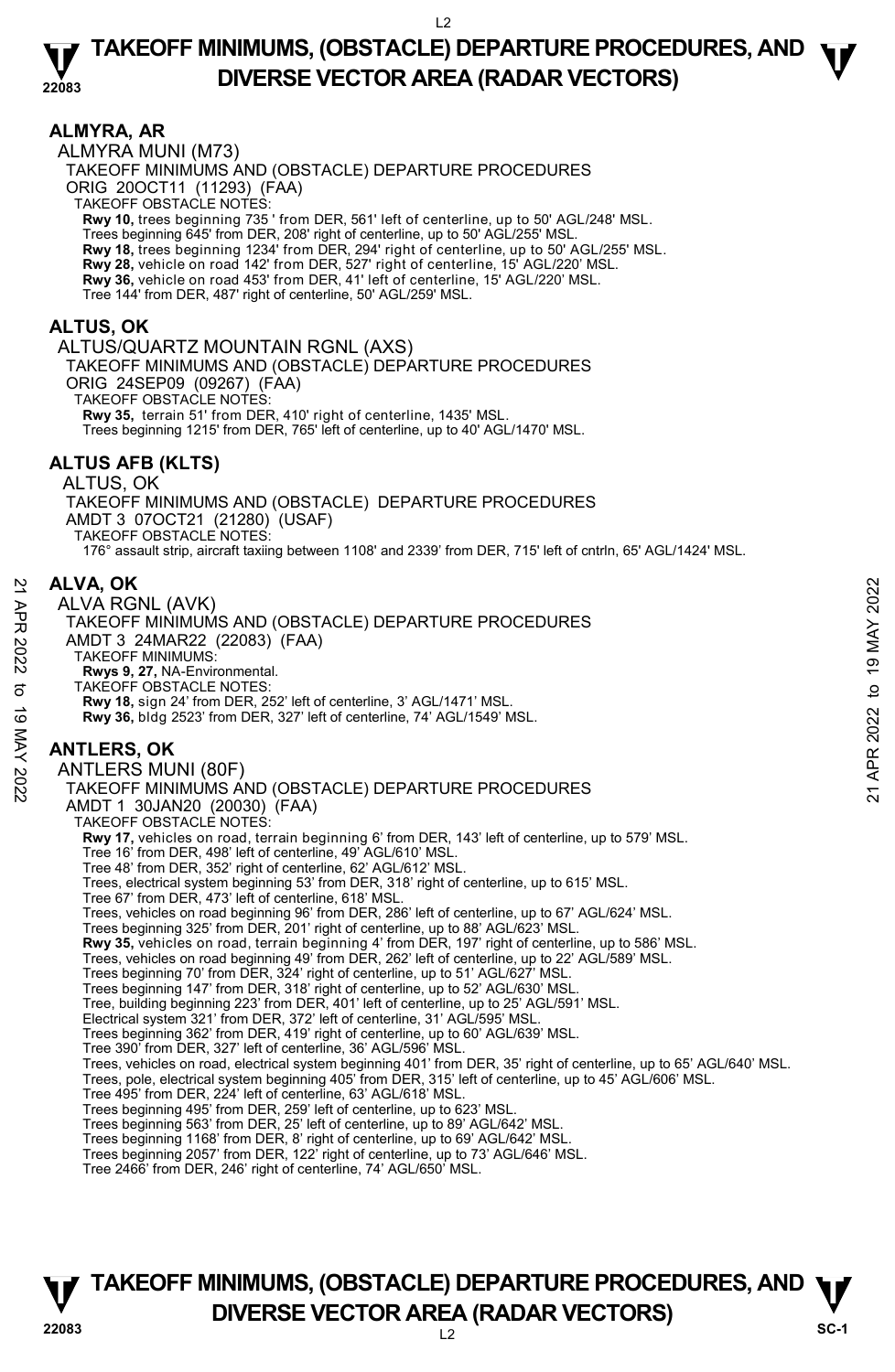## ALMYRA, AR

ALMYRA MUNI (M73)
TAKEOFF MINIMUMS AND (OBSTACLE) DEPARTURE PROCEDURES
ORIG 20OCT11 (11293) (FAA)
TAKEOFF OBSTACLE NOTES:
**Rwy 10,** trees beginning 735 ' from DER, 561' left of centerline, up to 50' AGL/248' MSL.
Trees beginning 645' from DER, 208' right of centerline, up to 50' AGL/255' MSL.
**Rwy 18,** trees beginning 1234' from DER, 294' right of centerline, up to 50' AGL/255' MSL.
**Rwy 28,** vehicle on road 142' from DER, 527' right of centerline, 15' AGL/220' MSL.
**Rwy 36,** vehicle on road 453' from DER, 41' left of centerline, 15' AGL/220' MSL.
Tree 144' from DER, 487' right of centerline, 50' AGL/259' MSL.

## ALTUS, OK

ALTUS/QUARTZ MOUNTAIN RGNL (AXS)
TAKEOFF MINIMUMS AND (OBSTACLE) DEPARTURE PROCEDURES
ORIG 24SEP09 (09267) (FAA)
TAKEOFF OBSTACLE NOTES:
**Rwy 35,** terrain 51' from DER, 410' right of centerline, 1435' MSL.
Trees beginning 1215' from DER, 765' left of centerline, up to 40' AGL/1470' MSL.

## ALTUS AFB (KLTS)

ALTUS, OK
TAKEOFF MINIMUMS AND (OBSTACLE) DEPARTURE PROCEDURES
AMDT 3 07OCT21 (21280) (USAF)
TAKEOFF OBSTACLE NOTES:
176° assault strip, aircraft taxiing between 1108' and 2339' from DER, 715' left of cntrln, 65' AGL/1424' MSL.

## ALVA, OK

ALVA RGNL (AVK)
TAKEOFF MINIMUMS AND (OBSTACLE) DEPARTURE PROCEDURES
AMDT 3 24MAR22 (22083) (FAA)
TAKEOFF MINIMUMS:
**Rwys 9, 27,** NA-Environmental.
TAKEOFF OBSTACLE NOTES:
**Rwy 18,** sign 24' from DER, 252' left of centerline, 3' AGL/1471' MSL.
**Rwy 36,** bldg 2523' from DER, 327' left of centerline, 74' AGL/1549' MSL.

## ANTLERS, OK

ANTLERS MUNI (80F)
TAKEOFF MINIMUMS AND (OBSTACLE) DEPARTURE PROCEDURES
AMDT 1 30JAN20 (20030) (FAA)
TAKEOFF OBSTACLE NOTES:
**Rwy 17,** vehicles on road, terrain beginning 6' from DER, 143' left of centerline, up to 579' MSL.
Tree 16' from DER, 498' left of centerline, 49' AGL/610' MSL.
Tree 48' from DER, 352' right of centerline, 62' AGL/612' MSL.
Trees, electrical system beginning 53' from DER, 318' right of centerline, up to 615' MSL.
Tree 67' from DER, 473' left of centerline, 618' MSL.
Trees, vehicles on road beginning 96' from DER, 286' left of centerline, up to 67' AGL/624' MSL.
Trees beginning 325' from DER, 201' right of centerline, up to 88' AGL/623' MSL.
**Rwy 35,** vehicles on road, terrain beginning 4' from DER, 197' right of centerline, up to 586' MSL.
Trees, vehicles on road beginning 49' from DER, 262' left of centerline, up to 22' AGL/589' MSL.
Trees beginning 70' from DER, 324' right of centerline, up to 51' AGL/627' MSL.
Trees beginning 147' from DER, 318' right of centerline, up to 52' AGL/630' MSL.
Tree, building beginning 223' from DER, 401' left of centerline, up to 25' AGL/591' MSL.
Electrical system 321' from DER, 372' left of centerline, 31' AGL/595' MSL.
Trees beginning 362' from DER, 419' right of centerline, up to 60' AGL/639' MSL.
Tree 390' from DER, 327' left of centerline, 36' AGL/596' MSL.
Trees, vehicles on road, electrical system beginning 401' from DER, 35' right of centerline, up to 65' AGL/640' MSL.
Trees, pole, electrical system beginning 405' from DER, 315' left of centerline, up to 45' AGL/606' MSL.
Tree 495' from DER, 224' left of centerline, 63' AGL/618' MSL.
Trees beginning 495' from DER, 259' left of centerline, up to 623' MSL.
Trees beginning 563' from DER, 25' left of centerline, up to 89' AGL/642' MSL.
Trees beginning 1168' from DER, 8' right of centerline, up to 69' AGL/642' MSL.
Trees beginning 2057' from DER, 122' right of centerline, up to 73' AGL/646' MSL.
Tree 2466' from DER, 246' right of centerline, 74' AGL/650' MSL.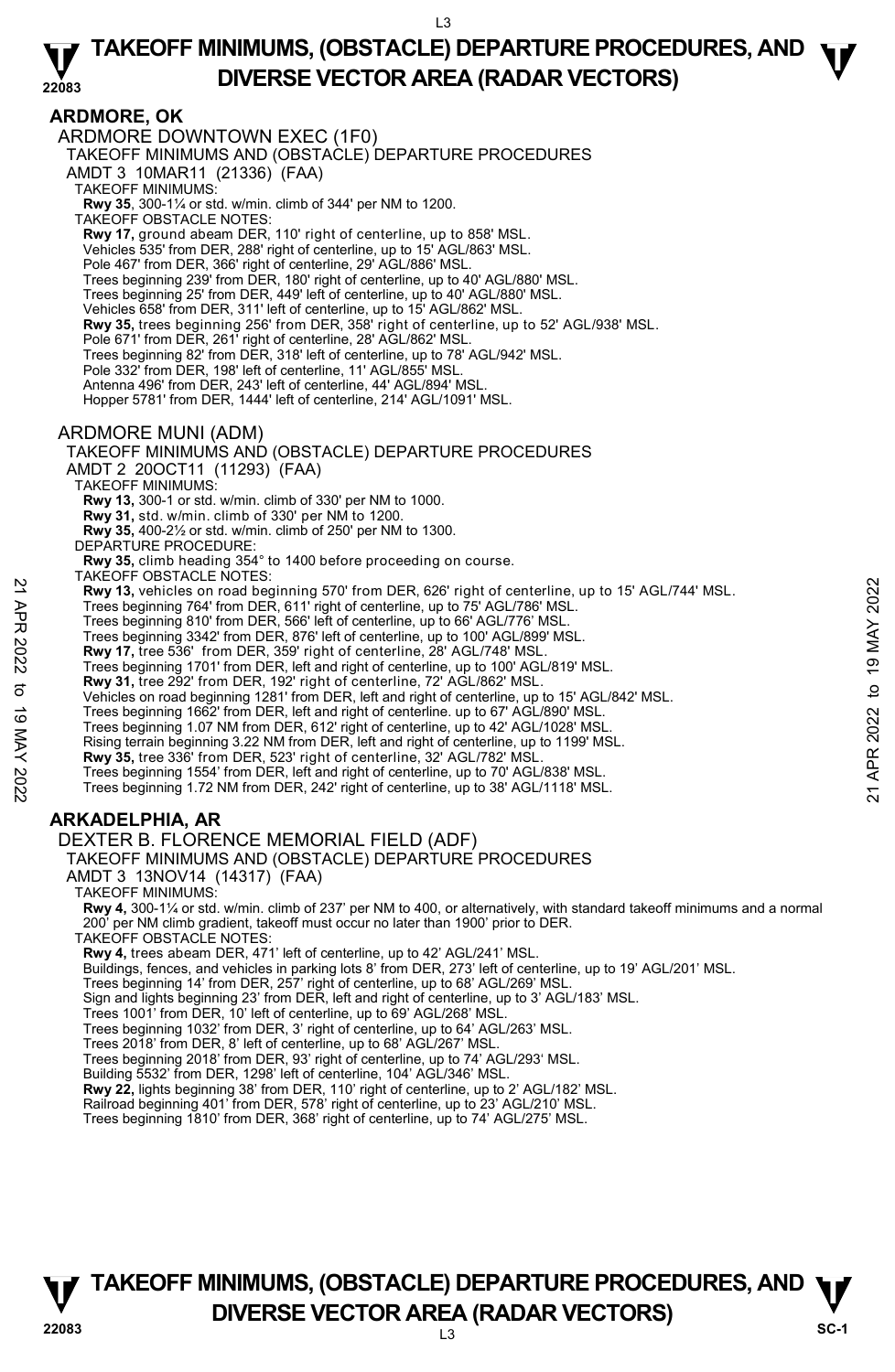## ARDMORE, OK

### ARDMORE DOWNTOWN EXEC (1F0)

TAKEOFF MINIMUMS AND (OBSTACLE) DEPARTURE PROCEDURES
AMDT 3 10MAR11 (21336) (FAA)

TAKEOFF MINIMUMS:
**Rwy 35**, 300-1¼ or std. w/min. climb of 344' per NM to 1200.

TAKEOFF OBSTACLE NOTES:
**Rwy 17,** ground abeam DER, 110' right of centerline, up to 858' MSL.
Vehicles 535' from DER, 288' right of centerline, up to 15' AGL/863' MSL.
Pole 467' from DER, 366' right of centerline, 29' AGL/886' MSL.
Trees beginning 239' from DER, 180' right of centerline, up to 40' AGL/880' MSL.
Trees beginning 25' from DER, 449' left of centerline, up to 40' AGL/880' MSL.
Vehicles 658' from DER, 311' left of centerline, up to 15' AGL/862' MSL.
**Rwy 35,** trees beginning 256' from DER, 358' right of centerline, up to 52' AGL/938' MSL.
Pole 671' from DER, 261' right of centerline, 28' AGL/862' MSL.
Trees beginning 82' from DER, 318' left of centerline, up to 78' AGL/942' MSL.
Pole 332' from DER, 198' left of centerline, 11' AGL/855' MSL.
Antenna 496' from DER, 243' left of centerline, 44' AGL/894' MSL.
Hopper 5781' from DER, 1444' left of centerline, 214' AGL/1091' MSL.

### ARDMORE MUNI (ADM)

TAKEOFF MINIMUMS AND (OBSTACLE) DEPARTURE PROCEDURES
AMDT 2 20OCT11 (11293) (FAA)

TAKEOFF MINIMUMS:
**Rwy 13,** 300-1 or std. w/min. climb of 330' per NM to 1000.
**Rwy 31,** std. w/min. climb of 330' per NM to 1200.
**Rwy 35,** 400-2½ or std. w/min. climb of 250' per NM to 1300.

DEPARTURE PROCEDURE:
**Rwy 35,** climb heading 354° to 1400 before proceeding on course.

TAKEOFF OBSTACLE NOTES:
**Rwy 13,** vehicles on road beginning 570' from DER, 626' right of centerline, up to 15' AGL/744' MSL.
Trees beginning 764' from DER, 611' right of centerline, up to 75' AGL/786' MSL.
Trees beginning 810' from DER, 566' left of centerline, up to 66' AGL/776' MSL.
Trees beginning 3342' from DER, 876' left of centerline, up to 100' AGL/899' MSL.
**Rwy 17,** tree 536' from DER, 359' right of centerline, 28' AGL/748' MSL.
Trees beginning 1701' from DER, left and right of centerline, up to 100' AGL/819' MSL.
**Rwy 31,** tree 292' from DER, 192' right of centerline, 72' AGL/862' MSL.
Vehicles on road beginning 1281' from DER, left and right of centerline, up to 15' AGL/842' MSL.
Trees beginning 1662' from DER, left and right of centerline. up to 67' AGL/890' MSL.
Trees beginning 1.07 NM from DER, 612' right of centerline, up to 42' AGL/1028' MSL.
Rising terrain beginning 3.22 NM from DER, left and right of centerline, up to 1199' MSL.
**Rwy 35,** tree 336' from DER, 523' right of centerline, 32' AGL/782' MSL.
Trees beginning 1554' from DER, left and right of centerline, up to 70' AGL/838' MSL.
Trees beginning 1.72 NM from DER, 242' right of centerline, up to 38' AGL/1118' MSL.

## ARKADELPHIA, AR

### DEXTER B. FLORENCE MEMORIAL FIELD (ADF)

TAKEOFF MINIMUMS AND (OBSTACLE) DEPARTURE PROCEDURES
AMDT 3 13NOV14 (14317) (FAA)

TAKEOFF MINIMUMS:
**Rwy 4,** 300-1¼ or std. w/min. climb of 237' per NM to 400, or alternatively, with standard takeoff minimums and a normal 200' per NM climb gradient, takeoff must occur no later than 1900' prior to DER.

TAKEOFF OBSTACLE NOTES:
**Rwy 4,** trees abeam DER, 471' left of centerline, up to 42' AGL/241' MSL.
Buildings, fences, and vehicles in parking lots 8' from DER, 273' left of centerline, up to 19' AGL/201' MSL.
Trees beginning 14' from DER, 257' right of centerline, up to 68' AGL/269' MSL.
Sign and lights beginning 23' from DER, left and right of centerline, up to 3' AGL/183' MSL.
Trees 1001' from DER, 10' left of centerline, up to 69' AGL/268' MSL.
Trees beginning 1032' from DER, 3' right of centerline, up to 64' AGL/263' MSL.
Trees 2018' from DER, 8' left of centerline, up to 68' AGL/267' MSL.
Trees beginning 2018' from DER, 93' right of centerline, up to 74' AGL/293' MSL.
Building 5532' from DER, 1298' left of centerline, 104' AGL/346' MSL.
**Rwy 22,** lights beginning 38' from DER, 110' right of centerline, up to 2' AGL/182' MSL.
Railroad beginning 401' from DER, 578' right of centerline, up to 23' AGL/210' MSL.
Trees beginning 1810' from DER, 368' right of centerline, up to 74' AGL/275' MSL.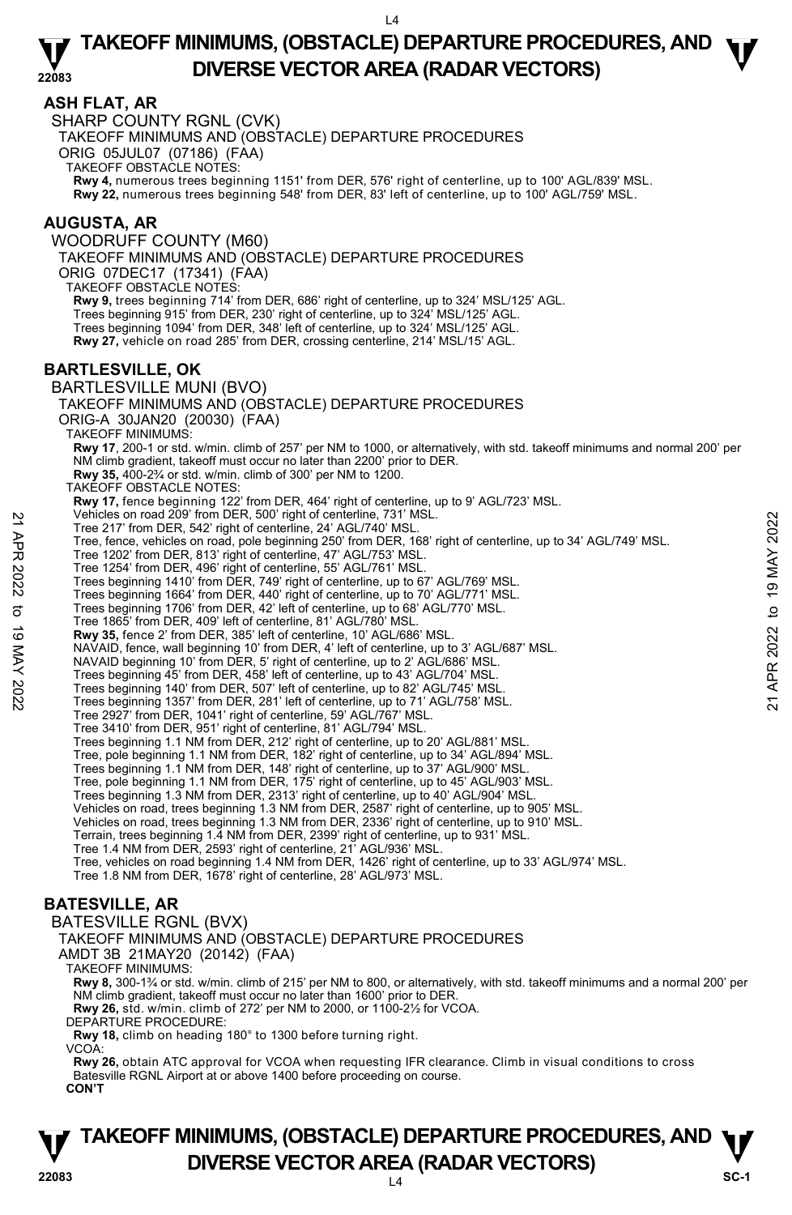## ASH FLAT, AR

SHARP COUNTY RGNL (CVK)

TAKEOFF MINIMUMS AND (OBSTACLE) DEPARTURE PROCEDURES

ORIG 05JUL07 (07186) (FAA)

TAKEOFF OBSTACLE NOTES:

**Rwy 4,** numerous trees beginning 1151' from DER, 576' right of centerline, up to 100' AGL/839' MSL.
**Rwy 22,** numerous trees beginning 548' from DER, 83' left of centerline, up to 100' AGL/759' MSL.

## AUGUSTA, AR

WOODRUFF COUNTY (M60)

TAKEOFF MINIMUMS AND (OBSTACLE) DEPARTURE PROCEDURES

ORIG 07DEC17 (17341) (FAA)

TAKEOFF OBSTACLE NOTES:

**Rwy 9,** trees beginning 714' from DER, 686' right of centerline, up to 324' MSL/125' AGL.
Trees beginning 915' from DER, 230' right of centerline, up to 324' MSL/125' AGL.
Trees beginning 1094' from DER, 348' left of centerline, up to 324' MSL/125' AGL.
**Rwy 27,** vehicle on road 285' from DER, crossing centerline, 214' MSL/15' AGL.

## BARTLESVILLE, OK

BARTLESVILLE MUNI (BVO)

TAKEOFF MINIMUMS AND (OBSTACLE) DEPARTURE PROCEDURES

ORIG-A 30JAN20 (20030) (FAA)

TAKEOFF MINIMUMS:

**Rwy 17**, 200-1 or std. w/min. climb of 257' per NM to 1000, or alternatively, with std. takeoff minimums and normal 200' per NM climb gradient, takeoff must occur no later than 2200' prior to DER.
**Rwy 35,** 400-2¾ or std. w/min. climb of 300' per NM to 1200.

TAKEOFF OBSTACLE NOTES:

**Rwy 17,** fence beginning 122' from DER, 464' right of centerline, up to 9' AGL/723' MSL.
Vehicles on road 209' from DER, 500' right of centerline, 731' MSL.
Tree 217' from DER, 542' right of centerline, 24' AGL/740' MSL.
Tree, fence, vehicles on road, pole beginning 250' from DER, 168' right of centerline, up to 34' AGL/749' MSL.
Tree 1202' from DER, 813' right of centerline, 47' AGL/753' MSL.
Tree 1254' from DER, 496' right of centerline, 55' AGL/761' MSL.
Trees beginning 1410' from DER, 749' right of centerline, up to 67' AGL/769' MSL.
Trees beginning 1664' from DER, 440' right of centerline, up to 70' AGL/771' MSL.
Trees beginning 1706' from DER, 42' left of centerline, up to 68' AGL/770' MSL.
Tree 1865' from DER, 409' left of centerline, 81' AGL/780' MSL.
**Rwy 35,** fence 2' from DER, 385' left of centerline, 10' AGL/686' MSL.
NAVAID, fence, wall beginning 10' from DER, 4' left of centerline, up to 3' AGL/687' MSL.
NAVAID beginning 10' from DER, 5' right of centerline, up to 2' AGL/686' MSL.
Trees beginning 45' from DER, 458' left of centerline, up to 43' AGL/704' MSL.
Trees beginning 140' from DER, 507' left of centerline, up to 82' AGL/745' MSL.
Trees beginning 1357' from DER, 281' left of centerline, up to 71' AGL/758' MSL.
Tree 2927' from DER, 1041' right of centerline, 59' AGL/767' MSL.
Tree 3410' from DER, 951' right of centerline, 81' AGL/794' MSL.
Trees beginning 1.1 NM from DER, 212' right of centerline, up to 20' AGL/881' MSL.
Tree, pole beginning 1.1 NM from DER, 182' right of centerline, up to 34' AGL/894' MSL.
Trees beginning 1.1 NM from DER, 148' right of centerline, up to 37' AGL/900' MSL.
Tree, pole beginning 1.1 NM from DER, 175' right of centerline, up to 45' AGL/903' MSL.
Trees beginning 1.3 NM from DER, 2313' right of centerline, up to 40' AGL/904' MSL.
Vehicles on road, trees beginning 1.3 NM from DER, 2587' right of centerline, up to 905' MSL.
Vehicles on road, trees beginning 1.3 NM from DER, 2336' right of centerline, up to 910' MSL.
Terrain, trees beginning 1.4 NM from DER, 2399' right of centerline, up to 931' MSL.
Tree 1.4 NM from DER, 2593' right of centerline, 21' AGL/936' MSL.
Tree, vehicles on road beginning 1.4 NM from DER, 1426' right of centerline, up to 33' AGL/974' MSL.
Tree 1.8 NM from DER, 1678' right of centerline, 28' AGL/973' MSL.

## BATESVILLE, AR

BATESVILLE RGNL (BVX)

TAKEOFF MINIMUMS AND (OBSTACLE) DEPARTURE PROCEDURES

AMDT 3B 21MAY20 (20142) (FAA)

TAKEOFF MINIMUMS:

**Rwy 8,** 300-1¾ or std. w/min. climb of 215' per NM to 800, or alternatively, with std. takeoff minimums and a normal 200' per NM climb gradient, takeoff must occur no later than 1600' prior to DER.
**Rwy 26,** std. w/min. climb of 272' per NM to 2000, or 1100-2½ for VCOA.

DEPARTURE PROCEDURE:

**Rwy 18,** climb on heading 180° to 1300 before turning right.

VCOA:

**Rwy 26,** obtain ATC approval for VCOA when requesting IFR clearance. Climb in visual conditions to cross Batesville RGNL Airport at or above 1400 before proceeding on course.

**CON'T**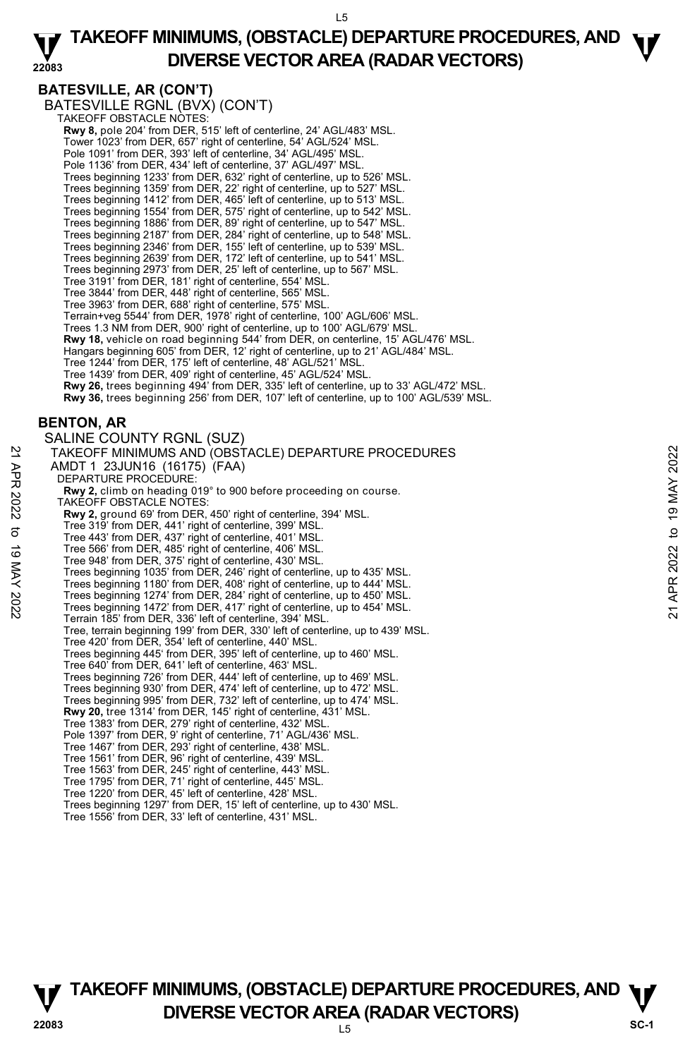## BATESVILLE, AR (CON'T)

BATESVILLE RGNL (BVX) (CON'T)

TAKEOFF OBSTACLE NOTES:

**Rwy 8,** pole 204' from DER, 515' left of centerline, 24' AGL/483' MSL.
Tower 1023' from DER, 657' right of centerline, 54' AGL/524' MSL.
Pole 1091' from DER, 393' left of centerline, 34' AGL/495' MSL.
Pole 1136' from DER, 434' left of centerline, 37' AGL/497' MSL.
Trees beginning 1233' from DER, 632' right of centerline, up to 526' MSL.
Trees beginning 1359' from DER, 22' right of centerline, up to 527' MSL.
Trees beginning 1412' from DER, 465' left of centerline, up to 513' MSL.
Trees beginning 1554' from DER, 575' right of centerline, up to 542' MSL.
Trees beginning 1886' from DER, 89' right of centerline, up to 547' MSL.
Trees beginning 2187' from DER, 284' right of centerline, up to 548' MSL.
Trees beginning 2346' from DER, 155' left of centerline, up to 539' MSL.
Trees beginning 2639' from DER, 172' left of centerline, up to 541' MSL.
Trees beginning 2973' from DER, 25' left of centerline, up to 567' MSL.
Tree 3191' from DER, 181' right of centerline, 554' MSL.
Tree 3844' from DER, 448' right of centerline, 565' MSL.
Tree 3963' from DER, 688' right of centerline, 575' MSL.
Terrain+veg 5544' from DER, 1978' right of centerline, 100' AGL/606' MSL.
Trees 1.3 NM from DER, 900' right of centerline, up to 100' AGL/679' MSL.
**Rwy 18,** vehicle on road beginning 544' from DER, on centerline, 15' AGL/476' MSL.
Hangars beginning 605' from DER, 12' right of centerline, up to 21' AGL/484' MSL.
Tree 1244' from DER, 175' left of centerline, 48' AGL/521' MSL.
Tree 1439' from DER, 409' right of centerline, 45' AGL/524' MSL.
**Rwy 26,** trees beginning 494' from DER, 335' left of centerline, up to 33' AGL/472' MSL.
**Rwy 36,** trees beginning 256' from DER, 107' left of centerline, up to 100' AGL/539' MSL.

## BENTON, AR

SALINE COUNTY RGNL (SUZ)

TAKEOFF MINIMUMS AND (OBSTACLE) DEPARTURE PROCEDURES
AMDT 1 23JUN16 (16175) (FAA)

DEPARTURE PROCEDURE:

**Rwy 2,** climb on heading 019° to 900 before proceeding on course.

TAKEOFF OBSTACLE NOTES:

**Rwy 2,** ground 69' from DER, 450' right of centerline, 394' MSL.
Tree 319' from DER, 441' right of centerline, 399' MSL.
Tree 443' from DER, 437' right of centerline, 401' MSL.
Tree 566' from DER, 485' right of centerline, 406' MSL.
Tree 948' from DER, 375' right of centerline, 430' MSL.
Trees beginning 1035' from DER, 246' right of centerline, up to 435' MSL.
Trees beginning 1180' from DER, 408' right of centerline, up to 444' MSL.
Trees beginning 1274' from DER, 284' right of centerline, up to 450' MSL.
Trees beginning 1472' from DER, 417' right of centerline, up to 454' MSL.
Terrain 185' from DER, 336' left of centerline, 394' MSL.
Tree, terrain beginning 199' from DER, 330' left of centerline, up to 439' MSL.
Tree 420' from DER, 354' left of centerline, 440' MSL.
Trees beginning 445' from DER, 395' left of centerline, up to 460' MSL.
Tree 640' from DER, 641' left of centerline, 463' MSL.
Trees beginning 726' from DER, 444' left of centerline, up to 469' MSL.
Trees beginning 930' from DER, 474' left of centerline, up to 472' MSL.
Trees beginning 995' from DER, 732' left of centerline, up to 474' MSL.
**Rwy 20,** tree 1314' from DER, 145' right of centerline, 431' MSL.
Tree 1383' from DER, 279' right of centerline, 432' MSL.
Pole 1397' from DER, 9' right of centerline, 71' AGL/436' MSL.
Tree 1467' from DER, 293' right of centerline, 438' MSL.
Tree 1561' from DER, 96' right of centerline, 439' MSL.
Tree 1563' from DER, 245' right of centerline, 443' MSL.
Tree 1795' from DER, 71' right of centerline, 445' MSL.
Tree 1220' from DER, 45' left of centerline, 428' MSL.
Trees beginning 1297' from DER, 15' left of centerline, up to 430' MSL.
Tree 1556' from DER, 33' left of centerline, 431' MSL.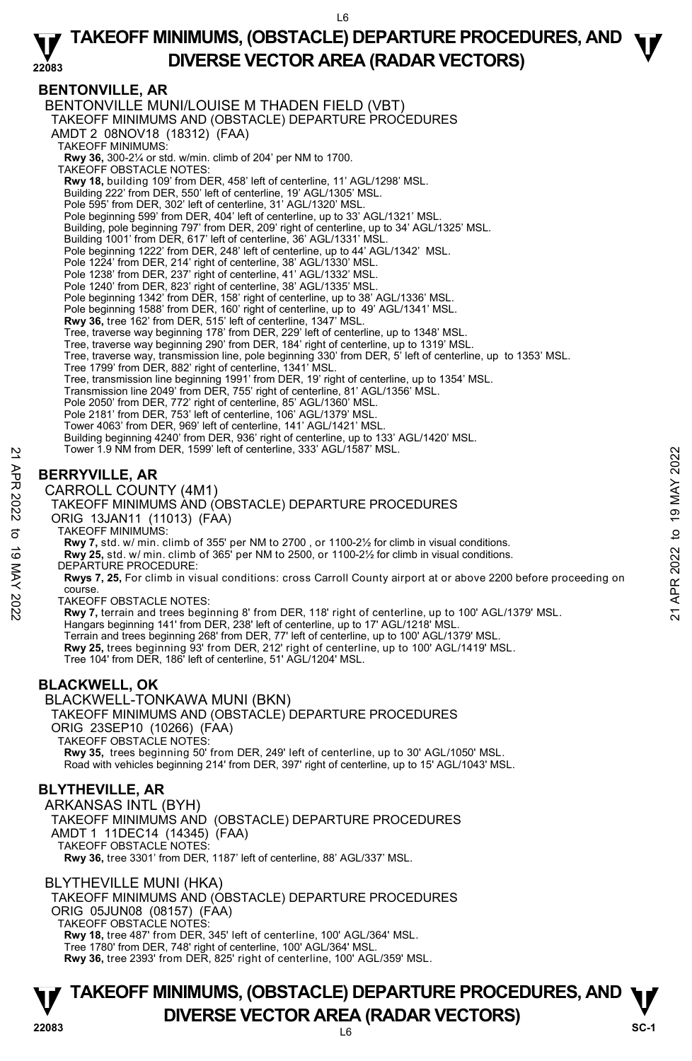## BENTONVILLE, AR

BENTONVILLE MUNI/LOUISE M THADEN FIELD (VBT)
TAKEOFF MINIMUMS AND (OBSTACLE) DEPARTURE PROCEDURES
AMDT 2 08NOV18 (18312) (FAA)
TAKEOFF MINIMUMS:
**Rwy 36,** 300-2¼ or std. w/min. climb of 204' per NM to 1700.
TAKEOFF OBSTACLE NOTES:
**Rwy 18,** building 109' from DER, 458' left of centerline, 11' AGL/1298' MSL.
Building 222' from DER, 550' left of centerline, 19' AGL/1305' MSL.
Pole 595' from DER, 302' left of centerline, 31' AGL/1320' MSL.
Pole beginning 599' from DER, 404' left of centerline, up to 33' AGL/1321' MSL.
Building, pole beginning 797' from DER, 209' right of centerline, up to 34' AGL/1325' MSL.
Building 1001' from DER, 617' left of centerline, 36' AGL/1331' MSL.
Pole beginning 1222' from DER, 248' left of centerline, up to 44' AGL/1342' MSL.
Pole 1224' from DER, 214' right of centerline, 38' AGL/1330' MSL.
Pole 1238' from DER, 237' right of centerline, 41' AGL/1332' MSL.
Pole 1240' from DER, 823' right of centerline, 38' AGL/1335' MSL.
Pole beginning 1342' from DER, 158' right of centerline, up to 38' AGL/1336' MSL.
Pole beginning 1588' from DER, 160' right of centerline, up to 49' AGL/1341' MSL.
**Rwy 36,** tree 162' from DER, 515' left of centerline, 1347' MSL.
Tree, traverse way beginning 178' from DER, 229' left of centerline, up to 1348' MSL.
Tree, traverse way beginning 290' from DER, 184' right of centerline, up to 1319' MSL.
Tree, traverse way, transmission line, pole beginning 330' from DER, 5' left of centerline, up to 1353' MSL.
Tree 1799' from DER, 882' right of centerline, 1341' MSL.
Tree, transmission line beginning 1991' from DER, 19' right of centerline, up to 1354' MSL.
Transmission line 2049' from DER, 755' right of centerline, 81' AGL/1356' MSL.
Pole 2050' from DER, 772' right of centerline, 85' AGL/1360' MSL.
Pole 2181' from DER, 753' left of centerline, 106' AGL/1379' MSL.
Tower 4063' from DER, 969' left of centerline, 141' AGL/1421' MSL.
Building beginning 4240' from DER, 936' right of centerline, up to 133' AGL/1420' MSL.
Tower 1.9 NM from DER, 1599' left of centerline, 333' AGL/1587' MSL.

## BERRYVILLE, AR

CARROLL COUNTY (4M1)
TAKEOFF MINIMUMS AND (OBSTACLE) DEPARTURE PROCEDURES
ORIG 13JAN11 (11013) (FAA)
TAKEOFF MINIMUMS:
**Rwy 7,** std. w/ min. climb of 355' per NM to 2700 , or 1100-2½ for climb in visual conditions.
**Rwy 25,** std. w/ min. climb of 365' per NM to 2500, or 1100-2½ for climb in visual conditions.
DEPARTURE PROCEDURE:
**Rwys 7, 25,** For climb in visual conditions: cross Carroll County airport at or above 2200 before proceeding on course.
TAKEOFF OBSTACLE NOTES:
**Rwy 7,** terrain and trees beginning 8' from DER, 118' right of centerline, up to 100' AGL/1379' MSL.
Hangars beginning 141' from DER, 238' left of centerline, up to 17' AGL/1218' MSL.
Terrain and trees beginning 268' from DER, 77' left of centerline, up to 100' AGL/1379' MSL.
**Rwy 25,** trees beginning 93' from DER, 212' right of centerline, up to 100' AGL/1419' MSL.
Tree 104' from DER, 186' left of centerline, 51' AGL/1204' MSL.

## BLACKWELL, OK

BLACKWELL-TONKAWA MUNI (BKN)
TAKEOFF MINIMUMS AND (OBSTACLE) DEPARTURE PROCEDURES
ORIG 23SEP10 (10266) (FAA)
TAKEOFF OBSTACLE NOTES:
**Rwy 35,** trees beginning 50' from DER, 249' left of centerline, up to 30' AGL/1050' MSL.
Road with vehicles beginning 214' from DER, 397' right of centerline, up to 15' AGL/1043' MSL.

## BLYTHEVILLE, AR

ARKANSAS INTL (BYH)
TAKEOFF MINIMUMS AND (OBSTACLE) DEPARTURE PROCEDURES
AMDT 1 11DEC14 (14345) (FAA)
TAKEOFF OBSTACLE NOTES:
**Rwy 36,** tree 3301' from DER, 1187' left of centerline, 88' AGL/337' MSL.

BLYTHEVILLE MUNI (HKA)
TAKEOFF MINIMUMS AND (OBSTACLE) DEPARTURE PROCEDURES
ORIG 05JUN08 (08157) (FAA)
TAKEOFF OBSTACLE NOTES:
**Rwy 18,** tree 487' from DER, 345' left of centerline, 100' AGL/364' MSL.
Tree 1780' from DER, 748' right of centerline, 100' AGL/364' MSL.
**Rwy 36,** tree 2393' from DER, 825' right of centerline, 100' AGL/359' MSL.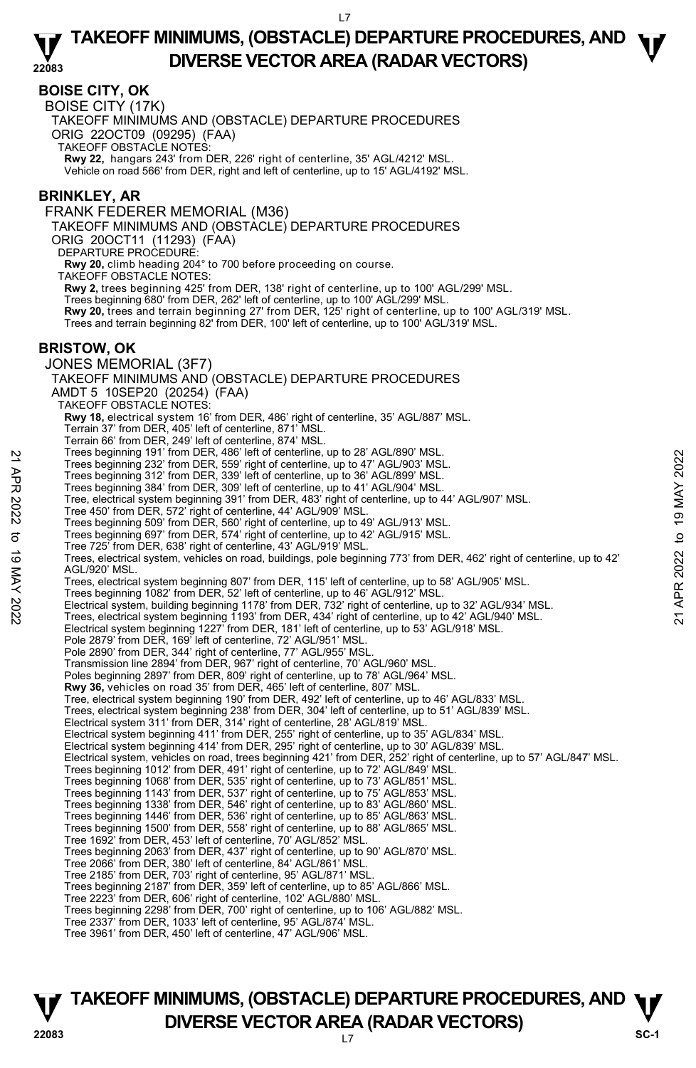## BOISE CITY, OK

BOISE CITY (17K)

TAKEOFF MINIMUMS AND (OBSTACLE) DEPARTURE PROCEDURES

ORIG 22OCT09 (09295) (FAA)

TAKEOFF OBSTACLE NOTES:

**Rwy 22,** hangars 243' from DER, 226' right of centerline, 35' AGL/4212' MSL.
Vehicle on road 566' from DER, right and left of centerline, up to 15' AGL/4192' MSL.

## BRINKLEY, AR

FRANK FEDERER MEMORIAL (M36)

TAKEOFF MINIMUMS AND (OBSTACLE) DEPARTURE PROCEDURES

ORIG 20OCT11 (11293) (FAA)

DEPARTURE PROCEDURE:

**Rwy 20,** climb heading 204° to 700 before proceeding on course.

TAKEOFF OBSTACLE NOTES:

**Rwy 2,** trees beginning 425' from DER, 138' right of centerline, up to 100' AGL/299' MSL.
Trees beginning 680' from DER, 262' left of centerline, up to 100' AGL/299' MSL.
**Rwy 20,** trees and terrain beginning 27' from DER, 125' right of centerline, up to 100' AGL/319' MSL.
Trees and terrain beginning 82' from DER, 100' left of centerline, up to 100' AGL/319' MSL.

## BRISTOW, OK

JONES MEMORIAL (3F7)

TAKEOFF MINIMUMS AND (OBSTACLE) DEPARTURE PROCEDURES

AMDT 5 10SEP20 (20254) (FAA)

TAKEOFF OBSTACLE NOTES:

**Rwy 18,** electrical system 16' from DER, 486' right of centerline, 35' AGL/887' MSL.
Terrain 37' from DER, 405' left of centerline, 871' MSL.
Terrain 66' from DER, 249' left of centerline, 874' MSL.
Trees beginning 191' from DER, 486' left of centerline, up to 28' AGL/890' MSL.
Trees beginning 232' from DER, 559' right of centerline, up to 47' AGL/903' MSL.
Trees beginning 312' from DER, 339' left of centerline, up to 36' AGL/899' MSL.
Trees beginning 384' from DER, 309' left of centerline, up to 41' AGL/904' MSL.
Tree, electrical system beginning 391' from DER, 483' right of centerline, up to 44' AGL/907' MSL.
Tree 450' from DER, 572' right of centerline, 44' AGL/909' MSL.
Trees beginning 509' from DER, 560' right of centerline, up to 49' AGL/913' MSL.
Trees beginning 697' from DER, 574' right of centerline, up to 42' AGL/915' MSL.
Tree 725' from DER, 638' right of centerline, 43' AGL/919' MSL.
Trees, electrical system, vehicles on road, buildings, pole beginning 773' from DER, 462' right of centerline, up to 42' AGL/920' MSL.
Trees, electrical system beginning 807' from DER, 115' left of centerline, up to 58' AGL/905' MSL.
Trees beginning 1082' from DER, 52' left of centerline, up to 46' AGL/912' MSL.
Electrical system, building beginning 1178' from DER, 732' right of centerline, up to 32' AGL/934' MSL.
Trees, electrical system beginning 1193' from DER, 434' right of centerline, up to 42' AGL/940' MSL.
Electrical system beginning 1227' from DER, 181' left of centerline, up to 53' AGL/918' MSL.
Pole 2879' from DER, 169' left of centerline, 72' AGL/951' MSL.
Pole 2890' from DER, 344' right of centerline, 77' AGL/955' MSL.
Transmission line 2894' from DER, 967' right of centerline, 70' AGL/960' MSL.
Poles beginning 2897' from DER, 809' right of centerline, up to 78' AGL/964' MSL.
**Rwy 36,** vehicles on road 35' from DER, 465' left of centerline, 807' MSL.
Tree, electrical system beginning 190' from DER, 492' left of centerline, up to 46' AGL/833' MSL.
Trees, electrical system beginning 238' from DER, 304' left of centerline, up to 51' AGL/839' MSL.
Electrical system 311' from DER, 314' right of centerline, 28' AGL/819' MSL.
Electrical system beginning 411' from DER, 255' right of centerline, up to 35' AGL/834' MSL.
Electrical system beginning 414' from DER, 295' right of centerline, up to 30' AGL/839' MSL.
Electrical system, vehicles on road, trees beginning 421' from DER, 252' right of centerline, up to 57' AGL/847' MSL.
Trees beginning 1012' from DER, 491' right of centerline, up to 72' AGL/849' MSL.
Trees beginning 1068' from DER, 535' right of centerline, up to 73' AGL/851' MSL.
Trees beginning 1143' from DER, 537' right of centerline, up to 75' AGL/853' MSL.
Trees beginning 1338' from DER, 546' right of centerline, up to 83' AGL/860' MSL.
Trees beginning 1446' from DER, 536' right of centerline, up to 85' AGL/863' MSL.
Trees beginning 1500' from DER, 558' right of centerline, up to 88' AGL/865' MSL.
Tree 1692' from DER, 453' left of centerline, 70' AGL/852' MSL.
Trees beginning 2063' from DER, 437' right of centerline, up to 90' AGL/870' MSL.
Tree 2066' from DER, 380' left of centerline, 84' AGL/861' MSL.
Tree 2185' from DER, 703' right of centerline, 95' AGL/871' MSL.
Trees beginning 2187' from DER, 359' left of centerline, up to 85' AGL/866' MSL.
Tree 2223' from DER, 606' right of centerline, 102' AGL/880' MSL.
Trees beginning 2298' from DER, 700' right of centerline, up to 106' AGL/882' MSL.
Tree 2337' from DER, 1033' left of centerline, 95' AGL/874' MSL.
Tree 3961' from DER, 450' left of centerline, 47' AGL/906' MSL.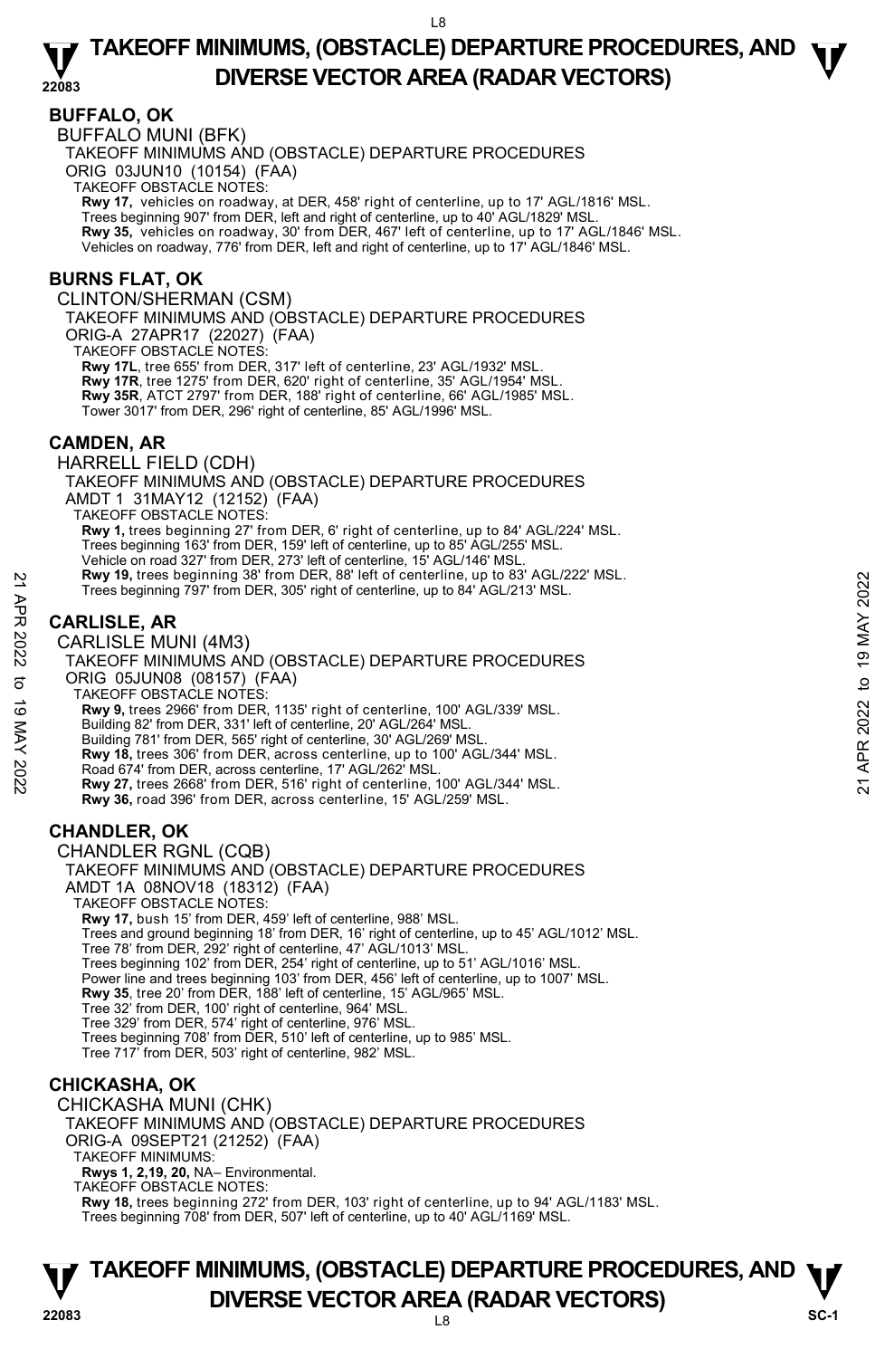## BUFFALO, OK

BUFFALO MUNI (BFK)

TAKEOFF MINIMUMS AND (OBSTACLE) DEPARTURE PROCEDURES

ORIG 03JUN10 (10154) (FAA)

TAKEOFF OBSTACLE NOTES:

**Rwy 17,** vehicles on roadway, at DER, 458' right of centerline, up to 17' AGL/1816' MSL.
Trees beginning 907' from DER, left and right of centerline, up to 40' AGL/1829' MSL.
**Rwy 35,** vehicles on roadway, 30' from DER, 467' left of centerline, up to 17' AGL/1846' MSL.
Vehicles on roadway, 776' from DER, left and right of centerline, up to 17' AGL/1846' MSL.

## BURNS FLAT, OK

CLINTON/SHERMAN (CSM)

TAKEOFF MINIMUMS AND (OBSTACLE) DEPARTURE PROCEDURES

ORIG-A 27APR17 (22027) (FAA)

TAKEOFF OBSTACLE NOTES:

**Rwy 17L**, tree 655' from DER, 317' left of centerline, 23' AGL/1932' MSL.
**Rwy 17R**, tree 1275' from DER, 620' right of centerline, 35' AGL/1954' MSL.
**Rwy 35R**, ATCT 2797' from DER, 188' right of centerline, 66' AGL/1985' MSL.
Tower 3017' from DER, 296' right of centerline, 85' AGL/1996' MSL.

## CAMDEN, AR

HARRELL FIELD (CDH)

TAKEOFF MINIMUMS AND (OBSTACLE) DEPARTURE PROCEDURES

AMDT 1 31MAY12 (12152) (FAA)

TAKEOFF OBSTACLE NOTES:

**Rwy 1,** trees beginning 27' from DER, 6' right of centerline, up to 84' AGL/224' MSL.
Trees beginning 163' from DER, 159' left of centerline, up to 85' AGL/255' MSL.
Vehicle on road 327' from DER, 273' left of centerline, 15' AGL/146' MSL.
**Rwy 19,** trees beginning 38' from DER, 88' left of centerline, up to 83' AGL/222' MSL.
Trees beginning 797' from DER, 305' right of centerline, up to 84' AGL/213' MSL.

## CARLISLE, AR

CARLISLE MUNI (4M3)

TAKEOFF MINIMUMS AND (OBSTACLE) DEPARTURE PROCEDURES

ORIG 05JUN08 (08157) (FAA)

TAKEOFF OBSTACLE NOTES:

**Rwy 9,** trees 2966' from DER, 1135' right of centerline, 100' AGL/339' MSL.
Building 82' from DER, 331' left of centerline, 20' AGL/264' MSL.
Building 781' from DER, 565' right of centerline, 30' AGL/269' MSL.
**Rwy 18,** trees 306' from DER, across centerline, up to 100' AGL/344' MSL.
Road 674' from DER, across centerline, 17' AGL/262' MSL.
**Rwy 27,** trees 2668' from DER, 516' right of centerline, 100' AGL/344' MSL.
**Rwy 36,** road 396' from DER, across centerline, 15' AGL/259' MSL.

## CHANDLER, OK

CHANDLER RGNL (CQB)

TAKEOFF MINIMUMS AND (OBSTACLE) DEPARTURE PROCEDURES

AMDT 1A 08NOV18 (18312) (FAA)

TAKEOFF OBSTACLE NOTES:

**Rwy 17,** bush 15' from DER, 459' left of centerline, 988' MSL.
Trees and ground beginning 18' from DER, 16' right of centerline, up to 45' AGL/1012' MSL.
Tree 78' from DER, 292' right of centerline, 47' AGL/1013' MSL.
Trees beginning 102' from DER, 254' right of centerline, up to 51' AGL/1016' MSL.
Power line and trees beginning 103' from DER, 456' left of centerline, up to 1007' MSL.
**Rwy 35**, tree 20' from DER, 188' left of centerline, 15' AGL/965' MSL.
Tree 32' from DER, 100' right of centerline, 964' MSL.
Tree 329' from DER, 574' right of centerline, 976' MSL.
Trees beginning 708' from DER, 510' left of centerline, up to 985' MSL.
Tree 717' from DER, 503' right of centerline, 982' MSL.

## CHICKASHA, OK

CHICKASHA MUNI (CHK)

TAKEOFF MINIMUMS AND (OBSTACLE) DEPARTURE PROCEDURES

ORIG-A 09SEPT21 (21252) (FAA)

TAKEOFF MINIMUMS:

**Rwys 1, 2,19, 20,** NA– Environmental.

TAKEOFF OBSTACLE NOTES:

**Rwy 18,** trees beginning 272' from DER, 103' right of centerline, up to 94' AGL/1183' MSL.
Trees beginning 708' from DER, 507' left of centerline, up to 40' AGL/1169' MSL.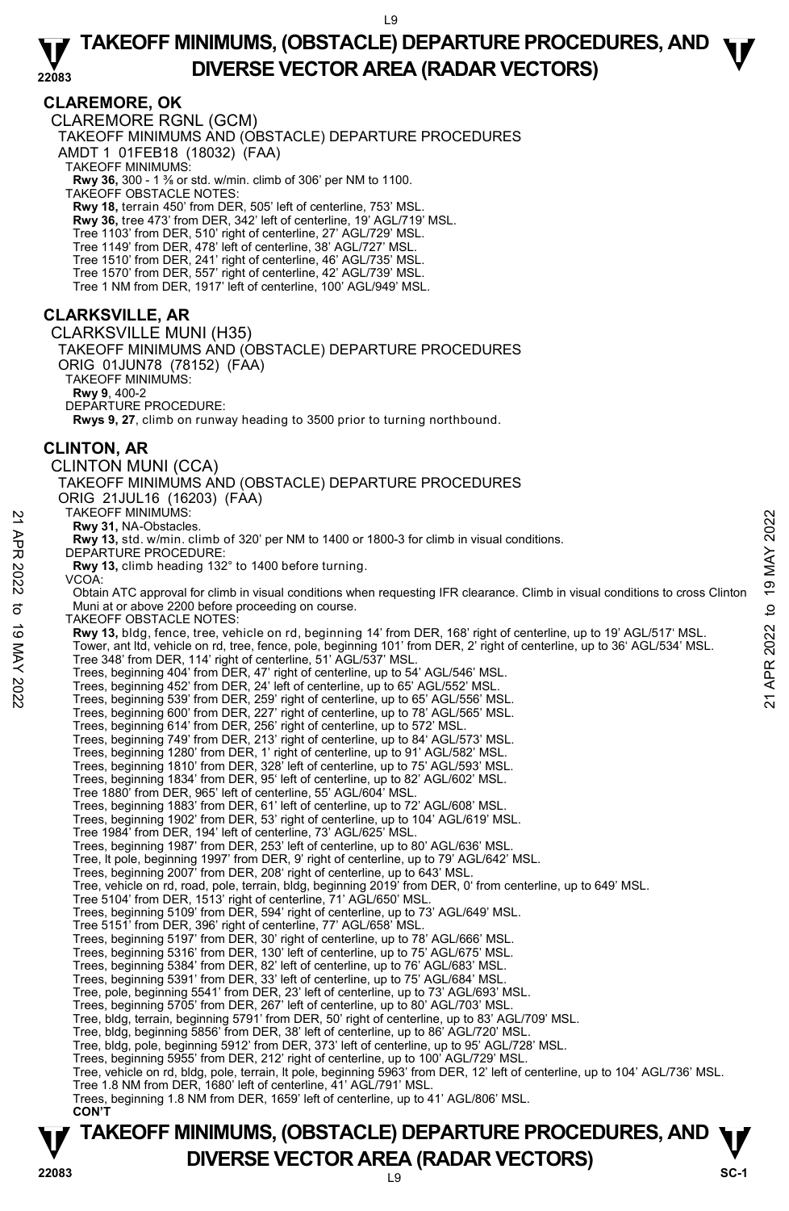# TAKEOFF MINIMUMS, (OBSTACLE) DEPARTURE PROCEDURES, AND DIVERSE VECTOR AREA (RADAR VECTORS)

## CLAREMORE, OK

CLAREMORE RGNL (GCM)
TAKEOFF MINIMUMS AND (OBSTACLE) DEPARTURE PROCEDURES
AMDT 1 01FEB18 (18032) (FAA)

TAKEOFF MINIMUMS:
**Rwy 36,** 300 - 1 ⅜ or std. w/min. climb of 306' per NM to 1100.

TAKEOFF OBSTACLE NOTES:
**Rwy 18,** terrain 450' from DER, 505' left of centerline, 753' MSL.
**Rwy 36,** tree 473' from DER, 342' left of centerline, 19' AGL/719' MSL.
Tree 1103' from DER, 510' right of centerline, 27' AGL/729' MSL.
Tree 1149' from DER, 478' left of centerline, 38' AGL/727' MSL.
Tree 1510' from DER, 241' right of centerline, 46' AGL/735' MSL.
Tree 1570' from DER, 557' right of centerline, 42' AGL/739' MSL.
Tree 1 NM from DER, 1917' left of centerline, 100' AGL/949' MSL.

## CLARKSVILLE, AR

CLARKSVILLE MUNI (H35)
TAKEOFF MINIMUMS AND (OBSTACLE) DEPARTURE PROCEDURES
ORIG 01JUN78 (78152) (FAA)

TAKEOFF MINIMUMS:
**Rwy 9**, 400-2

DEPARTURE PROCEDURE:
**Rwys 9, 27**, climb on runway heading to 3500 prior to turning northbound.

## CLINTON, AR

CLINTON MUNI (CCA)
TAKEOFF MINIMUMS AND (OBSTACLE) DEPARTURE PROCEDURES
ORIG 21JUL16 (16203) (FAA)

TAKEOFF MINIMUMS:
**Rwy 31,** NA-Obstacles.
**Rwy 13,** std. w/min. climb of 320' per NM to 1400 or 1800-3 for climb in visual conditions.

DEPARTURE PROCEDURE:
**Rwy 13,** climb heading 132° to 1400 before turning.

VCOA:
Obtain ATC approval for climb in visual conditions when requesting IFR clearance. Climb in visual conditions to cross Clinton Muni at or above 2200 before proceeding on course.

TAKEOFF OBSTACLE NOTES:
**Rwy 13,** bldg, fence, tree, vehicle on rd, beginning 14' from DER, 168' right of centerline, up to 19' AGL/517' MSL.
Tower, ant ltd, vehicle on rd, tree, fence, pole, beginning 101' from DER, 2' right of centerline, up to 36' AGL/534' MSL.
Tree 348' from DER, 114' right of centerline, 51' AGL/537' MSL.
Trees, beginning 404' from DER, 47' right of centerline, up to 54' AGL/546' MSL.
Trees, beginning 452' from DER, 24' left of centerline, up to 65' AGL/552' MSL.
Trees, beginning 539' from DER, 259' right of centerline, up to 65' AGL/556' MSL.
Trees, beginning 600' from DER, 227' right of centerline, up to 78' AGL/565' MSL.
Trees, beginning 614' from DER, 256' right of centerline, up to 572' MSL.
Trees, beginning 749' from DER, 213' right of centerline, up to 84' AGL/573' MSL.
Trees, beginning 1280' from DER, 1' right of centerline, up to 91' AGL/582' MSL.
Trees, beginning 1810' from DER, 328' left of centerline, up to 75' AGL/593' MSL.
Trees, beginning 1834' from DER, 95' left of centerline, up to 82' AGL/602' MSL.
Tree 1880' from DER, 965' left of centerline, 55' AGL/604' MSL.
Trees, beginning 1883' from DER, 61' left of centerline, up to 72' AGL/608' MSL.
Trees, beginning 1902' from DER, 53' right of centerline, up to 104' AGL/619' MSL.
Tree 1984' from DER, 194' left of centerline, 73' AGL/625' MSL.
Trees, beginning 1987' from DER, 253' left of centerline, up to 80' AGL/636' MSL.
Tree, lt pole, beginning 1997' from DER, 9' right of centerline, up to 79' AGL/642' MSL.
Trees, beginning 2007' from DER, 208' right of centerline, up to 643' MSL.
Tree, vehicle on rd, road, pole, terrain, bldg, beginning 2019' from DER, 0' from centerline, up to 649' MSL.
Tree 5104' from DER, 1513' right of centerline, 71' AGL/650' MSL.
Trees, beginning 5109' from DER, 594' right of centerline, up to 73' AGL/649' MSL.
Tree 5151' from DER, 396' right of centerline, 77' AGL/658' MSL.
Trees, beginning 5197' from DER, 30' right of centerline, up to 78' AGL/666' MSL.
Trees, beginning 5316' from DER, 130' left of centerline, up to 75' AGL/675' MSL.
Trees, beginning 5384' from DER, 82' left of centerline, up to 76' AGL/683' MSL.
Trees, beginning 5391' from DER, 33' left of centerline, up to 75' AGL/684' MSL.
Tree, pole, beginning 5541' from DER, 23' left of centerline, up to 73' AGL/693' MSL.
Trees, beginning 5705' from DER, 267' left of centerline, up to 80' AGL/703' MSL.
Tree, bldg, terrain, beginning 5791' from DER, 50' right of centerline, up to 83' AGL/709' MSL.
Tree, bldg, beginning 5856' from DER, 38' left of centerline, up to 86' AGL/720' MSL.
Tree, bldg, pole, beginning 5912' from DER, 373' left of centerline, up to 95' AGL/728' MSL.
Trees, beginning 5955' from DER, 212' right of centerline, up to 100' AGL/729' MSL.
Tree, vehicle on rd, bldg, pole, terrain, lt pole, beginning 5963' from DER, 12' left of centerline, up to 104' AGL/736' MSL.
Tree 1.8 NM from DER, 1680' left of centerline, 41' AGL/791' MSL.
Trees, beginning 1.8 NM from DER, 1659' left of centerline, up to 41' AGL/806' MSL.
**CON'T**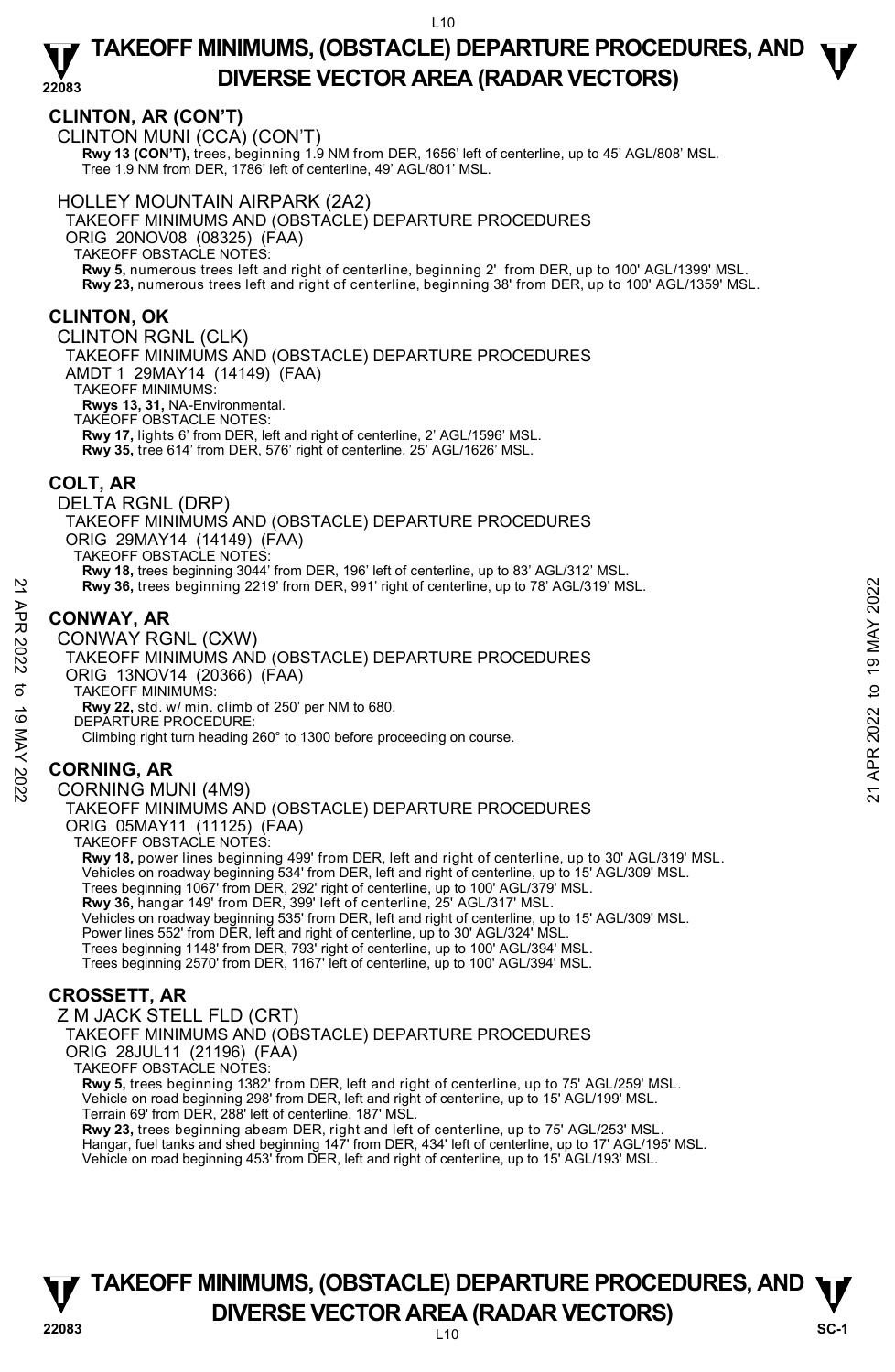## CLINTON, AR (CON'T)

CLINTON MUNI (CCA) (CON'T)

**Rwy 13 (CON'T),** trees, beginning 1.9 NM from DER, 1656' left of centerline, up to 45' AGL/808' MSL.
Tree 1.9 NM from DER, 1786' left of centerline, 49' AGL/801' MSL.

HOLLEY MOUNTAIN AIRPARK (2A2)

TAKEOFF MINIMUMS AND (OBSTACLE) DEPARTURE PROCEDURES

ORIG 20NOV08 (08325) (FAA)

TAKEOFF OBSTACLE NOTES:

**Rwy 5,** numerous trees left and right of centerline, beginning 2' from DER, up to 100' AGL/1399' MSL.
**Rwy 23,** numerous trees left and right of centerline, beginning 38' from DER, up to 100' AGL/1359' MSL.

## CLINTON, OK

CLINTON RGNL (CLK)

TAKEOFF MINIMUMS AND (OBSTACLE) DEPARTURE PROCEDURES

AMDT 1 29MAY14 (14149) (FAA)

TAKEOFF MINIMUMS:

**Rwys 13, 31,** NA-Environmental.

TAKEOFF OBSTACLE NOTES:

**Rwy 17,** lights 6' from DER, left and right of centerline, 2' AGL/1596' MSL.
**Rwy 35,** tree 614' from DER, 576' right of centerline, 25' AGL/1626' MSL.

## COLT, AR

DELTA RGNL (DRP)

TAKEOFF MINIMUMS AND (OBSTACLE) DEPARTURE PROCEDURES

ORIG 29MAY14 (14149) (FAA)

TAKEOFF OBSTACLE NOTES:

**Rwy 18,** trees beginning 3044' from DER, 196' left of centerline, up to 83' AGL/312' MSL.
**Rwy 36,** trees beginning 2219' from DER, 991' right of centerline, up to 78' AGL/319' MSL.

## CONWAY, AR

CONWAY RGNL (CXW)

TAKEOFF MINIMUMS AND (OBSTACLE) DEPARTURE PROCEDURES

ORIG 13NOV14 (20366) (FAA)

TAKEOFF MINIMUMS:

**Rwy 22,** std. w/ min. climb of 250' per NM to 680.

DEPARTURE PROCEDURE:

Climbing right turn heading 260° to 1300 before proceeding on course.

## CORNING, AR

CORNING MUNI (4M9)

TAKEOFF MINIMUMS AND (OBSTACLE) DEPARTURE PROCEDURES

ORIG 05MAY11 (11125) (FAA)

TAKEOFF OBSTACLE NOTES:

**Rwy 18,** power lines beginning 499' from DER, left and right of centerline, up to 30' AGL/319' MSL.
Vehicles on roadway beginning 534' from DER, left and right of centerline, up to 15' AGL/309' MSL.
Trees beginning 1067' from DER, 292' right of centerline, up to 100' AGL/379' MSL.
**Rwy 36,** hangar 149' from DER, 399' left of centerline, 25' AGL/317' MSL.
Vehicles on roadway beginning 535' from DER, left and right of centerline, up to 15' AGL/309' MSL.
Power lines 552' from DER, left and right of centerline, up to 30' AGL/324' MSL.
Trees beginning 1148' from DER, 793' right of centerline, up to 100' AGL/394' MSL.
Trees beginning 2570' from DER, 1167' left of centerline, up to 100' AGL/394' MSL.

## CROSSETT, AR

Z M JACK STELL FLD (CRT)

TAKEOFF MINIMUMS AND (OBSTACLE) DEPARTURE PROCEDURES

ORIG 28JUL11 (21196) (FAA)

TAKEOFF OBSTACLE NOTES:

**Rwy 5,** trees beginning 1382' from DER, left and right of centerline, up to 75' AGL/259' MSL.
Vehicle on road beginning 298' from DER, left and right of centerline, up to 15' AGL/199' MSL.
Terrain 69' from DER, 288' left of centerline, 187' MSL.
**Rwy 23,** trees beginning abeam DER, right and left of centerline, up to 75' AGL/253' MSL.
Hangar, fuel tanks and shed beginning 147' from DER, 434' left of centerline, up to 17' AGL/195' MSL.
Vehicle on road beginning 453' from DER, left and right of centerline, up to 15' AGL/193' MSL.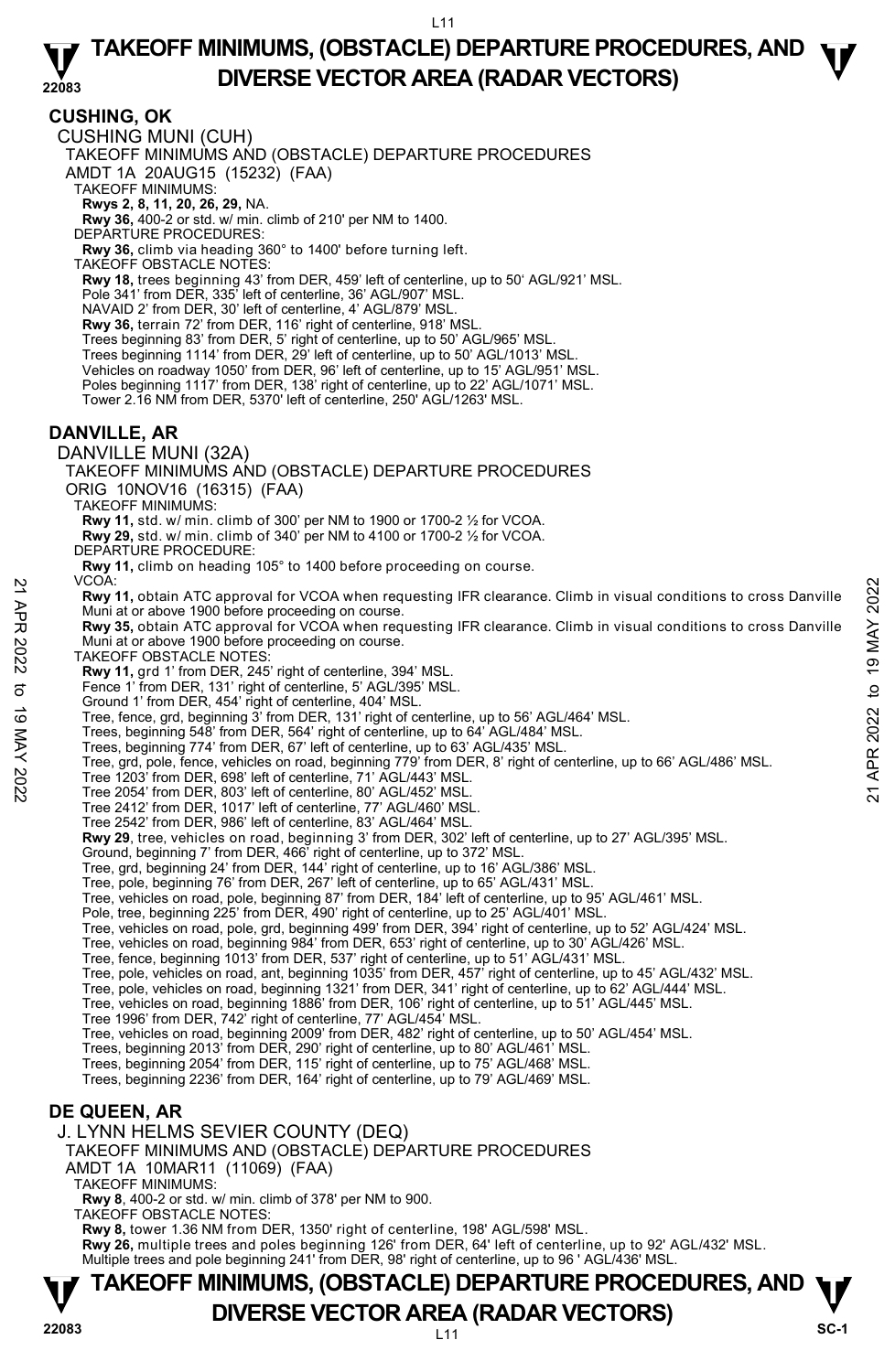## CUSHING, OK

CUSHING MUNI (CUH)

TAKEOFF MINIMUMS AND (OBSTACLE) DEPARTURE PROCEDURES

AMDT 1A 20AUG15 (15232) (FAA)

TAKEOFF MINIMUMS:

**Rwys 2, 8, 11, 20, 26, 29,** NA.

**Rwy 36,** 400-2 or std. w/ min. climb of 210' per NM to 1400.

DEPARTURE PROCEDURES:

**Rwy 36,** climb via heading 360° to 1400' before turning left.

TAKEOFF OBSTACLE NOTES:

**Rwy 18,** trees beginning 43' from DER, 459' left of centerline, up to 50' AGL/921' MSL.
Pole 341' from DER, 335' left of centerline, 36' AGL/907' MSL.
NAVAID 2' from DER, 30' left of centerline, 4' AGL/879' MSL.

**Rwy 36,** terrain 72' from DER, 116' right of centerline, 918' MSL.
Trees beginning 83' from DER, 5' right of centerline, up to 50' AGL/965' MSL.
Trees beginning 1114' from DER, 29' left of centerline, up to 50' AGL/1013' MSL.
Vehicles on roadway 1050' from DER, 96' left of centerline, up to 15' AGL/951' MSL.
Poles beginning 1117' from DER, 138' right of centerline, up to 22' AGL/1071' MSL.
Tower 2.16 NM from DER, 5370' left of centerline, 250' AGL/1263' MSL.

## DANVILLE, AR

DANVILLE MUNI (32A)

TAKEOFF MINIMUMS AND (OBSTACLE) DEPARTURE PROCEDURES

ORIG 10NOV16 (16315) (FAA)

TAKEOFF MINIMUMS:

**Rwy 11,** std. w/ min. climb of 300' per NM to 1900 or 1700-2 ½ for VCOA.

**Rwy 29,** std. w/ min. climb of 340' per NM to 4100 or 1700-2 ½ for VCOA.

DEPARTURE PROCEDURE:

**Rwy 11,** climb on heading 105° to 1400 before proceeding on course.

VCOA:

**Rwy 11,** obtain ATC approval for VCOA when requesting IFR clearance. Climb in visual conditions to cross Danville Muni at or above 1900 before proceeding on course.

**Rwy 35,** obtain ATC approval for VCOA when requesting IFR clearance. Climb in visual conditions to cross Danville Muni at or above 1900 before proceeding on course.

TAKEOFF OBSTACLE NOTES:

**Rwy 11,** grd 1' from DER, 245' right of centerline, 394' MSL.
Fence 1' from DER, 131' right of centerline, 5' AGL/395' MSL.
Ground 1' from DER, 454' right of centerline, 404' MSL.
Tree, fence, grd, beginning 3' from DER, 131' right of centerline, up to 56' AGL/464' MSL.
Trees, beginning 548' from DER, 564' right of centerline, up to 64' AGL/484' MSL.
Trees, beginning 774' from DER, 67' left of centerline, up to 63' AGL/435' MSL.
Tree, grd, pole, fence, vehicles on road, beginning 779' from DER, 8' right of centerline, up to 66' AGL/486' MSL.
Tree 1203' from DER, 698' left of centerline, 71' AGL/443' MSL.
Tree 2054' from DER, 803' left of centerline, 80' AGL/452' MSL.
Tree 2412' from DER, 1017' left of centerline, 77' AGL/460' MSL.
Tree 2542' from DER, 986' left of centerline, 83' AGL/464' MSL.

**Rwy 29**, tree, vehicles on road, beginning 3' from DER, 302' left of centerline, up to 27' AGL/395' MSL.
Ground, beginning 7' from DER, 466' right of centerline, up to 372' MSL.
Tree, grd, beginning 24' from DER, 144' right of centerline, up to 16' AGL/386' MSL.
Tree, pole, beginning 76' from DER, 267' left of centerline, up to 65' AGL/431' MSL.
Tree, vehicles on road, pole, beginning 87' from DER, 184' left of centerline, up to 95' AGL/461' MSL.
Pole, tree, beginning 225' from DER, 490' right of centerline, up to 25' AGL/401' MSL.
Tree, vehicles on road, pole, grd, beginning 499' from DER, 394' right of centerline, up to 52' AGL/424' MSL.
Tree, vehicles on road, beginning 984' from DER, 653' right of centerline, up to 30' AGL/426' MSL.
Tree, fence, beginning 1013' from DER, 537' right of centerline, up to 51' AGL/431' MSL.
Tree, pole, vehicles on road, ant, beginning 1035' from DER, 457' right of centerline, up to 45' AGL/432' MSL.
Tree, pole, vehicles on road, beginning 1321' from DER, 341' right of centerline, up to 62' AGL/444' MSL.
Tree, vehicles on road, beginning 1886' from DER, 106' right of centerline, up to 51' AGL/445' MSL.
Tree 1996' from DER, 742' right of centerline, 77' AGL/454' MSL.
Tree, vehicles on road, beginning 2009' from DER, 482' right of centerline, up to 50' AGL/454' MSL.
Trees, beginning 2013' from DER, 290' right of centerline, up to 80' AGL/461' MSL.
Trees, beginning 2054' from DER, 115' right of centerline, up to 75' AGL/468' MSL.
Trees, beginning 2236' from DER, 164' right of centerline, up to 79' AGL/469' MSL.

## DE QUEEN, AR

J. LYNN HELMS SEVIER COUNTY (DEQ)

TAKEOFF MINIMUMS AND (OBSTACLE) DEPARTURE PROCEDURES

AMDT 1A 10MAR11 (11069) (FAA)

TAKEOFF MINIMUMS:

**Rwy 8**, 400-2 or std. w/ min. climb of 378' per NM to 900.

TAKEOFF OBSTACLE NOTES:

**Rwy 8,** tower 1.36 NM from DER, 1350' right of centerline, 198' AGL/598' MSL.

**Rwy 26,** multiple trees and poles beginning 126' from DER, 64' left of centerline, up to 92' AGL/432' MSL.
Multiple trees and pole beginning 241' from DER, 98' right of centerline, up to 96 ' AGL/436' MSL.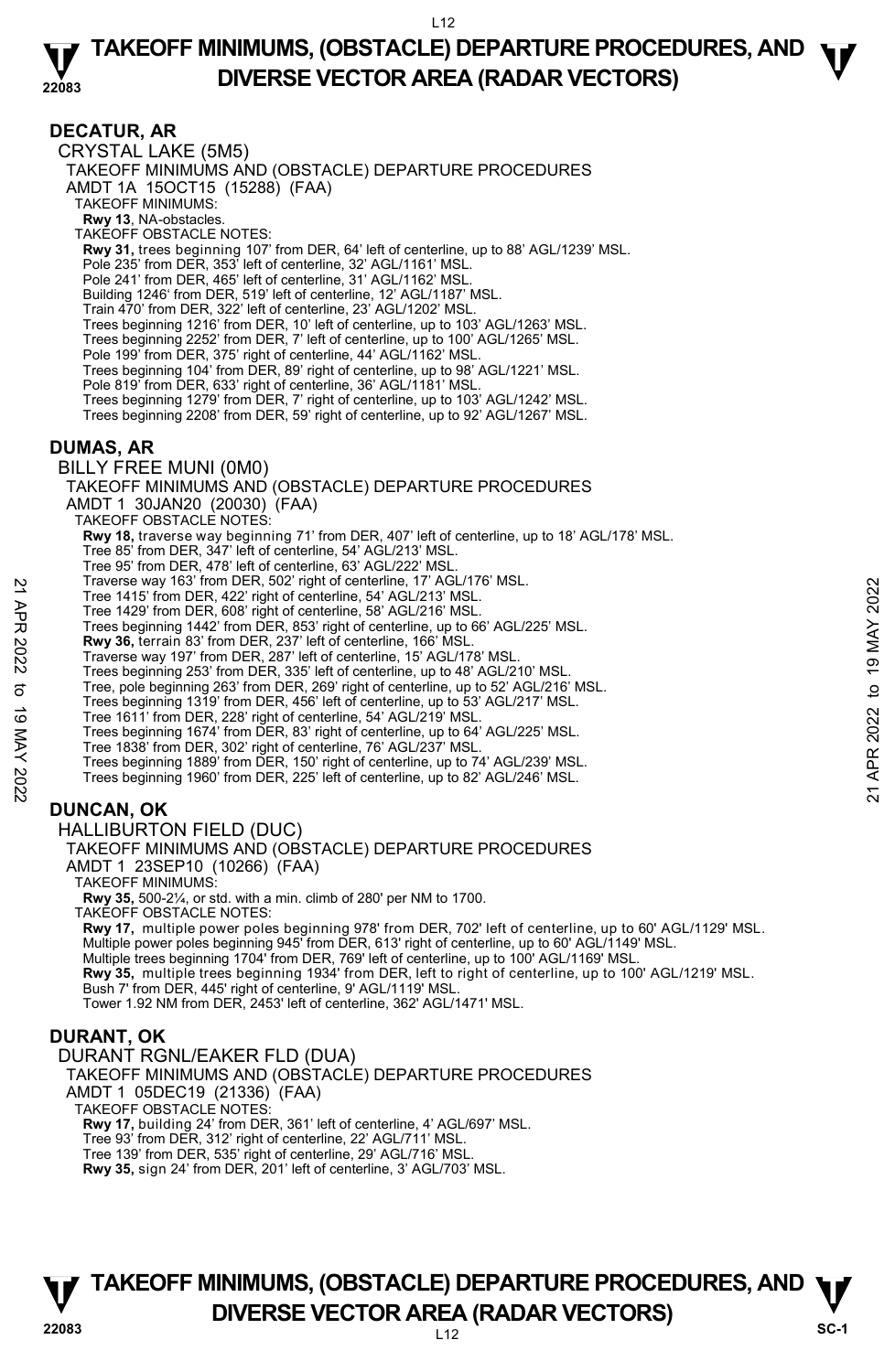## DECATUR, AR

CRYSTAL LAKE (5M5)
TAKEOFF MINIMUMS AND (OBSTACLE) DEPARTURE PROCEDURES
AMDT 1A 15OCT15 (15288) (FAA)
TAKEOFF MINIMUMS:
**Rwy 13**, NA-obstacles.
TAKEOFF OBSTACLE NOTES:
**Rwy 31,** trees beginning 107' from DER, 64' left of centerline, up to 88' AGL/1239' MSL.
Pole 235' from DER, 353' left of centerline, 32' AGL/1161' MSL.
Pole 241' from DER, 465' left of centerline, 31' AGL/1162' MSL.
Building 1246' from DER, 519' left of centerline, 12' AGL/1187' MSL.
Train 470' from DER, 322' left of centerline, 23' AGL/1202' MSL.
Trees beginning 1216' from DER, 10' left of centerline, up to 103' AGL/1263' MSL.
Trees beginning 2252' from DER, 7' left of centerline, up to 100' AGL/1265' MSL.
Pole 199' from DER, 375' right of centerline, 44' AGL/1162' MSL.
Trees beginning 104' from DER, 89' right of centerline, up to 98' AGL/1221' MSL.
Pole 819' from DER, 633' right of centerline, 36' AGL/1181' MSL.
Trees beginning 1279' from DER, 7' right of centerline, up to 103' AGL/1242' MSL.
Trees beginning 2208' from DER, 59' right of centerline, up to 92' AGL/1267' MSL.

## DUMAS, AR

BILLY FREE MUNI (0M0)
TAKEOFF MINIMUMS AND (OBSTACLE) DEPARTURE PROCEDURES
AMDT 1 30JAN20 (20030) (FAA)
TAKEOFF OBSTACLE NOTES:
**Rwy 18,** traverse way beginning 71' from DER, 407' left of centerline, up to 18' AGL/178' MSL.
Tree 85' from DER, 347' left of centerline, 54' AGL/213' MSL.
Tree 95' from DER, 478' left of centerline, 63' AGL/222' MSL.
Traverse way 163' from DER, 502' right of centerline, 17' AGL/176' MSL.
Tree 1415' from DER, 422' right of centerline, 54' AGL/213' MSL.
Tree 1429' from DER, 608' right of centerline, 58' AGL/216' MSL.
Trees beginning 1442' from DER, 853' right of centerline, up to 66' AGL/225' MSL.
**Rwy 36,** terrain 83' from DER, 237' left of centerline, 166' MSL.
Traverse way 197' from DER, 287' left of centerline, 15' AGL/178' MSL.
Trees beginning 253' from DER, 335' left of centerline, up to 48' AGL/210' MSL.
Tree, pole beginning 263' from DER, 269' right of centerline, up to 52' AGL/216' MSL.
Trees beginning 1319' from DER, 456' left of centerline, up to 53' AGL/217' MSL.
Tree 1611' from DER, 228' right of centerline, 54' AGL/219' MSL.
Trees beginning 1674' from DER, 83' right of centerline, up to 64' AGL/225' MSL.
Tree 1838' from DER, 302' right of centerline, 76' AGL/237' MSL.
Trees beginning 1889' from DER, 150' right of centerline, up to 74' AGL/239' MSL.
Trees beginning 1960' from DER, 225' left of centerline, up to 82' AGL/246' MSL.

## DUNCAN, OK

HALLIBURTON FIELD (DUC)
TAKEOFF MINIMUMS AND (OBSTACLE) DEPARTURE PROCEDURES
AMDT 1 23SEP10 (10266) (FAA)
TAKEOFF MINIMUMS:
**Rwy 35,** 500-2¼, or std. with a min. climb of 280' per NM to 1700.
TAKEOFF OBSTACLE NOTES:
**Rwy 17,** multiple power poles beginning 978' from DER, 702' left of centerline, up to 60' AGL/1129' MSL.
Multiple power poles beginning 945' from DER, 613' right of centerline, up to 60' AGL/1149' MSL.
Multiple trees beginning 1704' from DER, 769' left of centerline, up to 100' AGL/1169' MSL.
**Rwy 35,** multiple trees beginning 1934' from DER, left to right of centerline, up to 100' AGL/1219' MSL.
Bush 7' from DER, 445' right of centerline, 9' AGL/1119' MSL.
Tower 1.92 NM from DER, 2453' left of centerline, 362' AGL/1471' MSL.

## DURANT, OK

DURANT RGNL/EAKER FLD (DUA)
TAKEOFF MINIMUMS AND (OBSTACLE) DEPARTURE PROCEDURES
AMDT 1 05DEC19 (21336) (FAA)
TAKEOFF OBSTACLE NOTES:
**Rwy 17,** building 24' from DER, 361' left of centerline, 4' AGL/697' MSL.
Tree 93' from DER, 312' right of centerline, 22' AGL/711' MSL.
Tree 139' from DER, 535' right of centerline, 29' AGL/716' MSL.
**Rwy 35,** sign 24' from DER, 201' left of centerline, 3' AGL/703' MSL.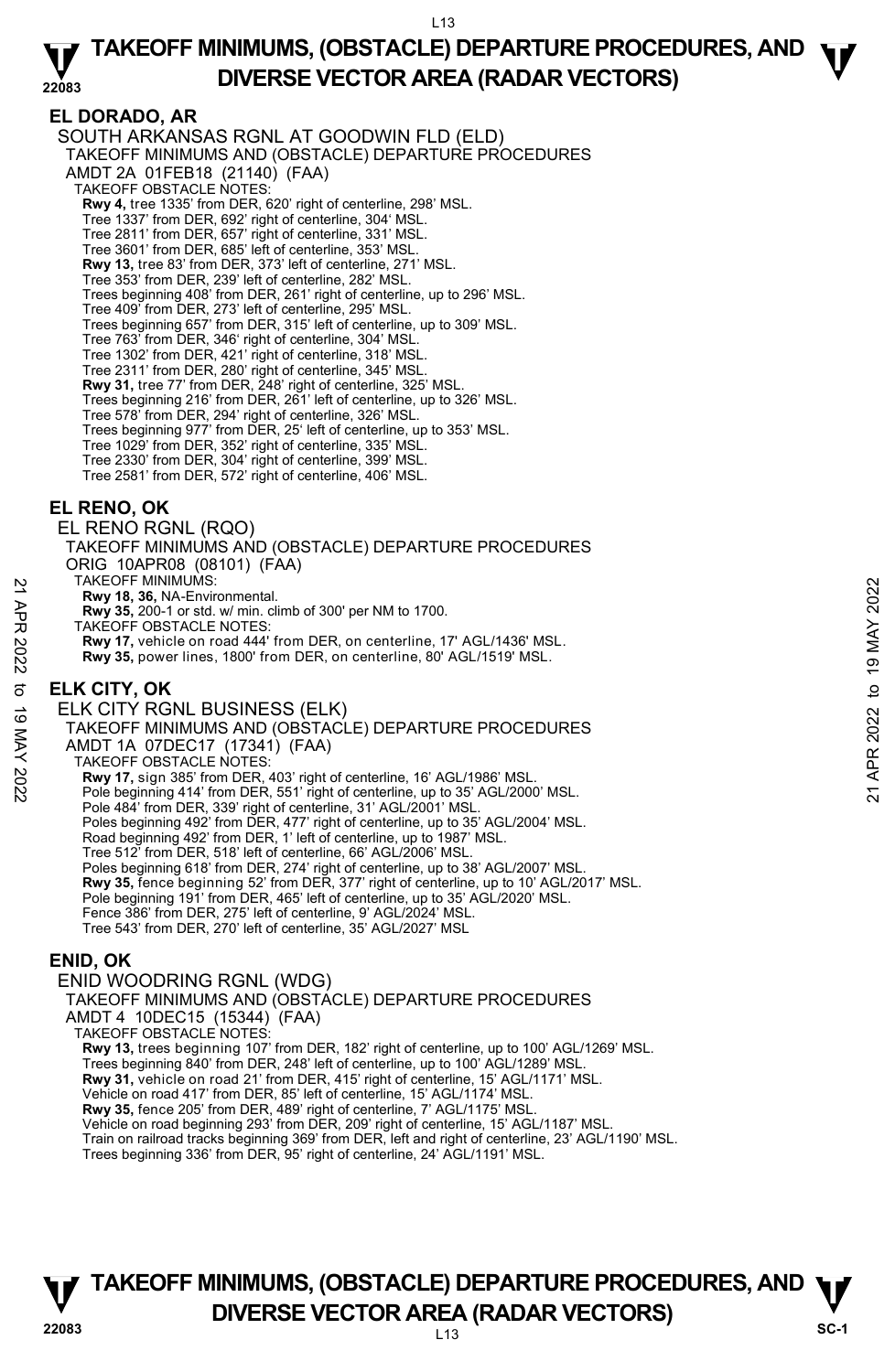## EL DORADO, AR

SOUTH ARKANSAS RGNL AT GOODWIN FLD (ELD)
TAKEOFF MINIMUMS AND (OBSTACLE) DEPARTURE PROCEDURES
AMDT 2A 01FEB18 (21140) (FAA)
TAKEOFF OBSTACLE NOTES:
**Rwy 4,** tree 1335' from DER, 620' right of centerline, 298' MSL.
Tree 1337' from DER, 692' right of centerline, 304' MSL.
Tree 2811' from DER, 657' right of centerline, 331' MSL.
Tree 3601' from DER, 685' left of centerline, 353' MSL.
**Rwy 13,** tree 83' from DER, 373' left of centerline, 271' MSL.
Tree 353' from DER, 239' left of centerline, 282' MSL.
Trees beginning 408' from DER, 261' right of centerline, up to 296' MSL.
Tree 409' from DER, 273' left of centerline, 295' MSL.
Trees beginning 657' from DER, 315' left of centerline, up to 309' MSL.
Tree 763' from DER, 346' right of centerline, 304' MSL.
Tree 1302' from DER, 421' right of centerline, 318' MSL.
Tree 2311' from DER, 280' right of centerline, 345' MSL.
**Rwy 31,** tree 77' from DER, 248' right of centerline, 325' MSL.
Trees beginning 216' from DER, 261' left of centerline, up to 326' MSL.
Tree 578' from DER, 294' right of centerline, 326' MSL.
Trees beginning 977' from DER, 25' left of centerline, up to 353' MSL.
Tree 1029' from DER, 352' right of centerline, 335' MSL.
Tree 2330' from DER, 304' right of centerline, 399' MSL.
Tree 2581' from DER, 572' right of centerline, 406' MSL.

## EL RENO, OK

EL RENO RGNL (RQO)
TAKEOFF MINIMUMS AND (OBSTACLE) DEPARTURE PROCEDURES
ORIG 10APR08 (08101) (FAA)
TAKEOFF MINIMUMS:
**Rwy 18, 36,** NA-Environmental.
**Rwy 35,** 200-1 or std. w/ min. climb of 300' per NM to 1700.
TAKEOFF OBSTACLE NOTES:
**Rwy 17,** vehicle on road 444' from DER, on centerline, 17' AGL/1436' MSL.
**Rwy 35,** power lines, 1800' from DER, on centerline, 80' AGL/1519' MSL.

## ELK CITY, OK

ELK CITY RGNL BUSINESS (ELK)
TAKEOFF MINIMUMS AND (OBSTACLE) DEPARTURE PROCEDURES
AMDT 1A 07DEC17 (17341) (FAA)
TAKEOFF OBSTACLE NOTES:
**Rwy 17,** sign 385' from DER, 403' right of centerline, 16' AGL/1986' MSL.
Pole beginning 414' from DER, 551' right of centerline, up to 35' AGL/2000' MSL.
Pole 484' from DER, 339' right of centerline, 31' AGL/2001' MSL.
Poles beginning 492' from DER, 477' right of centerline, up to 35' AGL/2004' MSL.
Road beginning 492' from DER, 1' left of centerline, up to 1987' MSL.
Tree 512' from DER, 518' left of centerline, 66' AGL/2006' MSL.
Poles beginning 618' from DER, 274' right of centerline, up to 38' AGL/2007' MSL.
**Rwy 35,** fence beginning 52' from DER, 377' right of centerline, up to 10' AGL/2017' MSL.
Pole beginning 191' from DER, 465' left of centerline, up to 35' AGL/2020' MSL.
Fence 386' from DER, 275' left of centerline, 9' AGL/2024' MSL.
Tree 543' from DER, 270' left of centerline, 35' AGL/2027' MSL

## ENID, OK

ENID WOODRING RGNL (WDG)
TAKEOFF MINIMUMS AND (OBSTACLE) DEPARTURE PROCEDURES
AMDT 4 10DEC15 (15344) (FAA)
TAKEOFF OBSTACLE NOTES:
**Rwy 13,** trees beginning 107' from DER, 182' right of centerline, up to 100' AGL/1269' MSL.
Trees beginning 840' from DER, 248' left of centerline, up to 100' AGL/1289' MSL.
**Rwy 31,** vehicle on road 21' from DER, 415' right of centerline, 15' AGL/1171' MSL.
Vehicle on road 417' from DER, 85' left of centerline, 15' AGL/1174' MSL.
**Rwy 35,** fence 205' from DER, 489' right of centerline, 7' AGL/1175' MSL.
Vehicle on road beginning 293' from DER, 209' right of centerline, 15' AGL/1187' MSL.
Train on railroad tracks beginning 369' from DER, left and right of centerline, 23' AGL/1190' MSL.
Trees beginning 336' from DER, 95' right of centerline, 24' AGL/1191' MSL.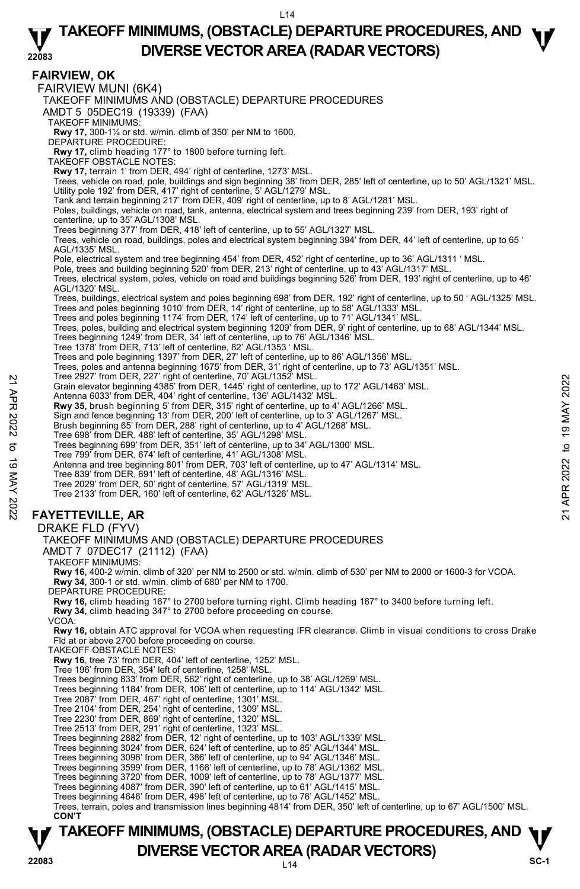## FAIRVIEW, OK

FAIRVIEW MUNI (6K4)

TAKEOFF MINIMUMS AND (OBSTACLE) DEPARTURE PROCEDURES

AMDT 5 05DEC19 (19339) (FAA)

TAKEOFF MINIMUMS:

**Rwy 17,** 300-1¼ or std. w/min. climb of 350' per NM to 1600.

DEPARTURE PROCEDURE:

**Rwy 17,** climb heading 177° to 1800 before turning left.

TAKEOFF OBSTACLE NOTES:

**Rwy 17,** terrain 1' from DER, 494' right of centerline, 1273' MSL.
Trees, vehicle on road, pole, buildings and sign beginning 38' from DER, 285' left of centerline, up to 50' AGL/1321' MSL.
Utility pole 192' from DER, 417' right of centerline, 5' AGL/1279' MSL.
Tank and terrain beginning 217' from DER, 409' right of centerline, up to 8' AGL/1281' MSL.
Poles, buildings, vehicle on road, tank, antenna, electrical system and trees beginning 239' from DER, 193' right of centerline, up to 35' AGL/1308' MSL.
Trees beginning 377' from DER, 418' left of centerline, up to 55' AGL/1327' MSL.
Trees, vehicle on road, buildings, poles and electrical system beginning 394' from DER, 44' left of centerline, up to 65 ' AGL/1335' MSL.
Pole, electrical system and tree beginning 454' from DER, 452' right of centerline, up to 36' AGL/1311 ' MSL.
Pole, trees and building beginning 520' from DER, 213' right of centerline, up to 43' AGL/1317' MSL.
Trees, electrical system, poles, vehicle on road and buildings beginning 526' from DER, 193' right of centerline, up to 46' AGL/1320' MSL.
Trees, buildings, electrical system and poles beginning 698' from DER, 192' right of centerline, up to 50 ' AGL/1325' MSL.
Trees and poles beginning 1010' from DER, 14' right of centerline, up to 58' AGL/1333' MSL.
Trees and poles beginning 1174' from DER, 174' left of centerline, up to 71' AGL/1341' MSL.
Trees, poles, building and electrical system beginning 1209' from DER, 9' right of centerline, up to 68' AGL/1344' MSL.
Trees beginning 1249' from DER, 34' left of centerline, up to 76' AGL/1346' MSL.
Tree 1378' from DER, 713' left of centerline, 82' AGL/1353 ' MSL.
Trees and pole beginning 1397' from DER, 27' left of centerline, up to 86' AGL/1356' MSL.
Trees, poles and antenna beginning 1675' from DER, 31' right of centerline, up to 73' AGL/1351' MSL.
Tree 2927' from DER, 227' right of centerline, 70' AGL/1352' MSL.
Grain elevator beginning 4385' from DER, 1445' right of centerline, up to 172' AGL/1463' MSL.
Antenna 6033' from DER, 404' right of centerline, 136' AGL/1432' MSL.

**Rwy 35,** brush beginning 5' from DER, 315' right of centerline, up to 4' AGL/1266' MSL.
Sign and fence beginning 13' from DER, 200' left of centerline, up to 3' AGL/1267' MSL.
Brush beginning 65' from DER, 288' right of centerline, up to 4' AGL/1268' MSL.
Tree 698' from DER, 488' left of centerline, 35' AGL/1298' MSL.
Trees beginning 699' from DER, 351' left of centerline, up to 34' AGL/1300' MSL.
Tree 799' from DER, 674' left of centerline, 41' AGL/1308' MSL.
Antenna and tree beginning 801' from DER, 703' left of centerline, up to 47' AGL/1314' MSL.
Tree 839' from DER, 691' left of centerline, 48' AGL/1316' MSL.
Tree 2029' from DER, 50' right of centerline, 57' AGL/1319' MSL.
Tree 2133' from DER, 160' left of centerline, 62' AGL/1326' MSL.

## FAYETTEVILLE, AR

DRAKE FLD (FYV)

TAKEOFF MINIMUMS AND (OBSTACLE) DEPARTURE PROCEDURES

AMDT 7 07DEC17 (21112) (FAA)

TAKEOFF MINIMUMS:

**Rwy 16,** 400-2 w/min. climb of 320' per NM to 2500 or std. w/min. climb of 530' per NM to 2000 or 1600-3 for VCOA.
**Rwy 34,** 300-1 or std. w/min. climb of 680' per NM to 1700.

DEPARTURE PROCEDURE:

**Rwy 16,** climb heading 167° to 2700 before turning right. Climb heading 167° to 3400 before turning left.
**Rwy 34,** climb heading 347° to 2700 before proceeding on course.

VCOA:

**Rwy 16,** obtain ATC approval for VCOA when requesting IFR clearance. Climb in visual conditions to cross Drake Fld at or above 2700 before proceeding on course.

TAKEOFF OBSTACLE NOTES:

**Rwy 16**, tree 73' from DER, 404' left of centerline, 1252' MSL.
Tree 196' from DER, 354' left of centerline, 1258' MSL.
Trees beginning 833' from DER, 562' right of centerline, up to 38' AGL/1269' MSL.
Trees beginning 1184' from DER, 106' left of centerline, up to 114' AGL/1342' MSL.
Tree 2087' from DER, 467' right of centerline, 1301' MSL.
Tree 2104' from DER, 254' right of centerline, 1309' MSL.
Tree 2230' from DER, 869' right of centerline, 1320' MSL.
Tree 2513' from DER, 291' right of centerline, 1323' MSL.
Trees beginning 2882' from DER, 12' right of centerline, up to 103' AGL/1339' MSL.
Trees beginning 3024' from DER, 624' left of centerline, up to 85' AGL/1344' MSL.
Trees beginning 3096' from DER, 386' left of centerline, up to 94' AGL/1346' MSL.
Trees beginning 3599' from DER, 1166' left of centerline, up to 78' AGL/1362' MSL.
Trees beginning 3720' from DER, 1009' left of centerline, up to 78' AGL/1377' MSL.
Trees beginning 4087' from DER, 390' left of centerline, up to 61' AGL/1415' MSL.
Trees beginning 4646' from DER, 498' left of centerline, up to 76' AGL/1452' MSL.
Trees, terrain, poles and transmission lines beginning 4814' from DER, 350' left of centerline, up to 67' AGL/1500' MSL.

**CON'T**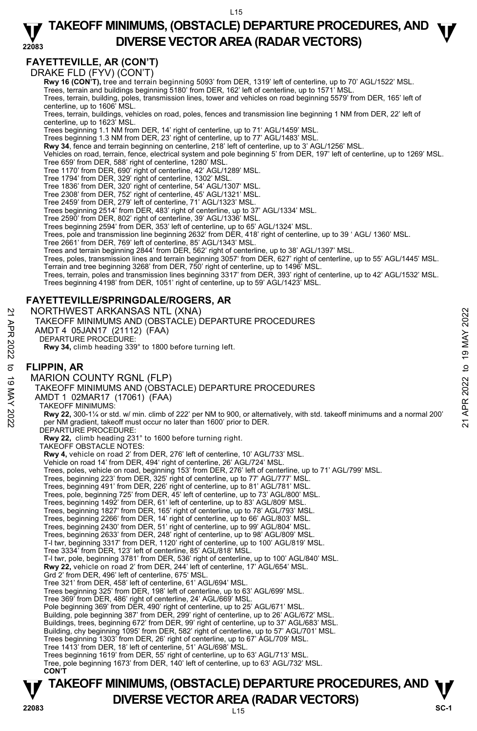## FAYETTEVILLE, AR (CON'T)

DRAKE FLD (FYV) (CON'T)

**Rwy 16 (CON'T),** tree and terrain beginning 5093' from DER, 1319' left of centerline, up to 70' AGL/1522' MSL.
Trees, terrain and buildings beginning 5180' from DER, 162' left of centerline, up to 1571' MSL.
Trees, terrain, building, poles, transmission lines, tower and vehicles on road beginning 5579' from DER, 165' left of centerline, up to 1606' MSL.
Trees, terrain, buildings, vehicles on road, poles, fences and transmission line beginning 1 NM from DER, 22' left of centerline, up to 1623' MSL.
Trees beginning 1.1 NM from DER, 14' right of centerline, up to 71' AGL/1459' MSL.
Trees beginning 1.3 NM from DER, 23' right of centerline, up to 77' AGL/1483' MSL.
**Rwy 34**, fence and terrain beginning on centerline, 218' left of centerline, up to 3' AGL/1256' MSL.
Vehicles on road, terrain, fence, electrical system and pole beginning 5' from DER, 197' left of centerline, up to 1269' MSL.
Tree 659' from DER, 588' right of centerline, 1280' MSL.
Tree 1170' from DER, 690' right of centerline, 42' AGL/1289' MSL.
Tree 1794' from DER, 329' right of centerline, 1302' MSL.
Tree 1836' from DER, 320' right of centerline, 54' AGL/1307' MSL.
Tree 2308' from DER, 752' right of centerline, 45' AGL/1321' MSL.
Tree 2459' from DER, 279' left of centerline, 71' AGL/1323' MSL.
Trees beginning 2514' from DER, 483' right of centerline, up to 37' AGL/1334' MSL.
Tree 2590' from DER, 802' right of centerline, 39' AGL/1336' MSL.
Trees beginning 2594' from DER, 353' left of centerline, up to 65' AGL/1324' MSL.
Trees, pole and transmission line beginning 2632' from DER, 418' right of centerline, up to 39 ' AGL/ 1360' MSL.
Tree 2661' from DER, 769' left of centerline, 85' AGL/1343' MSL.
Trees and terrain beginning 2844' from DER, 562' right of centerline, up to 38' AGL/1397' MSL.
Trees, poles, transmission lines and terrain beginning 3057' from DER, 627' right of centerline, up to 55' AGL/1445' MSL.
Terrain and tree beginning 3268' from DER, 750' right of centerline, up to 1496' MSL.
Trees, terrain, poles and transmission lines beginning 3317' from DER, 393' right of centerline, up to 42' AGL/1532' MSL.
Trees beginning 4198' from DER, 1051' right of centerline, up to 59' AGL/1423' MSL.

## FAYETTEVILLE/SPRINGDALE/ROGERS, AR

NORTHWEST ARKANSAS NTL (XNA)
TAKEOFF MINIMUMS AND (OBSTACLE) DEPARTURE PROCEDURES
AMDT 4 05JAN17 (21112) (FAA)
DEPARTURE PROCEDURE:
**Rwy 34,** climb heading 339° to 1800 before turning left.

## FLIPPIN, AR

MARION COUNTY RGNL (FLP)
TAKEOFF MINIMUMS AND (OBSTACLE) DEPARTURE PROCEDURES
AMDT 1 02MAR17 (17061) (FAA)
TAKEOFF MINIMUMS:
**Rwy 22,** 300-1¼ or std. w/ min. climb of 222' per NM to 900, or alternatively, with std. takeoff minimums and a normal 200' per NM gradient, takeoff must occur no later than 1600' prior to DER.
DEPARTURE PROCEDURE:
**Rwy 22,** climb heading 231° to 1600 before turning right.
TAKEOFF OBSTACLE NOTES:
**Rwy 4,** vehicle on road 2' from DER, 276' left of centerline, 10' AGL/733' MSL.
Vehicle on road 14' from DER, 494' right of centerline, 26' AGL/724' MSL.
Trees, poles, vehicle on road, beginning 153' from DER, 276' left of centerline, up to 71' AGL/799' MSL.
Trees, beginning 223' from DER, 325' right of centerline, up to 77' AGL/777' MSL.
Trees, beginning 491' from DER, 226' right of centerline, up to 81' AGL/781' MSL.
Trees, pole, beginning 725' from DER, 45' left of centerline, up to 73' AGL/800' MSL.
Trees, beginning 1492' from DER, 61' left of centerline, up to 83' AGL/809' MSL.
Trees, beginning 1827' from DER, 165' right of centerline, up to 78' AGL/793' MSL.
Trees, beginning 2266' from DER, 14' right of centerline, up to 66' AGL/803' MSL.
Trees, beginning 2430' from DER, 51' right of centerline, up to 99' AGL/804' MSL.
Trees, beginning 2633' from DER, 248' right of centerline, up to 98' AGL/809' MSL.
T-l twr, beginning 3317' from DER, 1120' right of centerline, up to 100' AGL/819' MSL.
Tree 3334' from DER, 123' left of centerline, 85' AGL/818' MSL.
T-l twr, pole, beginning 3781' from DER, 536' right of centerline, up to 100' AGL/840' MSL.
**Rwy 22,** vehicle on road 2' from DER, 244' left of centerline, 17' AGL/654' MSL.
Grd 2' from DER, 496' left of centerline, 675' MSL.
Tree 321' from DER, 458' left of centerline, 61' AGL/694' MSL.
Trees beginning 325' from DER, 198' left of centerline, up to 63' AGL/699' MSL.
Tree 369' from DER, 486' right of centerline, 24' AGL/669' MSL.
Pole beginning 369' from DER, 490' right of centerline, up to 25' AGL/671' MSL.
Building, pole beginning 387' from DER, 299' right of centerline, up to 26' AGL/672' MSL.
Buildings, trees, beginning 672' from DER, 99' right of centerline, up to 37' AGL/683' MSL.
Building, chy beginning 1095' from DER, 582' right of centerline, up to 57' AGL/701' MSL.
Trees beginning 1303' from DER, 26' right of centerline, up to 67' AGL/709' MSL.
Tree 1413' from DER, 18' left of centerline, 51' AGL/698' MSL.
Trees beginning 1619' from DER, 55' right of centerline, up to 63' AGL/713' MSL.
Tree, pole beginning 1673' from DER, 140' left of centerline, up to 63' AGL/732' MSL.
**CON'T**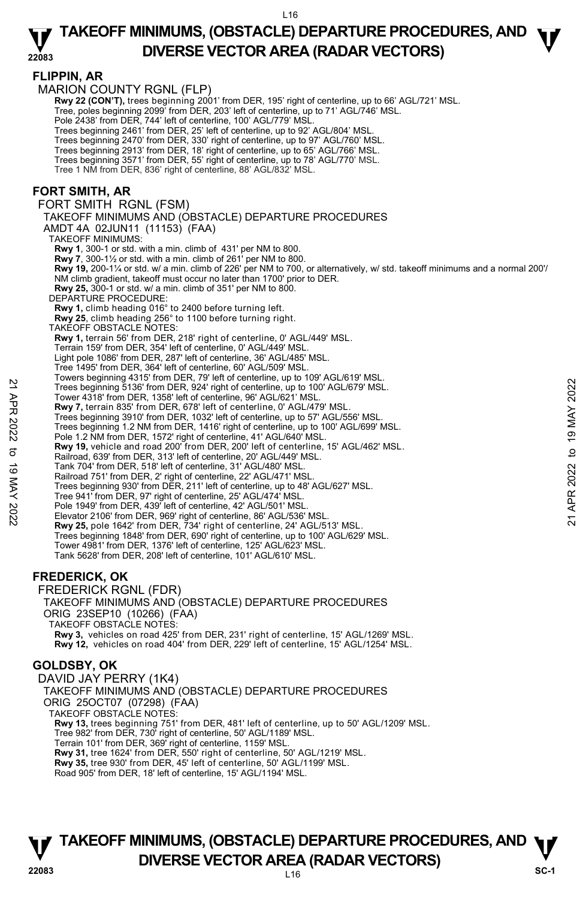## FLIPPIN, AR

MARION COUNTY RGNL (FLP)

**Rwy 22 (CON'T),** trees beginning 2001' from DER, 195' right of centerline, up to 66' AGL/721' MSL.
Tree, poles beginning 2099' from DER, 203' left of centerline, up to 71' AGL/746' MSL.
Pole 2438' from DER, 744' left of centerline, 100' AGL/779' MSL.
Trees beginning 2461' from DER, 25' left of centerline, up to 92' AGL/804' MSL.
Trees beginning 2470' from DER, 330' right of centerline, up to 97' AGL/760' MSL.
Trees beginning 2913' from DER, 18' right of centerline, up to 65' AGL/766' MSL.
Trees beginning 3571' from DER, 55' right of centerline, up to 78' AGL/770' MSL.
Tree 1 NM from DER, 836' right of centerline, 88' AGL/832' MSL.

## FORT SMITH, AR

FORT SMITH RGNL (FSM)
TAKEOFF MINIMUMS AND (OBSTACLE) DEPARTURE PROCEDURES
AMDT 4A 02JUN11 (11153) (FAA)

TAKEOFF MINIMUMS:
**Rwy 1**, 300-1 or std. with a min. climb of 431' per NM to 800.
**Rwy 7**, 300-1½ or std. with a min. climb of 261' per NM to 800.
**Rwy 19,** 200-1¼ or std. w/ a min. climb of 226' per NM to 700, or alternatively, w/ std. takeoff minimums and a normal 200'/ NM climb gradient, takeoff must occur no later than 1700' prior to DER.
**Rwy 25,** 300-1 or std. w/ a min. climb of 351' per NM to 800.

DEPARTURE PROCEDURE:
**Rwy 1,** climb heading 016° to 2400 before turning left.
**Rwy 25**, climb heading 256° to 1100 before turning right.

TAKEOFF OBSTACLE NOTES:
**Rwy 1,** terrain 56' from DER, 218' right of centerline, 0' AGL/449' MSL.
Terrain 159' from DER, 354' left of centerline, 0' AGL/449' MSL.
Light pole 1086' from DER, 287' left of centerline, 36' AGL/485' MSL.
Tree 1495' from DER, 364' left of centerline, 60' AGL/509' MSL.
Towers beginning 4315' from DER, 79' left of centerline, up to 109' AGL/619' MSL.
Trees beginning 5136' from DER, 924' right of centerline, up to 100' AGL/679' MSL.
Tower 4318' from DER, 1358' left of centerline, 96' AGL/621' MSL.
**Rwy 7,** terrain 835' from DER, 678' left of centerline, 0' AGL/479' MSL.
Trees beginning 3910' from DER, 1032' left of centerline, up to 57' AGL/556' MSL.
Trees beginning 1.2 NM from DER, 1416' right of centerline, up to 100' AGL/699' MSL.
Pole 1.2 NM from DER, 1572' right of centerline, 41' AGL/640' MSL.
**Rwy 19,** vehicle and road 200' from DER, 200' left of centerline, 15' AGL/462' MSL.
Railroad, 639' from DER, 313' left of centerline, 20' AGL/449' MSL.
Tank 704' from DER, 518' left of centerline, 31' AGL/480' MSL.
Railroad 751' from DER, 2' right of centerline, 22' AGL/471' MSL.
Trees beginning 930' from DER, 211' left of centerline, up to 48' AGL/627' MSL.
Tree 941' from DER, 97' right of centerline, 25' AGL/474' MSL.
Pole 1949' from DER, 439' left of centerline, 42' AGL/501' MSL.
Elevator 2106' from DER, 969' right of centerline, 86' AGL/536' MSL.
**Rwy 25,** pole 1642' from DER, 734' right of centerline, 24' AGL/513' MSL.
Trees beginning 1848' from DER, 690' right of centerline, up to 100' AGL/629' MSL.
Tower 4981' from DER, 1376' left of centerline, 125' AGL/623' MSL.
Tank 5628' from DER, 208' left of centerline, 101' AGL/610' MSL.

## FREDERICK, OK

FREDERICK RGNL (FDR)
TAKEOFF MINIMUMS AND (OBSTACLE) DEPARTURE PROCEDURES
ORIG 23SEP10 (10266) (FAA)

TAKEOFF OBSTACLE NOTES:
**Rwy 3,** vehicles on road 425' from DER, 231' right of centerline, 15' AGL/1269' MSL.
**Rwy 12,** vehicles on road 404' from DER, 229' left of centerline, 15' AGL/1254' MSL.

## GOLDSBY, OK

DAVID JAY PERRY (1K4)
TAKEOFF MINIMUMS AND (OBSTACLE) DEPARTURE PROCEDURES
ORIG 25OCT07 (07298) (FAA)

TAKEOFF OBSTACLE NOTES:
**Rwy 13,** trees beginning 751' from DER, 481' left of centerline, up to 50' AGL/1209' MSL.
Tree 982' from DER, 730' right of centerline, 50' AGL/1189' MSL.
Terrain 101' from DER, 369' right of centerline, 1159' MSL.
**Rwy 31,** tree 1624' from DER, 550' right of centerline, 50' AGL/1219' MSL.
**Rwy 35,** tree 930' from DER, 45' left of centerline, 50' AGL/1199' MSL.
Road 905' from DER, 18' left of centerline, 15' AGL/1194' MSL.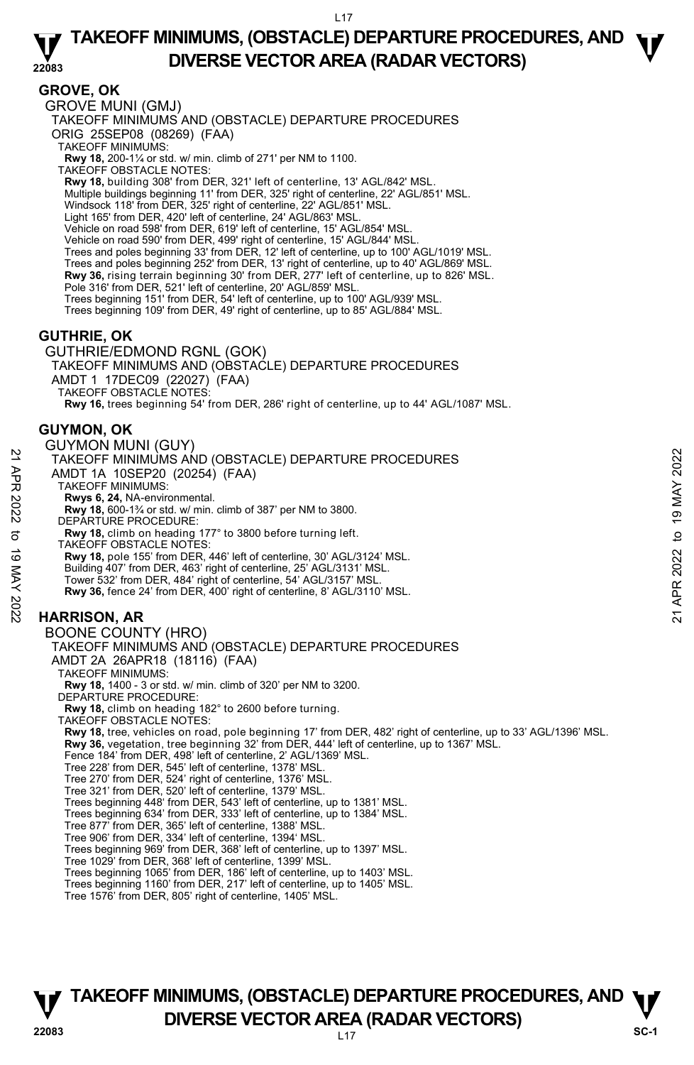## GROVE, OK

GROVE MUNI (GMJ)
TAKEOFF MINIMUMS AND (OBSTACLE) DEPARTURE PROCEDURES
ORIG 25SEP08 (08269) (FAA)
TAKEOFF MINIMUMS:
**Rwy 18,** 200-1¼ or std. w/ min. climb of 271' per NM to 1100.
TAKEOFF OBSTACLE NOTES:
**Rwy 18,** building 308' from DER, 321' left of centerline, 13' AGL/842' MSL.
Multiple buildings beginning 11' from DER, 325' right of centerline, 22' AGL/851' MSL.
Windsock 118' from DER, 325' right of centerline, 22' AGL/851' MSL.
Light 165' from DER, 420' left of centerline, 24' AGL/863' MSL.
Vehicle on road 598' from DER, 619' left of centerline, 15' AGL/854' MSL.
Vehicle on road 590' from DER, 499' right of centerline, 15' AGL/844' MSL.
Trees and poles beginning 33' from DER, 12' left of centerline, up to 100' AGL/1019' MSL.
Trees and poles beginning 252' from DER, 13' right of centerline, up to 40' AGL/869' MSL.
**Rwy 36,** rising terrain beginning 30' from DER, 277' left of centerline, up to 826' MSL.
Pole 316' from DER, 521' left of centerline, 20' AGL/859' MSL.
Trees beginning 151' from DER, 54' left of centerline, up to 100' AGL/939' MSL.
Trees beginning 109' from DER, 49' right of centerline, up to 85' AGL/884' MSL.

## GUTHRIE, OK

GUTHRIE/EDMOND RGNL (GOK)
TAKEOFF MINIMUMS AND (OBSTACLE) DEPARTURE PROCEDURES
AMDT 1 17DEC09 (22027) (FAA)
TAKEOFF OBSTACLE NOTES:
**Rwy 16,** trees beginning 54' from DER, 286' right of centerline, up to 44' AGL/1087' MSL.

## GUYMON, OK

GUYMON MUNI (GUY)
TAKEOFF MINIMUMS AND (OBSTACLE) DEPARTURE PROCEDURES
AMDT 1A 10SEP20 (20254) (FAA)
TAKEOFF MINIMUMS:
**Rwys 6, 24,** NA-environmental.
**Rwy 18,** 600-1¾ or std. w/ min. climb of 387' per NM to 3800.
DEPARTURE PROCEDURE:
**Rwy 18,** climb on heading 177° to 3800 before turning left.
TAKEOFF OBSTACLE NOTES:
**Rwy 18,** pole 155' from DER, 446' left of centerline, 30' AGL/3124' MSL.
Building 407' from DER, 463' right of centerline, 25' AGL/3131' MSL.
Tower 532' from DER, 484' right of centerline, 54' AGL/3157' MSL.
**Rwy 36,** fence 24' from DER, 400' right of centerline, 8' AGL/3110' MSL.

## HARRISON, AR

BOONE COUNTY (HRO)
TAKEOFF MINIMUMS AND (OBSTACLE) DEPARTURE PROCEDURES
AMDT 2A 26APR18 (18116) (FAA)
TAKEOFF MINIMUMS:
**Rwy 18,** 1400 - 3 or std. w/ min. climb of 320' per NM to 3200.
DEPARTURE PROCEDURE:
**Rwy 18,** climb on heading 182° to 2600 before turning.
TAKEOFF OBSTACLE NOTES:
**Rwy 18,** tree, vehicles on road, pole beginning 17' from DER, 482' right of centerline, up to 33' AGL/1396' MSL.
**Rwy 36,** vegetation, tree beginning 32' from DER, 444' left of centerline, up to 1367' MSL.
Fence 184' from DER, 498' left of centerline, 2' AGL/1369' MSL.
Tree 228' from DER, 545' left of centerline, 1378' MSL.
Tree 270' from DER, 524' right of centerline, 1376' MSL.
Tree 321' from DER, 520' left of centerline, 1379' MSL.
Trees beginning 448' from DER, 543' left of centerline, up to 1381' MSL.
Trees beginning 634' from DER, 333' left of centerline, up to 1384' MSL.
Tree 877' from DER, 365' left of centerline, 1388' MSL.
Tree 906' from DER, 334' left of centerline, 1394' MSL.
Trees beginning 969' from DER, 368' left of centerline, up to 1397' MSL.
Tree 1029' from DER, 368' left of centerline, 1399' MSL.
Trees beginning 1065' from DER, 186' left of centerline, up to 1403' MSL.
Trees beginning 1160' from DER, 217' left of centerline, up to 1405' MSL.
Tree 1576' from DER, 805' right of centerline, 1405' MSL.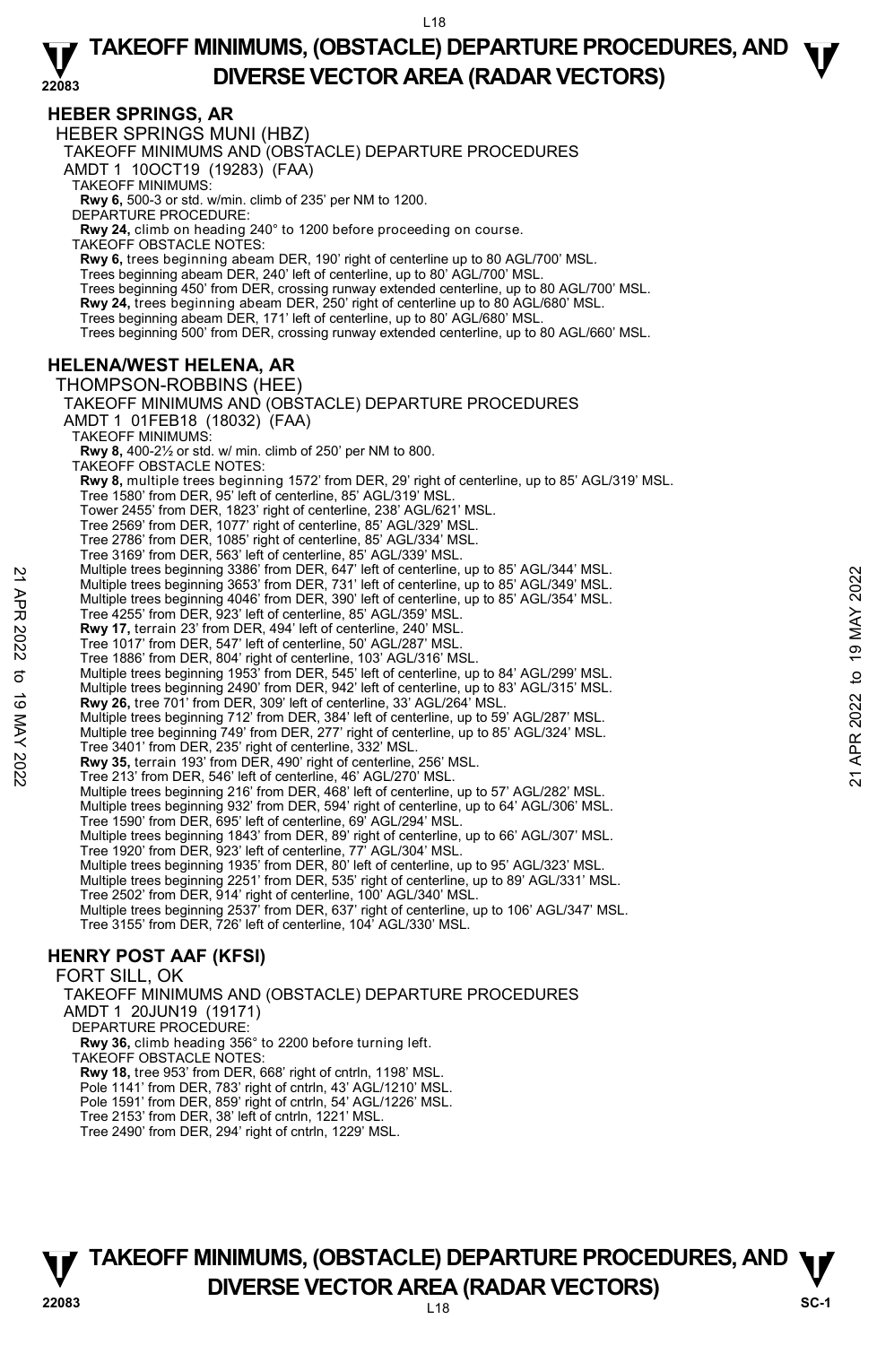## HEBER SPRINGS, AR

HEBER SPRINGS MUNI (HBZ)
TAKEOFF MINIMUMS AND (OBSTACLE) DEPARTURE PROCEDURES
AMDT 1 10OCT19 (19283) (FAA)
TAKEOFF MINIMUMS:
**Rwy 6,** 500-3 or std. w/min. climb of 235' per NM to 1200.
DEPARTURE PROCEDURE:
**Rwy 24,** climb on heading 240° to 1200 before proceeding on course.
TAKEOFF OBSTACLE NOTES:
**Rwy 6,** trees beginning abeam DER, 190' right of centerline up to 80 AGL/700' MSL.
Trees beginning abeam DER, 240' left of centerline, up to 80' AGL/700' MSL.
Trees beginning 450' from DER, crossing runway extended centerline, up to 80 AGL/700' MSL.
**Rwy 24,** trees beginning abeam DER, 250' right of centerline up to 80 AGL/680' MSL.
Trees beginning abeam DER, 171' left of centerline, up to 80' AGL/680' MSL.
Trees beginning 500' from DER, crossing runway extended centerline, up to 80 AGL/660' MSL.

## HELENA/WEST HELENA, AR

THOMPSON-ROBBINS (HEE)
TAKEOFF MINIMUMS AND (OBSTACLE) DEPARTURE PROCEDURES
AMDT 1 01FEB18 (18032) (FAA)
TAKEOFF MINIMUMS:
**Rwy 8,** 400-2½ or std. w/ min. climb of 250' per NM to 800.
TAKEOFF OBSTACLE NOTES:
**Rwy 8,** multiple trees beginning 1572' from DER, 29' right of centerline, up to 85' AGL/319' MSL.
Tree 1580' from DER, 95' left of centerline, 85' AGL/319' MSL.
Tower 2455' from DER, 1823' right of centerline, 238' AGL/621' MSL.
Tree 2569' from DER, 1077' right of centerline, 85' AGL/329' MSL.
Tree 2786' from DER, 1085' right of centerline, 85' AGL/334' MSL.
Tree 3169' from DER, 563' left of centerline, 85' AGL/339' MSL.
Multiple trees beginning 3386' from DER, 647' left of centerline, up to 85' AGL/344' MSL.
Multiple trees beginning 3653' from DER, 731' left of centerline, up to 85' AGL/349' MSL.
Multiple trees beginning 4046' from DER, 390' left of centerline, up to 85' AGL/354' MSL.
Tree 4255' from DER, 923' left of centerline, 85' AGL/359' MSL.
**Rwy 17,** terrain 23' from DER, 494' left of centerline, 240' MSL.
Tree 1017' from DER, 547' left of centerline, 50' AGL/287' MSL.
Tree 1886' from DER, 804' right of centerline, 103' AGL/316' MSL.
Multiple trees beginning 1953' from DER, 545' left of centerline, up to 84' AGL/299' MSL.
Multiple trees beginning 2490' from DER, 942' left of centerline, up to 83' AGL/315' MSL.
**Rwy 26,** tree 701' from DER, 309' left of centerline, 33' AGL/264' MSL.
Multiple trees beginning 712' from DER, 384' left of centerline, up to 59' AGL/287' MSL.
Multiple tree beginning 749' from DER, 277' right of centerline, up to 85' AGL/324' MSL.
Tree 3401' from DER, 235' right of centerline, 332' MSL.
**Rwy 35,** terrain 193' from DER, 490' right of centerline, 256' MSL.
Tree 213' from DER, 546' left of centerline, 46' AGL/270' MSL.
Multiple trees beginning 216' from DER, 468' left of centerline, up to 57' AGL/282' MSL.
Multiple trees beginning 932' from DER, 594' right of centerline, up to 64' AGL/306' MSL.
Tree 1590' from DER, 695' left of centerline, 69' AGL/294' MSL.
Multiple trees beginning 1843' from DER, 89' right of centerline, up to 66' AGL/307' MSL.
Tree 1920' from DER, 923' left of centerline, 77' AGL/304' MSL.
Multiple trees beginning 1935' from DER, 80' left of centerline, up to 95' AGL/323' MSL.
Multiple trees beginning 2251' from DER, 535' right of centerline, up to 89' AGL/331' MSL.
Tree 2502' from DER, 914' right of centerline, 100' AGL/340' MSL.
Multiple trees beginning 2537' from DER, 637' right of centerline, up to 106' AGL/347' MSL.
Tree 3155' from DER, 726' left of centerline, 104' AGL/330' MSL.

## HENRY POST AAF (KFSI)

FORT SILL, OK
TAKEOFF MINIMUMS AND (OBSTACLE) DEPARTURE PROCEDURES
AMDT 1 20JUN19 (19171)
DEPARTURE PROCEDURE:
**Rwy 36,** climb heading 356° to 2200 before turning left.
TAKEOFF OBSTACLE NOTES:
**Rwy 18,** tree 953' from DER, 668' right of cntrln, 1198' MSL.
Pole 1141' from DER, 783' right of cntrln, 43' AGL/1210' MSL.
Pole 1591' from DER, 859' right of cntrln, 54' AGL/1226' MSL.
Tree 2153' from DER, 38' left of cntrln, 1221' MSL.
Tree 2490' from DER, 294' right of cntrln, 1229' MSL.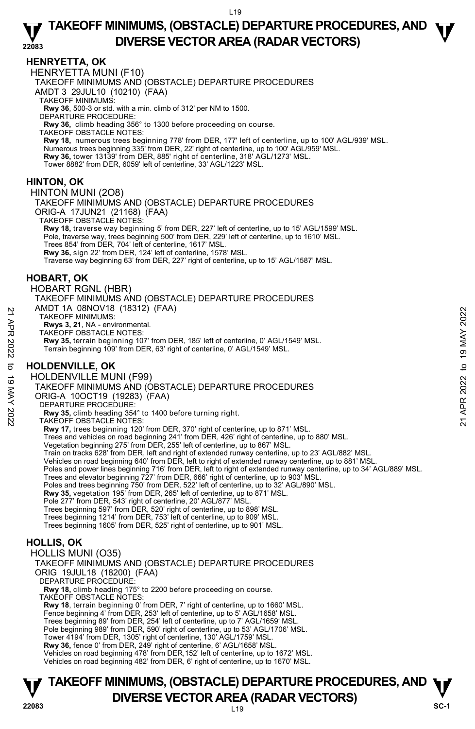## HENRYETTA, OK

HENRYETTA MUNI (F10)

TAKEOFF MINIMUMS AND (OBSTACLE) DEPARTURE PROCEDURES

AMDT 3 29JUL10 (10210) (FAA)

TAKEOFF MINIMUMS:

**Rwy 36**, 500-3 or std. with a min. climb of 312' per NM to 1500.

DEPARTURE PROCEDURE:

**Rwy 36,** climb heading 356° to 1300 before proceeding on course.

TAKEOFF OBSTACLE NOTES:

**Rwy 18,** numerous trees beginning 778' from DER, 177' left of centerline, up to 100' AGL/939' MSL.
Numerous trees beginning 335' from DER, 22' right of centerline, up to 100' AGL/959' MSL.
**Rwy 36,** tower 13139' from DER, 885' right of centerline, 318' AGL/1273' MSL.
Tower 8882' from DER, 6059' left of centerline, 33' AGL/1223' MSL.

## HINTON, OK

HINTON MUNI (2O8)

TAKEOFF MINIMUMS AND (OBSTACLE) DEPARTURE PROCEDURES

ORIG-A 17JUN21 (21168) (FAA)

TAKEOFF OBSTACLE NOTES:

**Rwy 18,** traverse way beginning 5' from DER, 227' left of centerline, up to 15' AGL/1599' MSL.
Pole, traverse way, trees beginning 500' from DER, 229' left of centerline, up to 1610' MSL.
Trees 854' from DER, 704' left of centerline, 1617' MSL.
**Rwy 36,** sign 22' from DER, 124' left of centerline, 1578' MSL.
Traverse way beginning 63' from DER, 227' right of centerline, up to 15' AGL/1587' MSL.

## HOBART, OK

HOBART RGNL (HBR)

TAKEOFF MINIMUMS AND (OBSTACLE) DEPARTURE PROCEDURES

AMDT 1A 08NOV18 (18312) (FAA)

TAKEOFF MINIMUMS:

**Rwys 3, 21**, NA - environmental.

TAKEOFF OBSTACLE NOTES:

**Rwy 35,** terrain beginning 107' from DER, 185' left of centerline, 0' AGL/1549' MSL.
Terrain beginning 109' from DER, 63' right of centerline, 0' AGL/1549' MSL.

## HOLDENVILLE, OK

HOLDENVILLE MUNI (F99)

TAKEOFF MINIMUMS AND (OBSTACLE) DEPARTURE PROCEDURES

ORIG-A 10OCT19 (19283) (FAA)

DEPARTURE PROCEDURE:

**Rwy 35,** climb heading 354° to 1400 before turning right.

TAKEOFF OBSTACLE NOTES:

**Rwy 17,** trees beginning 120' from DER, 370' right of centerline, up to 871' MSL.
Trees and vehicles on road beginning 241' from DER, 426' right of centerline, up to 880' MSL.
Vegetation beginning 275' from DER, 255' left of centerline, up to 867' MSL.
Train on tracks 628' from DER, left and right of extended runway centerline, up to 23' AGL/882' MSL.
Vehicles on road beginning 640' from DER, left to right of extended runway centerline, up to 881' MSL.
Poles and power lines beginning 716' from DER, left to right of extended runway centerline, up to 34' AGL/889' MSL.
Trees and elevator beginning 727' from DER, 666' right of centerline, up to 903' MSL.
Poles and trees beginning 750' from DER, 522' left of centerline, up to 32' AGL/890' MSL.
**Rwy 35,** vegetation 195' from DER, 265' left of centerline, up to 871' MSL.
Pole 277' from DER, 543' right of centerline, 20' AGL/877' MSL.
Trees beginning 597' from DER, 520' right of centerline, up to 898' MSL.
Trees beginning 1214' from DER, 753' left of centerline, up to 909' MSL.
Trees beginning 1605' from DER, 525' right of centerline, up to 901' MSL.

## HOLLIS, OK

HOLLIS MUNI (O35)

TAKEOFF MINIMUMS AND (OBSTACLE) DEPARTURE PROCEDURES

ORIG 19JUL18 (18200) (FAA)

DEPARTURE PROCEDURE:

**Rwy 18,** climb heading 175° to 2200 before proceeding on course.

TAKEOFF OBSTACLE NOTES:

**Rwy 18**, terrain beginning 0' from DER, 7' right of centerline, up to 1660' MSL.
Fence beginning 4' from DER, 253' left of centerline, up to 5' AGL/1658' MSL.
Trees beginning 89' from DER, 254' left of centerline, up to 7' AGL/1659' MSL.
Pole beginning 989' from DER, 590' right of centerline, up to 53' AGL/1706' MSL.
Tower 4194' from DER, 1305' right of centerline, 130' AGL/1759' MSL.
**Rwy 36,** fence 0' from DER, 249' right of centerline, 6' AGL/1658' MSL.
Vehicles on road beginning 478' from DER,152' left of centerline, up to 1672' MSL.
Vehicles on road beginning 482' from DER, 6' right of centerline, up to 1670' MSL.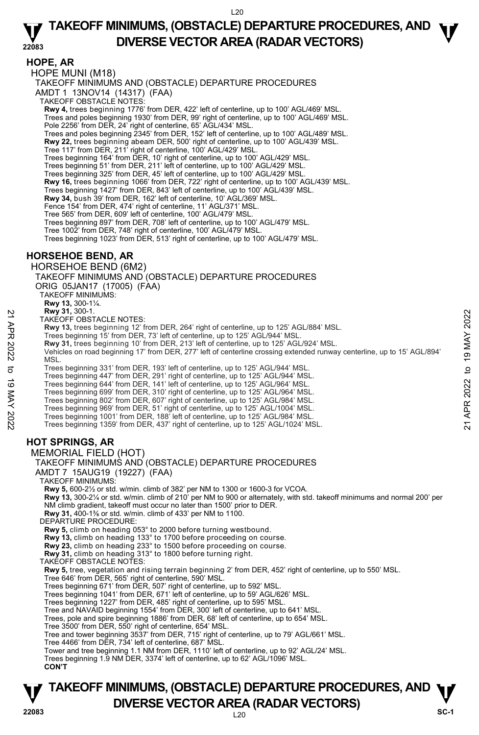## HOPE, AR

HOPE MUNI (M18)

TAKEOFF MINIMUMS AND (OBSTACLE) DEPARTURE PROCEDURES

AMDT 1 13NOV14 (14317) (FAA)

TAKEOFF OBSTACLE NOTES:

**Rwy 4,** trees beginning 1776' from DER, 422' left of centerline, up to 100' AGL/469' MSL.
Trees and poles beginning 1930' from DER, 99' right of centerline, up to 100' AGL/469' MSL.
Pole 2256' from DER, 24' right of centerline, 65' AGL/434' MSL.
Trees and poles beginning 2345' from DER, 152' left of centerline, up to 100' AGL/489' MSL.
**Rwy 22,** trees beginning abeam DER, 500' right of centerline, up to 100' AGL/439' MSL.
Tree 117' from DER, 211' right of centerline, 100' AGL/429' MSL.
Trees beginning 164' from DER, 10' right of centerline, up to 100' AGL/429' MSL.
Trees beginning 51' from DER, 211' left of centerline, up to 100' AGL/429' MSL.
Trees beginning 325' from DER, 45' left of centerline, up to 100' AGL/429' MSL.
**Rwy 16,** trees beginning 1066' from DER, 722' right of centerline, up to 100' AGL/439' MSL.
Trees beginning 1427' from DER, 843' left of centerline, up to 100' AGL/439' MSL.
**Rwy 34,** bush 39' from DER, 162' left of centerline, 10' AGL/369' MSL.
Fence 154' from DER, 474' right of centerline, 11' AGL/371' MSL.
Tree 565' from DER, 609' left of centerline, 100' AGL/479' MSL.
Trees beginning 897' from DER, 708' left of centerline, up to 100' AGL/479' MSL.
Tree 1002' from DER, 748' right of centerline, 100' AGL/479' MSL.
Trees beginning 1023' from DER, 513' right of centerline, up to 100' AGL/479' MSL.

## HORSEHOE BEND, AR

HORSEHOE BEND (6M2)

TAKEOFF MINIMUMS AND (OBSTACLE) DEPARTURE PROCEDURES

ORIG 05JAN17 (17005) (FAA)

TAKEOFF MINIMUMS:

**Rwy 13,** 300-1¼.
**Rwy 31,** 300-1.

TAKEOFF OBSTACLE NOTES:

**Rwy 13,** trees beginning 12' from DER, 264' right of centerline, up to 125' AGL/884' MSL.
Trees beginning 15' from DER, 73' left of centerline, up to 125' AGL/944' MSL.
**Rwy 31,** trees beginning 10' from DER, 213' left of centerline, up to 125' AGL/924' MSL.
Vehicles on road beginning 17' from DER, 277' left of centerline crossing extended runway centerline, up to 15' AGL/894' MSL.
Trees beginning 331' from DER, 193' left of centerline, up to 125' AGL/944' MSL.
Trees beginning 447' from DER, 291' right of centerline, up to 125' AGL/944' MSL.
Trees beginning 644' from DER, 141' left of centerline, up to 125' AGL/964' MSL.
Trees beginning 699' from DER, 310' right of centerline, up to 125' AGL/964' MSL.
Trees beginning 802' from DER, 607' right of centerline, up to 125' AGL/984' MSL.
Trees beginning 969' from DER, 51' right of centerline, up to 125' AGL/1004' MSL.
Trees beginning 1001' from DER, 188' left of centerline, up to 125' AGL/984' MSL.
Trees beginning 1359' from DER, 437' right of centerline, up to 125' AGL/1024' MSL.

## HOT SPRINGS, AR

MEMORIAL FIELD (HOT)

TAKEOFF MINIMUMS AND (OBSTACLE) DEPARTURE PROCEDURES

AMDT 7 15AUG19 (19227) (FAA)

TAKEOFF MINIMUMS:

**Rwy 5,** 600-2½ or std. w/min. climb of 382' per NM to 1300 or 1600-3 for VCOA.
**Rwy 13,** 300-2¼ or std. w/min. climb of 210' per NM to 900 or alternately, with std. takeoff minimums and normal 200' per NM climb gradient, takeoff must occur no later than 1500' prior to DER.
**Rwy 31,** 400-1⅜ or std. w/min. climb of 433' per NM to 1100.

DEPARTURE PROCEDURE:

**Rwy 5,** climb on heading 053° to 2000 before turning westbound.
**Rwy 13,** climb on heading 133° to 1700 before proceeding on course.
**Rwy 23,** climb on heading 233° to 1500 before proceeding on course.
**Rwy 31,** climb on heading 313° to 1800 before turning right.

TAKEOFF OBSTACLE NOTES:

**Rwy 5,** tree, vegetation and rising terrain beginning 2' from DER, 452' right of centerline, up to 550' MSL.
Tree 646' from DER, 565' right of centerline, 590' MSL.
Trees beginning 671' from DER, 507' right of centerline, up to 592' MSL.
Trees beginning 1041' from DER, 671' left of centerline, up to 59' AGL/626' MSL.
Trees beginning 1227' from DER, 485' right of centerline, up to 595' MSL.
Tree and NAVAID beginning 1554' from DER, 300' left of centerline, up to 641' MSL.
Trees, pole and spire beginning 1886' from DER, 68' left of centerline, up to 654' MSL.
Tree 3500' from DER, 550' right of centerline, 654' MSL.
Tree and tower beginning 3537' from DER, 715' right of centerline, up to 79' AGL/661' MSL.
Tree 4466' from DER, 734' left of centerline, 687' MSL.
Tower and tree beginning 1.1 NM from DER, 1110' left of centerline, up to 92' AGL/24' MSL.
Trees beginning 1.9 NM DER, 3374' left of centerline, up to 62' AGL/1096' MSL.

**CON'T**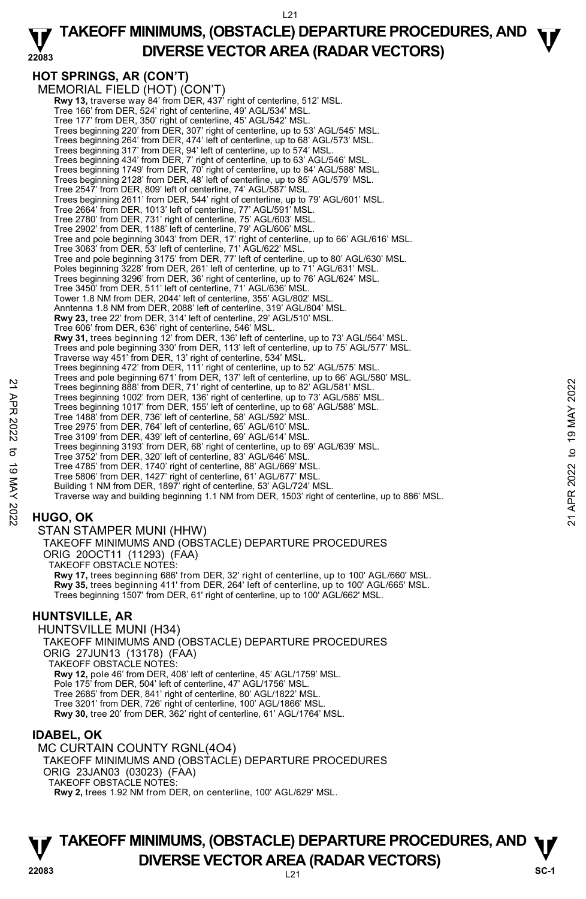## HOT SPRINGS, AR (CON'T)

MEMORIAL FIELD (HOT) (CON'T)

**Rwy 13,** traverse way 84' from DER, 437' right of centerline, 512' MSL.
Tree 166' from DER, 524' right of centerline, 49' AGL/534' MSL.
Tree 177' from DER, 350' right of centerline, 45' AGL/542' MSL.
Trees beginning 220' from DER, 307' right of centerline, up to 53' AGL/545' MSL.
Trees beginning 264' from DER, 474' left of centerline, up to 68' AGL/573' MSL.
Trees beginning 317' from DER, 94' left of centerline, up to 574' MSL.
Trees beginning 434' from DER, 7' right of centerline, up to 63' AGL/546' MSL.
Trees beginning 1749' from DER, 70' right of centerline, up to 84' AGL/588' MSL.
Trees beginning 2128' from DER, 48' left of centerline, up to 85' AGL/579' MSL.
Tree 2547' from DER, 809' left of centerline, 74' AGL/587' MSL.
Trees beginning 2611' from DER, 544' right of centerline, up to 79' AGL/601' MSL.
Tree 2664' from DER, 1013' left of centerline, 77' AGL/591' MSL.
Tree 2780' from DER, 731' right of centerline, 75' AGL/603' MSL.
Tree 2902' from DER, 1188' left of centerline, 79' AGL/606' MSL.
Tree and pole beginning 3043' from DER, 17' right of centerline, up to 66' AGL/616' MSL.
Tree 3063' from DER, 53' left of centerline, 71' AGL/622' MSL.
Tree and pole beginning 3175' from DER, 77' left of centerline, up to 80' AGL/630' MSL.
Poles beginning 3228' from DER, 261' left of centerline, up to 71' AGL/631' MSL.
Trees beginning 3296' from DER, 36' right of centerline, up to 76' AGL/624' MSL.
Tree 3450' from DER, 511' left of centerline, 71' AGL/636' MSL.
Tower 1.8 NM from DER, 2044' left of centerline, 355' AGL/802' MSL.
Anntenna 1.8 NM from DER, 2088' left of centerline, 319' AGL/804' MSL.
**Rwy 23,** tree 22' from DER, 314' left of centerline, 29' AGL/510' MSL.
Tree 606' from DER, 636' right of centerline, 546' MSL.
**Rwy 31,** trees beginning 12' from DER, 136' left of centerline, up to 73' AGL/564' MSL.
Trees and pole beginning 330' from DER, 113' left of centerline, up to 75' AGL/577' MSL.
Traverse way 451' from DER, 13' right of centerline, 534' MSL.
Trees beginning 472' from DER, 111' right of centerline, up to 52' AGL/575' MSL.
Trees and pole beginning 671' from DER, 137' left of centerline, up to 66' AGL/580' MSL.
Trees beginning 888' from DER, 71' right of centerline, up to 82' AGL/581' MSL.
Trees beginning 1002' from DER, 136' right of centerline, up to 73' AGL/585' MSL.
Trees beginning 1017' from DER, 155' left of centerline, up to 68' AGL/588' MSL.
Tree 1488' from DER, 736' left of centerline, 58' AGL/592' MSL.
Tree 2975' from DER, 764' left of centerline, 65' AGL/610' MSL.
Tree 3109' from DER, 439' left of centerline, 69' AGL/614' MSL.
Trees beginning 3193' from DER, 68' right of centerline, up to 69' AGL/639' MSL.
Tree 3752' from DER, 320' left of centerline, 83' AGL/646' MSL.
Tree 4785' from DER, 1740' right of centerline, 88' AGL/669' MSL.
Tree 5806' from DER, 1427' right of centerline, 61' AGL/677' MSL.
Building 1 NM from DER, 1897' right of centerline, 53' AGL/724' MSL.
Traverse way and building beginning 1.1 NM from DER, 1503' right of centerline, up to 886' MSL.

## HUGO, OK

STAN STAMPER MUNI (HHW)
TAKEOFF MINIMUMS AND (OBSTACLE) DEPARTURE PROCEDURES
ORIG 20OCT11 (11293) (FAA)
TAKEOFF OBSTACLE NOTES:
**Rwy 17,** trees beginning 686' from DER, 32' right of centerline, up to 100' AGL/660' MSL.
**Rwy 35,** trees beginning 411' from DER, 264' left of centerline, up to 100' AGL/665' MSL.
Trees beginning 1507' from DER, 61' right of centerline, up to 100' AGL/662' MSL.

## HUNTSVILLE, AR

HUNTSVILLE MUNI (H34)
TAKEOFF MINIMUMS AND (OBSTACLE) DEPARTURE PROCEDURES
ORIG 27JUN13 (13178) (FAA)
TAKEOFF OBSTACLE NOTES:
**Rwy 12,** pole 46' from DER, 408' left of centerline, 45' AGL/1759' MSL.
Pole 175' from DER, 504' left of centerline, 47' AGL/1756' MSL.
Tree 2685' from DER, 841' right of centerline, 80' AGL/1822' MSL.
Tree 3201' from DER, 726' right of centerline, 100' AGL/1866' MSL.
**Rwy 30,** tree 20' from DER, 362' right of centerline, 61' AGL/1764' MSL.

## IDABEL, OK

MC CURTAIN COUNTY RGNL(4O4)
TAKEOFF MINIMUMS AND (OBSTACLE) DEPARTURE PROCEDURES
ORIG 23JAN03 (03023) (FAA)
TAKEOFF OBSTACLE NOTES:
**Rwy 2,** trees 1.92 NM from DER, on centerline, 100' AGL/629' MSL.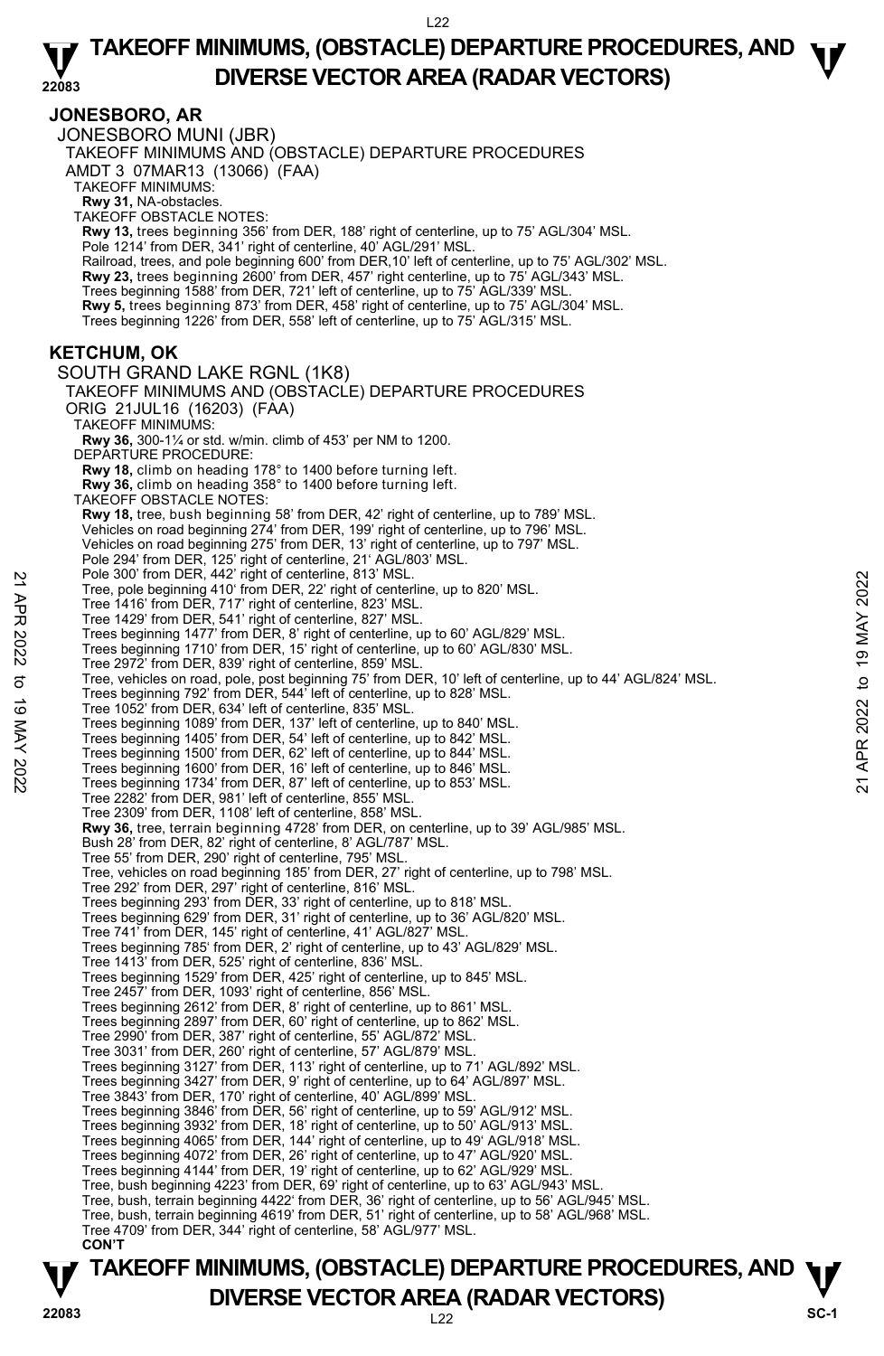## JONESBORO, AR

JONESBORO MUNI (JBR)

TAKEOFF MINIMUMS AND (OBSTACLE) DEPARTURE PROCEDURES

AMDT 3 07MAR13 (13066) (FAA)

TAKEOFF MINIMUMS:

**Rwy 31,** NA-obstacles.

TAKEOFF OBSTACLE NOTES:

**Rwy 13,** trees beginning 356' from DER, 188' right of centerline, up to 75' AGL/304' MSL.
Pole 1214' from DER, 341' right of centerline, 40' AGL/291' MSL.
Railroad, trees, and pole beginning 600' from DER,10' left of centerline, up to 75' AGL/302' MSL.
**Rwy 23,** trees beginning 2600' from DER, 457' right centerline, up to 75' AGL/343' MSL.
Trees beginning 1588' from DER, 721' left of centerline, up to 75' AGL/339' MSL.
**Rwy 5,** trees beginning 873' from DER, 458' right of centerline, up to 75' AGL/304' MSL.
Trees beginning 1226' from DER, 558' left of centerline, up to 75' AGL/315' MSL.

## KETCHUM, OK

SOUTH GRAND LAKE RGNL (1K8)

TAKEOFF MINIMUMS AND (OBSTACLE) DEPARTURE PROCEDURES

ORIG 21JUL16 (16203) (FAA)

TAKEOFF MINIMUMS:

**Rwy 36,** 300-1¼ or std. w/min. climb of 453' per NM to 1200.

DEPARTURE PROCEDURE:

**Rwy 18,** climb on heading 178° to 1400 before turning left.
**Rwy 36,** climb on heading 358° to 1400 before turning left.

TAKEOFF OBSTACLE NOTES:

**Rwy 18,** tree, bush beginning 58' from DER, 42' right of centerline, up to 789' MSL.
Vehicles on road beginning 274' from DER, 199' right of centerline, up to 796' MSL.
Vehicles on road beginning 275' from DER, 13' right of centerline, up to 797' MSL.
Pole 294' from DER, 125' right of centerline, 21' AGL/803' MSL.
Pole 300' from DER, 442' right of centerline, 813' MSL.
Tree, pole beginning 410' from DER, 22' right of centerline, up to 820' MSL.
Tree 1416' from DER, 717' right of centerline, 823' MSL.
Tree 1429' from DER, 541' right of centerline, 827' MSL.
Trees beginning 1477' from DER, 8' right of centerline, up to 60' AGL/829' MSL.
Trees beginning 1710' from DER, 15' right of centerline, up to 60' AGL/830' MSL.
Tree 2972' from DER, 839' right of centerline, 859' MSL.
Tree, vehicles on road, pole, post beginning 75' from DER, 10' left of centerline, up to 44' AGL/824' MSL.
Trees beginning 792' from DER, 544' left of centerline, up to 828' MSL.
Tree 1052' from DER, 634' left of centerline, 835' MSL.
Trees beginning 1089' from DER, 137' left of centerline, up to 840' MSL.
Trees beginning 1405' from DER, 54' left of centerline, up to 842' MSL.
Trees beginning 1500' from DER, 62' left of centerline, up to 844' MSL.
Trees beginning 1600' from DER, 16' left of centerline, up to 846' MSL.
Trees beginning 1734' from DER, 87' left of centerline, up to 853' MSL.
Tree 2282' from DER, 981' left of centerline, 855' MSL.
Tree 2309' from DER, 1108' left of centerline, 858' MSL.
**Rwy 36,** tree, terrain beginning 4728' from DER, on centerline, up to 39' AGL/985' MSL.
Bush 28' from DER, 82' right of centerline, 8' AGL/787' MSL.
Tree 55' from DER, 290' right of centerline, 795' MSL.
Tree, vehicles on road beginning 185' from DER, 27' right of centerline, up to 798' MSL.
Tree 292' from DER, 297' right of centerline, 816' MSL.
Trees beginning 293' from DER, 33' right of centerline, up to 818' MSL.
Trees beginning 629' from DER, 31' right of centerline, up to 36' AGL/820' MSL.
Tree 741' from DER, 145' right of centerline, 41' AGL/827' MSL.
Trees beginning 785' from DER, 2' right of centerline, up to 43' AGL/829' MSL.
Tree 1413' from DER, 525' right of centerline, 836' MSL.
Trees beginning 1529' from DER, 425' right of centerline, up to 845' MSL.
Tree 2457' from DER, 1093' right of centerline, 856' MSL.
Trees beginning 2612' from DER, 8' right of centerline, up to 861' MSL.
Trees beginning 2897' from DER, 60' right of centerline, up to 862' MSL.
Tree 2990' from DER, 387' right of centerline, 55' AGL/872' MSL.
Tree 3031' from DER, 260' right of centerline, 57' AGL/879' MSL.
Trees beginning 3127' from DER, 113' right of centerline, up to 71' AGL/892' MSL.
Trees beginning 3427' from DER, 9' right of centerline, up to 64' AGL/897' MSL.
Tree 3843' from DER, 170' right of centerline, 40' AGL/899' MSL.
Trees beginning 3846' from DER, 56' right of centerline, up to 59' AGL/912' MSL.
Trees beginning 3932' from DER, 18' right of centerline, up to 50' AGL/913' MSL.
Trees beginning 4065' from DER, 144' right of centerline, up to 49' AGL/918' MSL.
Trees beginning 4072' from DER, 26' right of centerline, up to 47' AGL/920' MSL.
Trees beginning 4144' from DER, 19' right of centerline, up to 62' AGL/929' MSL.
Tree, bush beginning 4223' from DER, 69' right of centerline, up to 63' AGL/943' MSL.
Tree, bush, terrain beginning 4422' from DER, 36' right of centerline, up to 56' AGL/945' MSL.
Tree, bush, terrain beginning 4619' from DER, 51' right of centerline, up to 58' AGL/968' MSL.
Tree 4709' from DER, 344' right of centerline, 58' AGL/977' MSL.

**CON'T**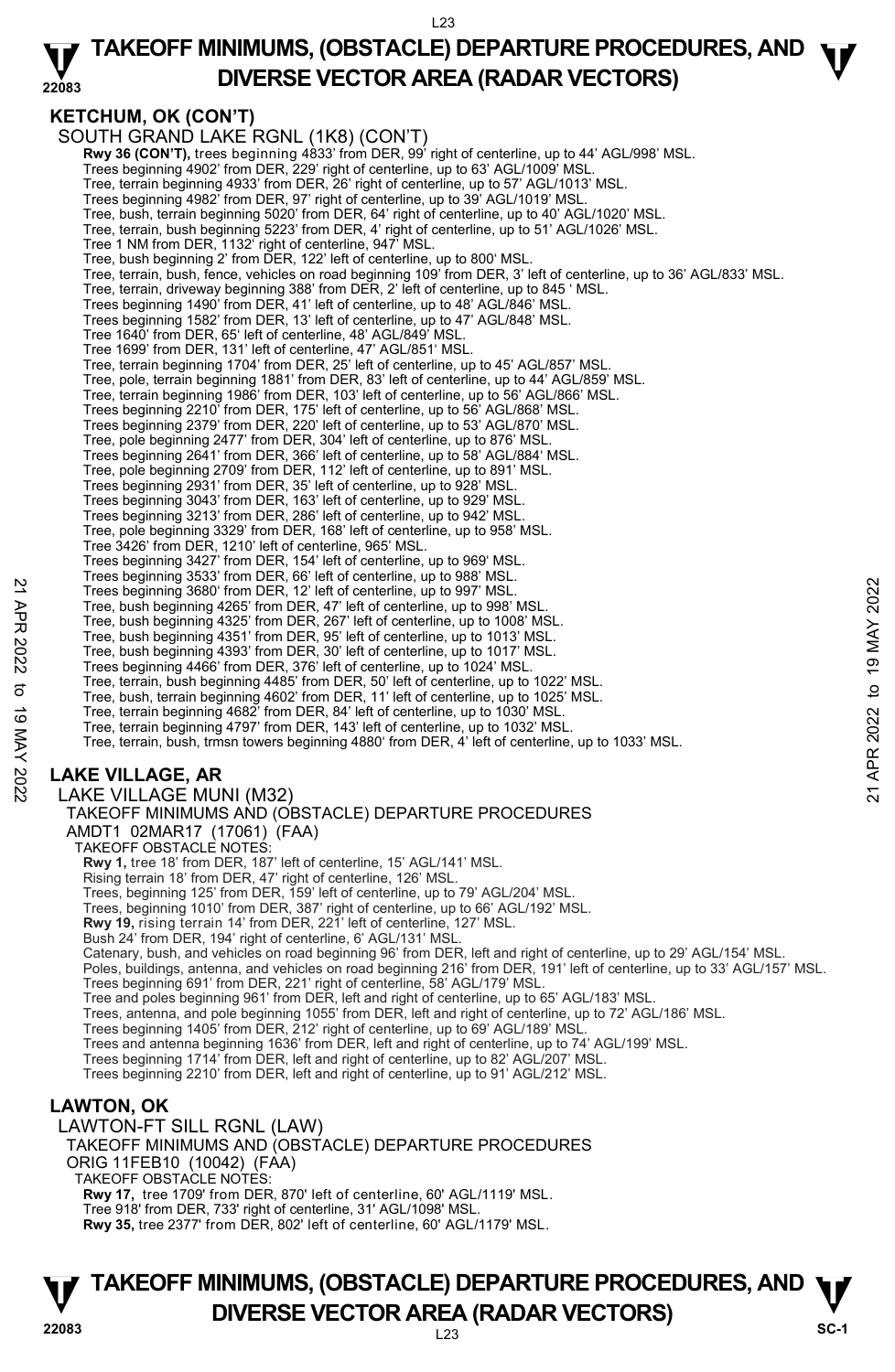## KETCHUM, OK (CON'T)

SOUTH GRAND LAKE RGNL (1K8) (CON'T)

**Rwy 36 (CON'T),** trees beginning 4833' from DER, 99' right of centerline, up to 44' AGL/998' MSL.
Trees beginning 4902' from DER, 229' right of centerline, up to 63' AGL/1009' MSL.
Tree, terrain beginning 4933' from DER, 26' right of centerline, up to 57' AGL/1013' MSL.
Trees beginning 4982' from DER, 97' right of centerline, up to 39' AGL/1019' MSL.
Tree, bush, terrain beginning 5020' from DER, 64' right of centerline, up to 40' AGL/1020' MSL.
Tree, terrain, bush beginning 5223' from DER, 4' right of centerline, up to 51' AGL/1026' MSL.
Tree 1 NM from DER, 1132' right of centerline, 947' MSL.
Tree, bush beginning 2' from DER, 122' left of centerline, up to 800' MSL.
Tree, terrain, bush, fence, vehicles on road beginning 109' from DER, 3' left of centerline, up to 36' AGL/833' MSL.
Tree, terrain, driveway beginning 388' from DER, 2' left of centerline, up to 845 ' MSL.
Trees beginning 1490' from DER, 41' left of centerline, up to 48' AGL/846' MSL.
Trees beginning 1582' from DER, 13' left of centerline, up to 47' AGL/848' MSL.
Tree 1640' from DER, 65' left of centerline, 48' AGL/849' MSL.
Tree 1699' from DER, 131' left of centerline, 47' AGL/851' MSL.
Tree, terrain beginning 1704' from DER, 25' left of centerline, up to 45' AGL/857' MSL.
Tree, pole, terrain beginning 1881' from DER, 83' left of centerline, up to 44' AGL/859' MSL.
Tree, terrain beginning 1986' from DER, 103' left of centerline, up to 56' AGL/866' MSL.
Trees beginning 2210' from DER, 175' left of centerline, up to 56' AGL/868' MSL.
Trees beginning 2379' from DER, 220' left of centerline, up to 53' AGL/870' MSL.
Tree, pole beginning 2477' from DER, 304' left of centerline, up to 876' MSL.
Trees beginning 2641' from DER, 366' left of centerline, up to 58' AGL/884' MSL.
Tree, pole beginning 2709' from DER, 112' left of centerline, up to 891' MSL.
Trees beginning 2931' from DER, 35' left of centerline, up to 928' MSL.
Trees beginning 3043' from DER, 163' left of centerline, up to 929' MSL.
Trees beginning 3213' from DER, 286' left of centerline, up to 942' MSL.
Tree, pole beginning 3329' from DER, 168' left of centerline, up to 958' MSL.
Tree 3426' from DER, 1210' left of centerline, 965' MSL.
Trees beginning 3427' from DER, 154' left of centerline, up to 969' MSL.
Trees beginning 3533' from DER, 66' left of centerline, up to 988' MSL.
Trees beginning 3680' from DER, 12' left of centerline, up to 997' MSL.
Tree, bush beginning 4265' from DER, 47' left of centerline, up to 998' MSL.
Tree, bush beginning 4325' from DER, 267' left of centerline, up to 1008' MSL.
Tree, bush beginning 4351' from DER, 95' left of centerline, up to 1013' MSL.
Tree, bush beginning 4393' from DER, 30' left of centerline, up to 1017' MSL.
Trees beginning 4466' from DER, 376' left of centerline, up to 1024' MSL.
Tree, terrain, bush beginning 4485' from DER, 50' left of centerline, up to 1022' MSL.
Tree, bush, terrain beginning 4602' from DER, 11' left of centerline, up to 1025' MSL.
Tree, terrain beginning 4682' from DER, 84' left of centerline, up to 1030' MSL.
Tree, terrain beginning 4797' from DER, 143' left of centerline, up to 1032' MSL.
Tree, terrain, bush, trmsn towers beginning 4880' from DER, 4' left of centerline, up to 1033' MSL.

## LAKE VILLAGE, AR

LAKE VILLAGE MUNI (M32)
TAKEOFF MINIMUMS AND (OBSTACLE) DEPARTURE PROCEDURES
AMDT1 02MAR17 (17061) (FAA)
TAKEOFF OBSTACLE NOTES:

**Rwy 1,** tree 18' from DER, 187' left of centerline, 15' AGL/141' MSL.
Rising terrain 18' from DER, 47' right of centerline, 126' MSL.
Trees, beginning 125' from DER, 159' left of centerline, up to 79' AGL/204' MSL.
Trees, beginning 1010' from DER, 387' right of centerline, up to 66' AGL/192' MSL.
**Rwy 19,** rising terrain 14' from DER, 221' left of centerline, 127' MSL.
Bush 24' from DER, 194' right of centerline, 6' AGL/131' MSL.
Catenary, bush, and vehicles on road beginning 96' from DER, left and right of centerline, up to 29' AGL/154' MSL.
Poles, buildings, antenna, and vehicles on road beginning 216' from DER, 191' left of centerline, up to 33' AGL/157' MSL.
Trees beginning 691' from DER, 221' right of centerline, 58' AGL/179' MSL.
Tree and poles beginning 961' from DER, left and right of centerline, up to 65' AGL/183' MSL.
Trees, antenna, and pole beginning 1055' from DER, left and right of centerline, up to 72' AGL/186' MSL.
Trees beginning 1405' from DER, 212' right of centerline, up to 69' AGL/189' MSL.
Trees and antenna beginning 1636' from DER, left and right of centerline, up to 74' AGL/199' MSL.
Trees beginning 1714' from DER, left and right of centerline, up to 82' AGL/207' MSL.
Trees beginning 2210' from DER, left and right of centerline, up to 91' AGL/212' MSL.

## LAWTON, OK

LAWTON-FT SILL RGNL (LAW)
TAKEOFF MINIMUMS AND (OBSTACLE) DEPARTURE PROCEDURES
ORIG 11FEB10 (10042) (FAA)
TAKEOFF OBSTACLE NOTES:

**Rwy 17,** tree 1709' from DER, 870' left of centerline, 60' AGL/1119' MSL.
Tree 918' from DER, 733' right of centerline, 31' AGL/1098' MSL.
**Rwy 35,** tree 2377' from DER, 802' left of centerline, 60' AGL/1179' MSL.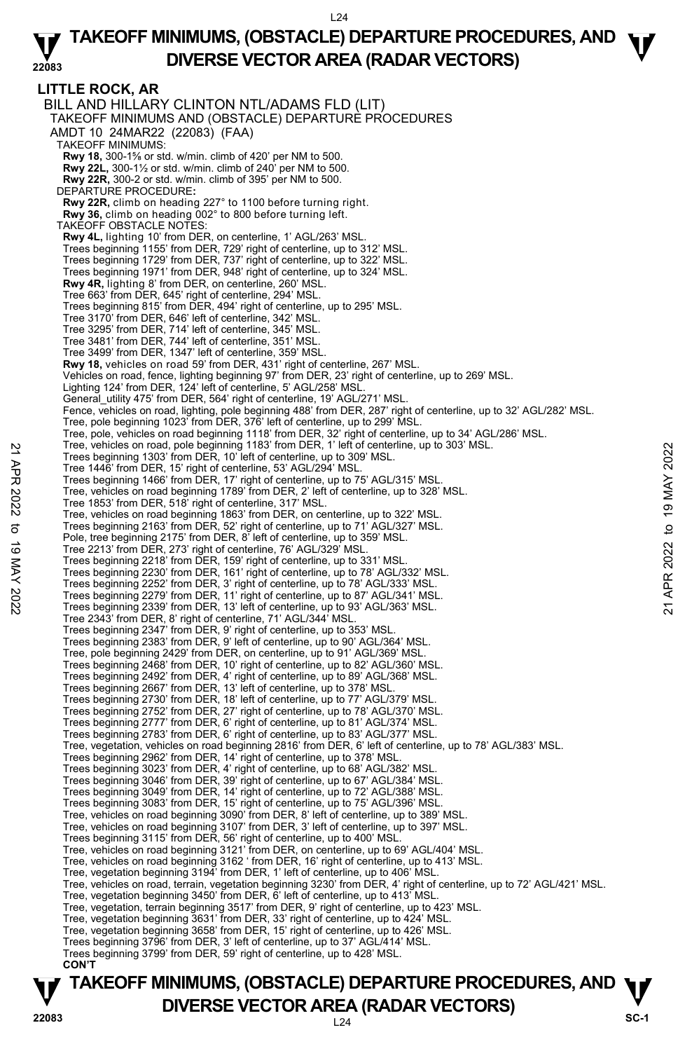# TAKEOFF MINIMUMS, (OBSTACLE) DEPARTURE PROCEDURES, AND DIVERSE VECTOR AREA (RADAR VECTORS)

## LITTLE ROCK, AR

BILL AND HILLARY CLINTON NTL/ADAMS FLD (LIT)
TAKEOFF MINIMUMS AND (OBSTACLE) DEPARTURE PROCEDURES
AMDT 10 24MAR22 (22083) (FAA)

TAKEOFF MINIMUMS:
**Rwy 18,** 300-1⅝ or std. w/min. climb of 420' per NM to 500.
**Rwy 22L,** 300-1½ or std. w/min. climb of 240' per NM to 500.
**Rwy 22R,** 300-2 or std. w/min. climb of 395' per NM to 500.

DEPARTURE PROCEDURE**:**
**Rwy 22R,** climb on heading 227° to 1100 before turning right.
**Rwy 36,** climb on heading 002° to 800 before turning left.

TAKEOFF OBSTACLE NOTES:
**Rwy 4L,** lighting 10' from DER, on centerline, 1' AGL/263' MSL.
Trees beginning 1155' from DER, 729' right of centerline, up to 312' MSL.
Trees beginning 1729' from DER, 737' right of centerline, up to 322' MSL.
Trees beginning 1971' from DER, 948' right of centerline, up to 324' MSL.
**Rwy 4R,** lighting 8' from DER, on centerline, 260' MSL.
Tree 663' from DER, 645' right of centerline, 294' MSL.
Trees beginning 815' from DER, 494' right of centerline, up to 295' MSL.
Tree 3170' from DER, 646' left of centerline, 342' MSL.
Tree 3295' from DER, 714' left of centerline, 345' MSL.
Tree 3481' from DER, 744' left of centerline, 351' MSL.
Tree 3499' from DER, 1347' left of centerline, 359' MSL.
**Rwy 18,** vehicles on road 59' from DER, 431' right of centerline, 267' MSL.
Vehicles on road, fence, lighting beginning 97' from DER, 23' right of centerline, up to 269' MSL.
Lighting 124' from DER, 124' left of centerline, 5' AGL/258' MSL.
General_utility 475' from DER, 564' right of centerline, 19' AGL/271' MSL.
Fence, vehicles on road, lighting, pole beginning 488' from DER, 287' right of centerline, up to 32' AGL/282' MSL.
Tree, pole beginning 1023' from DER, 376' left of centerline, up to 299' MSL.
Tree, pole, vehicles on road beginning 1118' from DER, 32' right of centerline, up to 34' AGL/286' MSL.
Tree, vehicles on road, pole beginning 1183' from DER, 1' left of centerline, up to 303' MSL.
Trees beginning 1303' from DER, 10' left of centerline, up to 309' MSL.
Tree 1446' from DER, 15' right of centerline, 53' AGL/294' MSL.
Trees beginning 1466' from DER, 17' right of centerline, up to 75' AGL/315' MSL.
Tree, vehicles on road beginning 1789' from DER, 2' left of centerline, up to 328' MSL.
Tree 1853' from DER, 518' right of centerline, 317' MSL.
Tree, vehicles on road beginning 1863' from DER, on centerline, up to 322' MSL.
Trees beginning 2163' from DER, 52' right of centerline, up to 71' AGL/327' MSL.
Pole, tree beginning 2175' from DER, 8' left of centerline, up to 359' MSL.
Tree 2213' from DER, 273' right of centerline, 76' AGL/329' MSL.
Trees beginning 2218' from DER, 159' right of centerline, up to 331' MSL.
Trees beginning 2230' from DER, 161' right of centerline, up to 78' AGL/332' MSL.
Trees beginning 2252' from DER, 3' right of centerline, up to 78' AGL/333' MSL.
Trees beginning 2279' from DER, 11' right of centerline, up to 87' AGL/341' MSL.
Trees beginning 2339' from DER, 13' left of centerline, up to 93' AGL/363' MSL.
Tree 2343' from DER, 8' right of centerline, 71' AGL/344' MSL.
Trees beginning 2347' from DER, 9' right of centerline, up to 353' MSL.
Trees beginning 2383' from DER, 9' left of centerline, up to 90' AGL/364' MSL.
Tree, pole beginning 2429' from DER, on centerline, up to 91' AGL/369' MSL.
Trees beginning 2468' from DER, 10' right of centerline, up to 82' AGL/360' MSL.
Trees beginning 2492' from DER, 4' right of centerline, up to 89' AGL/368' MSL.
Trees beginning 2667' from DER, 13' left of centerline, up to 378' MSL.
Trees beginning 2730' from DER, 18' left of centerline, up to 77' AGL/379' MSL.
Trees beginning 2752' from DER, 27' right of centerline, up to 78' AGL/370' MSL.
Trees beginning 2777' from DER, 6' right of centerline, up to 81' AGL/374' MSL.
Trees beginning 2783' from DER, 6' right of centerline, up to 83' AGL/377' MSL.
Tree, vegetation, vehicles on road beginning 2816' from DER, 6' left of centerline, up to 78' AGL/383' MSL.
Trees beginning 2962' from DER, 14' right of centerline, up to 378' MSL.
Trees beginning 3023' from DER, 4' right of centerline, up to 68' AGL/382' MSL.
Trees beginning 3046' from DER, 39' right of centerline, up to 67' AGL/384' MSL.
Trees beginning 3049' from DER, 14' right of centerline, up to 72' AGL/388' MSL.
Trees beginning 3083' from DER, 15' right of centerline, up to 75' AGL/396' MSL.
Tree, vehicles on road beginning 3090' from DER, 8' left of centerline, up to 389' MSL.
Tree, vehicles on road beginning 3107' from DER, 3' left of centerline, up to 397' MSL.
Trees beginning 3115' from DER, 56' right of centerline, up to 400' MSL.
Tree, vehicles on road beginning 3121' from DER, on centerline, up to 69' AGL/404' MSL.
Tree, vehicles on road beginning 3162 ' from DER, 16' right of centerline, up to 413' MSL.
Tree, vegetation beginning 3194' from DER, 1' left of centerline, up to 406' MSL.
Tree, vehicles on road, terrain, vegetation beginning 3230' from DER, 4' right of centerline, up to 72' AGL/421' MSL.
Tree, vegetation beginning 3450' from DER, 6' left of centerline, up to 413' MSL.
Tree, vegetation, terrain beginning 3517' from DER, 9' right of centerline, up to 423' MSL.
Tree, vegetation beginning 3631' from DER, 33' right of centerline, up to 424' MSL.
Tree, vegetation beginning 3658' from DER, 15' right of centerline, up to 426' MSL.
Trees beginning 3796' from DER, 3' left of centerline, up to 37' AGL/414' MSL.
Trees beginning 3799' from DER, 59' right of centerline, up to 428' MSL.
**CON'T**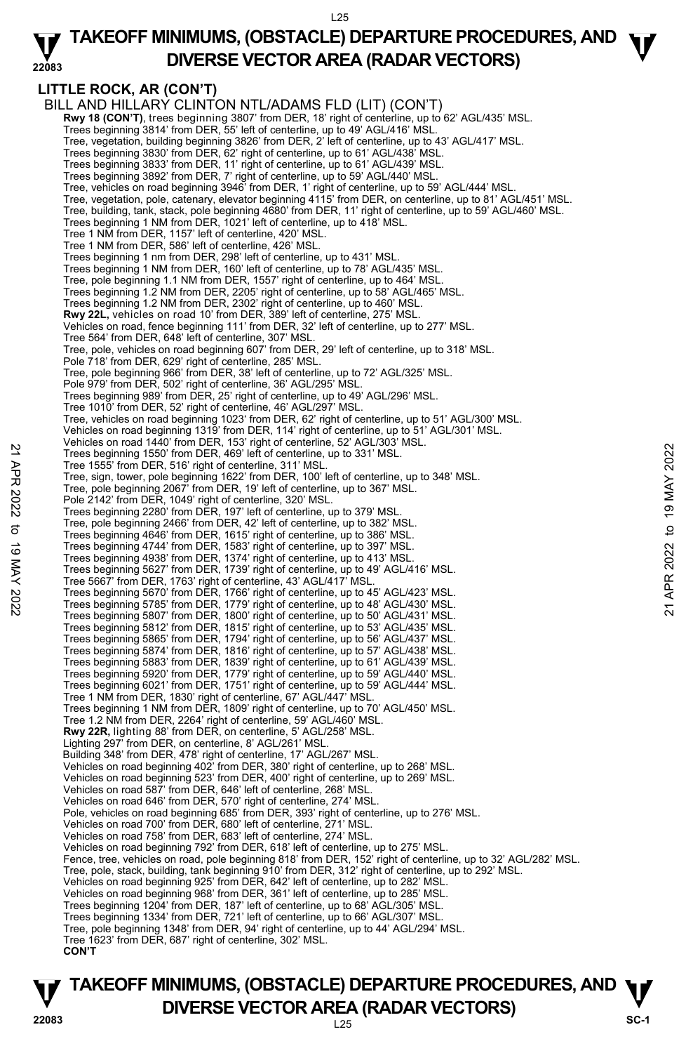## LITTLE ROCK, AR (CON'T)

BILL AND HILLARY CLINTON NTL/ADAMS FLD (LIT) (CON'T)

**Rwy 18 (CON'T)**, trees beginning 3807' from DER, 18' right of centerline, up to 62' AGL/435' MSL.
Trees beginning 3814' from DER, 55' left of centerline, up to 49' AGL/416' MSL.
Tree, vegetation, building beginning 3826' from DER, 2' left of centerline, up to 43' AGL/417' MSL.
Trees beginning 3830' from DER, 62' right of centerline, up to 61' AGL/438' MSL.
Trees beginning 3833' from DER, 11' right of centerline, up to 61' AGL/439' MSL.
Trees beginning 3892' from DER, 7' right of centerline, up to 59' AGL/440' MSL.
Tree, vehicles on road beginning 3946' from DER, 1' right of centerline, up to 59' AGL/444' MSL.
Tree, vegetation, pole, catenary, elevator beginning 4115' from DER, on centerline, up to 81' AGL/451' MSL.
Tree, building, tank, stack, pole beginning 4680' from DER, 11' right of centerline, up to 59' AGL/460' MSL.
Trees beginning 1 NM from DER, 1021' left of centerline, up to 418' MSL.
Tree 1 NM from DER, 1157' left of centerline, 420' MSL.
Tree 1 NM from DER, 586' left of centerline, 426' MSL.
Trees beginning 1 nm from DER, 298' left of centerline, up to 431' MSL.
Trees beginning 1 NM from DER, 160' left of centerline, up to 78' AGL/435' MSL.
Tree, pole beginning 1.1 NM from DER, 1557' right of centerline, up to 464' MSL.
Trees beginning 1.2 NM from DER, 2205' right of centerline, up to 58' AGL/465' MSL.
Trees beginning 1.2 NM from DER, 2302' right of centerline, up to 460' MSL.

**Rwy 22L**, vehicles on road 10' from DER, 389' left of centerline, 275' MSL.
Vehicles on road, fence beginning 111' from DER, 32' left of centerline, up to 277' MSL.
Tree 564' from DER, 648' left of centerline, 307' MSL.
Tree, pole, vehicles on road beginning 607' from DER, 29' left of centerline, up to 318' MSL.
Pole 718' from DER, 629' right of centerline, 285' MSL.
Tree, pole beginning 966' from DER, 38' left of centerline, up to 72' AGL/325' MSL.
Pole 979' from DER, 502' right of centerline, 36' AGL/295' MSL.
Trees beginning 989' from DER, 25' right of centerline, up to 49' AGL/296' MSL.
Tree 1010' from DER, 52' right of centerline, 46' AGL/297' MSL.
Tree, vehicles on road beginning 1023' from DER, 62' right of centerline, up to 51' AGL/300' MSL.
Vehicles on road beginning 1319' from DER, 114' right of centerline, up to 51' AGL/301' MSL.
Vehicles on road 1440' from DER, 153' right of centerline, 52' AGL/303' MSL.
Trees beginning 1550' from DER, 469' left of centerline, up to 331' MSL.
Tree 1555' from DER, 516' right of centerline, 311' MSL.
Tree, sign, tower, pole beginning 1622' from DER, 100' left of centerline, up to 348' MSL.
Tree, pole beginning 2067' from DER, 19' left of centerline, up to 367' MSL.
Pole 2142' from DER, 1049' right of centerline, 320' MSL.
Trees beginning 2280' from DER, 197' left of centerline, up to 379' MSL.
Tree, pole beginning 2466' from DER, 42' left of centerline, up to 382' MSL.
Trees beginning 4646' from DER, 1615' right of centerline, up to 386' MSL.
Trees beginning 4744' from DER, 1583' right of centerline, up to 397' MSL.
Trees beginning 4938' from DER, 1374' right of centerline, up to 413' MSL.
Trees beginning 5627' from DER, 1739' right of centerline, up to 49' AGL/416' MSL.
Tree 5667' from DER, 1763' right of centerline, 43' AGL/417' MSL.
Trees beginning 5670' from DER, 1766' right of centerline, up to 45' AGL/423' MSL.
Trees beginning 5785' from DER, 1779' right of centerline, up to 48' AGL/430' MSL.
Trees beginning 5807' from DER, 1800' right of centerline, up to 50' AGL/431' MSL.
Trees beginning 5812' from DER, 1815' right of centerline, up to 53' AGL/435' MSL.
Trees beginning 5865' from DER, 1794' right of centerline, up to 56' AGL/437' MSL.
Trees beginning 5874' from DER, 1816' right of centerline, up to 57' AGL/438' MSL.
Trees beginning 5883' from DER, 1839' right of centerline, up to 61' AGL/439' MSL.
Trees beginning 5920' from DER, 1779' right of centerline, up to 59' AGL/440' MSL.
Trees beginning 6021' from DER, 1751' right of centerline, up to 59' AGL/444' MSL.
Tree 1 NM from DER, 1830' right of centerline, 67' AGL/447' MSL.
Trees beginning 1 NM from DER, 1809' right of centerline, up to 70' AGL/450' MSL.
Tree 1.2 NM from DER, 2264' right of centerline, 59' AGL/460' MSL.

**Rwy 22R**, lighting 88' from DER, on centerline, 5' AGL/258' MSL.
Lighting 297' from DER, on centerline, 8' AGL/261' MSL.
Building 348' from DER, 478' right of centerline, 17' AGL/267' MSL.
Vehicles on road beginning 402' from DER, 380' right of centerline, up to 268' MSL.
Vehicles on road beginning 523' from DER, 400' right of centerline, up to 269' MSL.
Vehicles on road 587' from DER, 646' left of centerline, 268' MSL.
Vehicles on road 646' from DER, 570' right of centerline, 274' MSL.
Pole, vehicles on road beginning 685' from DER, 393' right of centerline, up to 276' MSL.
Vehicles on road 700' from DER, 680' left of centerline, 271' MSL.
Vehicles on road 758' from DER, 683' left of centerline, 274' MSL.
Vehicles on road beginning 792' from DER, 618' left of centerline, up to 275' MSL.
Fence, tree, vehicles on road, pole beginning 818' from DER, 152' right of centerline, up to 32' AGL/282' MSL.
Tree, pole, stack, building, tank beginning 910' from DER, 312' right of centerline, up to 292' MSL.
Vehicles on road beginning 925' from DER, 642' left of centerline, up to 282' MSL.
Vehicles on road beginning 968' from DER, 361' left of centerline, up to 285' MSL.
Trees beginning 1204' from DER, 187' left of centerline, up to 68' AGL/305' MSL.
Trees beginning 1334' from DER, 721' left of centerline, up to 66' AGL/307' MSL.
Tree, pole beginning 1348' from DER, 94' right of centerline, up to 44' AGL/294' MSL.
Tree 1623' from DER, 687' right of centerline, 302' MSL.

**CON'T**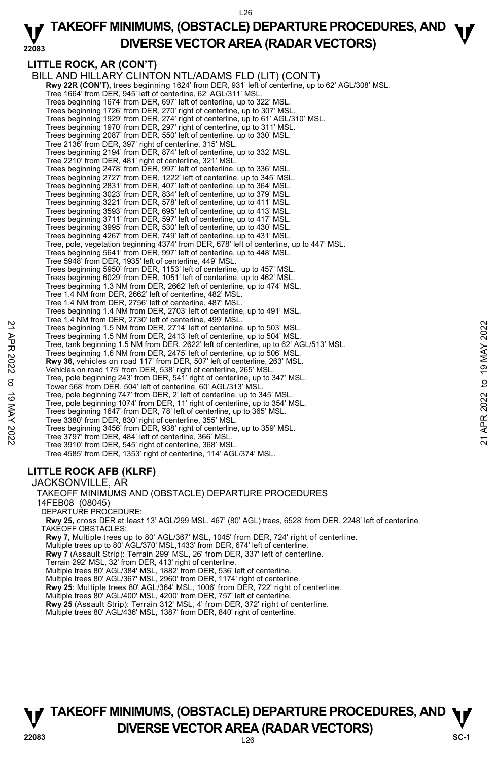## LITTLE ROCK, AR (CON'T)

BILL AND HILLARY CLINTON NTL/ADAMS FLD (LIT) (CON'T)

**Rwy 22R (CON'T),** trees beginning 1624' from DER, 931' left of centerline, up to 62' AGL/308' MSL.
Tree 1664' from DER, 945' left of centerline, 62' AGL/311' MSL.
Trees beginning 1674' from DER, 697' left of centerline, up to 322' MSL.
Trees beginning 1726' from DER, 270' right of centerline, up to 307' MSL.
Trees beginning 1929' from DER, 274' right of centerline, up to 61' AGL/310' MSL.
Trees beginning 1970' from DER, 297' right of centerline, up to 311' MSL.
Trees beginning 2087' from DER, 550' left of centerline, up to 330' MSL.
Tree 2136' from DER, 397' right of centerline, 315' MSL.
Trees beginning 2194' from DER, 874' left of centerline, up to 332' MSL.
Tree 2210' from DER, 481' right of centerline, 321' MSL.
Trees beginning 2478' from DER, 997' left of centerline, up to 336' MSL.
Trees beginning 2727' from DER, 1222' left of centerline, up to 345' MSL.
Trees beginning 2831' from DER, 407' left of centerline, up to 364' MSL.
Trees beginning 3023' from DER, 834' left of centerline, up to 379' MSL.
Trees beginning 3221' from DER, 578' left of centerline, up to 411' MSL.
Trees beginning 3593' from DER, 695' left of centerline, up to 413' MSL.
Trees beginning 3711' from DER, 597' left of centerline, up to 417' MSL.
Trees beginning 3995' from DER, 530' left of centerline, up to 430' MSL.
Trees beginning 4267' from DER, 749' left of centerline, up to 431' MSL.
Tree, pole, vegetation beginning 4374' from DER, 678' left of centerline, up to 447' MSL.
Trees beginning 5641' from DER, 997' left of centerline, up to 448' MSL.
Tree 5948' from DER, 1935' left of centerline, 449' MSL.
Trees beginning 5950' from DER, 1153' left of centerline, up to 457' MSL.
Trees beginning 6029' from DER, 1051' left of centerline, up to 462' MSL.
Trees beginning 1.3 NM from DER, 2662' left of centerline, up to 474' MSL.
Tree 1.4 NM from DER, 2662' left of centerline, 482' MSL.
Tree 1.4 NM from DER, 2756' left of centerline, 487' MSL.
Trees beginning 1.4 NM from DER, 2703' left of centerline, up to 491' MSL.
Tree 1.4 NM from DER, 2730' left of centerline, 499' MSL.
Trees beginning 1.5 NM from DER, 2714' left of centerline, up to 503' MSL.
Trees beginning 1.5 NM from DER, 2413' left of centerline, up to 504' MSL.
Tree, tank beginning 1.5 NM from DER, 2622' left of centerline, up to 62' AGL/513' MSL.
Trees beginning 1.6 NM from DER, 2475' left of centerline, up to 506' MSL.
**Rwy 36,** vehicles on road 117' from DER, 507' left of centerline, 263' MSL.
Vehicles on road 175' from DER, 538' right of centerline, 265' MSL.
Tree, pole beginning 243' from DER, 541' right of centerline, up to 347' MSL.
Tower 568' from DER, 504' left of centerline, 60' AGL/313' MSL.
Tree, pole beginning 747' from DER, 2' left of centerline, up to 345' MSL.
Tree, pole beginning 1074' from DER, 11' right of centerline, up to 354' MSL.
Trees beginning 1647' from DER, 78' left of centerline, up to 365' MSL.
Tree 3380' from DER, 830' right of centerline, 355' MSL.
Trees beginning 3456' from DER, 938' right of centerline, up to 359' MSL.
Tree 3797' from DER, 484' left of centerline, 366' MSL.
Tree 3910' from DER, 545' right of centerline, 368' MSL.
Tree 4585' from DER, 1353' right of centerline, 114' AGL/374' MSL.

## LITTLE ROCK AFB (KLRF)

JACKSONVILLE, AR

TAKEOFF MINIMUMS AND (OBSTACLE) DEPARTURE PROCEDURES

14FEB08 (08045)

DEPARTURE PROCEDURE:

**Rwy 25,** cross DER at least 13' AGL/299 MSL. 467' (80' AGL) trees, 6528' from DER, 2248' left of centerline.

TAKEOFF OBSTACLES:

**Rwy 7,** Multiple trees up to 80' AGL/367' MSL, 1045' from DER, 724' right of centerline.
Multiple trees up to 80' AGL/370' MSL,1433' from DER, 674' left of centerline.
**Rwy 7** (Assault Strip): Terrain 299' MSL, 26' from DER, 337' left of centerline.
Terrain 292' MSL, 32' from DER, 413' right of centerline.
Multiple trees 80' AGL/384' MSL, 1882' from DER, 536' left of centerline.
Multiple trees 80' AGL/367' MSL, 2960' from DER, 1174' right of centerline.
**Rwy 25**: Multiple trees 80' AGL/364' MSL, 1006' from DER, 722' right of centerline.
Multiple trees 80' AGL/400' MSL, 4200' from DER, 757' left of centerline.
**Rwy 25** (Assault Strip): Terrain 312' MSL, 4' from DER, 372' right of centerline.
Multiple trees 80' AGL/436' MSL, 1387' from DER, 840' right of centerline.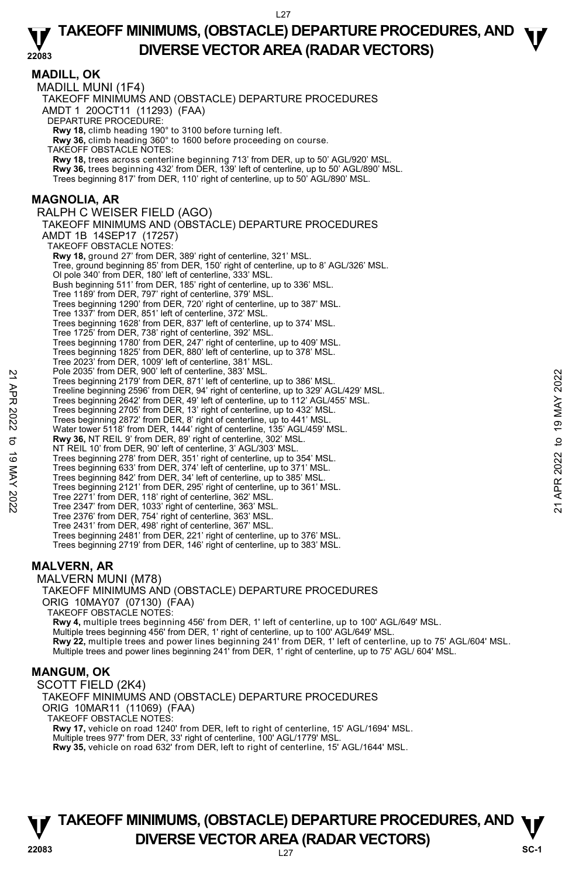## MADILL, OK

MADILL MUNI (1F4)

TAKEOFF MINIMUMS AND (OBSTACLE) DEPARTURE PROCEDURES

AMDT 1 20OCT11 (11293) (FAA)

DEPARTURE PROCEDURE:

**Rwy 18,** climb heading 190° to 3100 before turning left.

**Rwy 36,** climb heading 360° to 1600 before proceeding on course.

TAKEOFF OBSTACLE NOTES:

**Rwy 18,** trees across centerline beginning 713' from DER, up to 50' AGL/920' MSL.

**Rwy 36,** trees beginning 432' from DER, 139' left of centerline, up to 50' AGL/890' MSL.

Trees beginning 817' from DER, 110' right of centerline, up to 50' AGL/890' MSL.

## MAGNOLIA, AR

RALPH C WEISER FIELD (AGO)

TAKEOFF MINIMUMS AND (OBSTACLE) DEPARTURE PROCEDURES

AMDT 1B 14SEP17 (17257)

TAKEOFF OBSTACLE NOTES:

**Rwy 18,** ground 27' from DER, 389' right of centerline, 321' MSL.

Tree, ground beginning 85' from DER, 150' right of centerline, up to 8' AGL/326' MSL.

Ol pole 340' from DER, 180' left of centerline, 333' MSL.

Bush beginning 511' from DER, 185' right of centerline, up to 336' MSL.

Tree 1189' from DER, 797' right of centerline, 379' MSL.

Trees beginning 1290' from DER, 720' right of centerline, up to 387' MSL.

Tree 1337' from DER, 851' left of centerline, 372' MSL.

Trees beginning 1628' from DER, 837' left of centerline, up to 374' MSL.

Tree 1725' from DER, 738' right of centerline, 392' MSL.

Trees beginning 1780' from DER, 247' right of centerline, up to 409' MSL.

Trees beginning 1825' from DER, 880' left of centerline, up to 378' MSL.

Tree 2023' from DER, 1009' left of centerline, 381' MSL.

Pole 2035' from DER, 900' left of centerline, 383' MSL.

Trees beginning 2179' from DER, 871' left of centerline, up to 386' MSL.

Treeline beginning 2596' from DER, 94' right of centerline, up to 329' AGL/429' MSL.

Trees beginning 2642' from DER, 49' left of centerline, up to 112' AGL/455' MSL.

Trees beginning 2705' from DER, 13' right of centerline, up to 432' MSL.

Trees beginning 2872' from DER, 8' right of centerline, up to 441' MSL.

Water tower 5118' from DER, 1444' right of centerline, 135' AGL/459' MSL.

**Rwy 36,** NT REIL 9' from DER, 89' right of centerline, 302' MSL.

NT REIL 10' from DER, 90' left of centerline, 3' AGL/303' MSL.

Trees beginning 278' from DER, 351' right of centerline, up to 354' MSL.

Trees beginning 633' from DER, 374' left of centerline, up to 371' MSL.

Trees beginning 842' from DER, 34' left of centerline, up to 385' MSL.

Trees beginning 2121' from DER, 295' right of centerline, up to 361' MSL.

Tree 2271' from DER, 118' right of centerline, 362' MSL.

Tree 2347' from DER, 1033' right of centerline, 363' MSL.

Tree 2376' from DER, 754' right of centerline, 363' MSL.

Tree 2431' from DER, 498' right of centerline, 367' MSL.

Trees beginning 2481' from DER, 221' right of centerline, up to 376' MSL.

Trees beginning 2719' from DER, 146' right of centerline, up to 383' MSL.

## MALVERN, AR

MALVERN MUNI (M78)

TAKEOFF MINIMUMS AND (OBSTACLE) DEPARTURE PROCEDURES

ORIG 10MAY07 (07130) (FAA)

TAKEOFF OBSTACLE NOTES:

**Rwy 4,** multiple trees beginning 456' from DER, 1' left of centerline, up to 100' AGL/649' MSL.

Multiple trees beginning 456' from DER, 1' right of centerline, up to 100' AGL/649' MSL.

**Rwy 22,** multiple trees and power lines beginning 241' from DER, 1' left of centerline, up to 75' AGL/604' MSL.

Multiple trees and power lines beginning 241' from DER, 1' right of centerline, up to 75' AGL/ 604' MSL.

## MANGUM, OK

SCOTT FIELD (2K4)

TAKEOFF MINIMUMS AND (OBSTACLE) DEPARTURE PROCEDURES

ORIG 10MAR11 (11069) (FAA)

TAKEOFF OBSTACLE NOTES:

**Rwy 17,** vehicle on road 1240' from DER, left to right of centerline, 15' AGL/1694' MSL.

Multiple trees 977' from DER, 33' right of centerline, 100' AGL/1779' MSL.

**Rwy 35,** vehicle on road 632' from DER, left to right of centerline, 15' AGL/1644' MSL.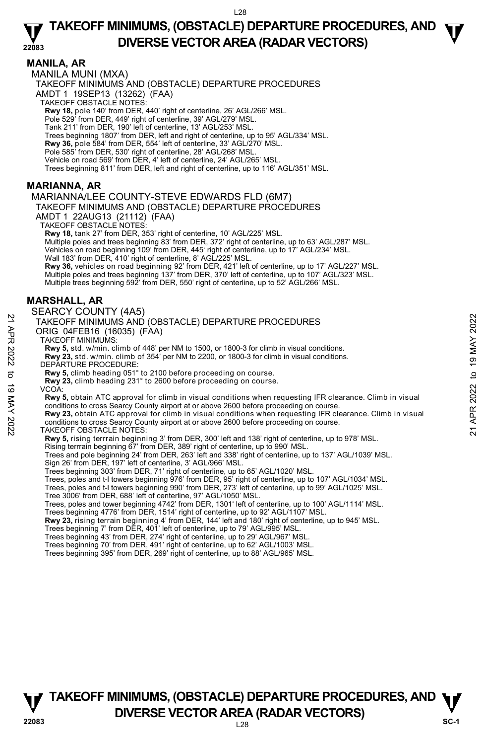## MANILA, AR

MANILA MUNI (MXA)
TAKEOFF MINIMUMS AND (OBSTACLE) DEPARTURE PROCEDURES
AMDT 1 19SEP13 (13262) (FAA)
TAKEOFF OBSTACLE NOTES:
**Rwy 18,** pole 140' from DER, 440' right of centerline, 26' AGL/266' MSL.
Pole 529' from DER, 449' right of centerline, 39' AGL/279' MSL.
Tank 211' from DER, 190' left of centerline, 13' AGL/253' MSL.
Trees beginning 1807' from DER, left and right of centerline, up to 95' AGL/334' MSL.
**Rwy 36,** pole 584' from DER, 554' left of centerline, 33' AGL/270' MSL.
Pole 585' from DER, 530' right of centerline, 28' AGL/268' MSL.
Vehicle on road 569' from DER, 4' left of centerline, 24' AGL/265' MSL.
Trees beginning 811' from DER, left and right of centerline, up to 116' AGL/351' MSL.

## MARIANNA, AR

MARIANNA/LEE COUNTY-STEVE EDWARDS FLD (6M7)
TAKEOFF MINIMUMS AND (OBSTACLE) DEPARTURE PROCEDURES
AMDT 1 22AUG13 (21112) (FAA)
TAKEOFF OBSTACLE NOTES:
**Rwy 18,** tank 27' from DER, 353' right of centerline, 10' AGL/225' MSL.
Multiple poles and trees beginning 83' from DER, 372' right of centerline, up to 63' AGL/287' MSL.
Vehicles on road beginning 109' from DER, 445' right of centerline, up to 17' AGL/234' MSL.
Wall 183' from DER, 410' right of centerline, 8' AGL/225' MSL.
**Rwy 36,** vehicles on road beginning 92' from DER, 421' left of centerline, up to 17' AGL/227' MSL.
Multiple poles and trees beginning 137' from DER, 370' left of centerline, up to 107' AGL/323' MSL.
Multiple trees beginning 592' from DER, 550' right of centerline, up to 52' AGL/266' MSL.

## MARSHALL, AR

SEARCY COUNTY (4A5)
TAKEOFF MINIMUMS AND (OBSTACLE) DEPARTURE PROCEDURES
ORIG 04FEB16 (16035) (FAA)
TAKEOFF MINIMUMS:
**Rwy 5,** std. w/min. climb of 448' per NM to 1500, or 1800-3 for climb in visual conditions.
**Rwy 23,** std. w/min. climb of 354' per NM to 2200, or 1800-3 for climb in visual conditions.
DEPARTURE PROCEDURE:
**Rwy 5,** climb heading 051° to 2100 before proceeding on course.
**Rwy 23,** climb heading 231° to 2600 before proceeding on course.
VCOA:
**Rwy 5,** obtain ATC approval for climb in visual conditions when requesting IFR clearance. Climb in visual conditions to cross Searcy County airport at or above 2600 before proceeding on course.
**Rwy 23,** obtain ATC approval for climb in visual conditions when requesting IFR clearance. Climb in visual conditions to cross Searcy County airport at or above 2600 before proceeding on course.
TAKEOFF OBSTACLE NOTES:
**Rwy 5,** rising terrrain beginning 3' from DER, 300' left and 138' right of centerline, up to 978' MSL.
Rising terrrain beginning 67' from DER, 389' right of centerline, up to 990' MSL.
Trees and pole beginning 24' from DER, 263' left and 338' right of centerline, up to 137' AGL/1039' MSL.
Sign 26' from DER, 197' left of centerline, 3' AGL/966' MSL.
Trees beginning 303' from DER, 71' right of centerline, up to 65' AGL/1020' MSL.
Trees, poles and t-l towers beginning 976' from DER, 95' right of centerline, up to 107' AGL/1034' MSL.
Trees, poles and t-l towers beginning 990' from DER, 273' left of centerline, up to 99' AGL/1025' MSL.
Tree 3006' from DER, 688' left of centerline, 97' AGL/1050' MSL.
Trees, poles and tower beginning 4742' from DER, 1301' left of centerline, up to 100' AGL/1114' MSL.
Trees beginning 4776' from DER, 1514' right of centerline, up to 92' AGL/1107' MSL.
**Rwy 23,** rising terrain beginning 4' from DER, 144' left and 180' right of centerline, up to 945' MSL.
Trees beginning 7' from DER, 401' left of centerline, up to 79' AGL/995' MSL.
Trees beginning 43' from DER, 274' right of centerline, up to 29' AGL/967' MSL.
Trees beginning 70' from DER, 491' right of centerline, up to 62' AGL/1003' MSL.
Trees beginning 395' from DER, 269' right of centerline, up to 88' AGL/965' MSL.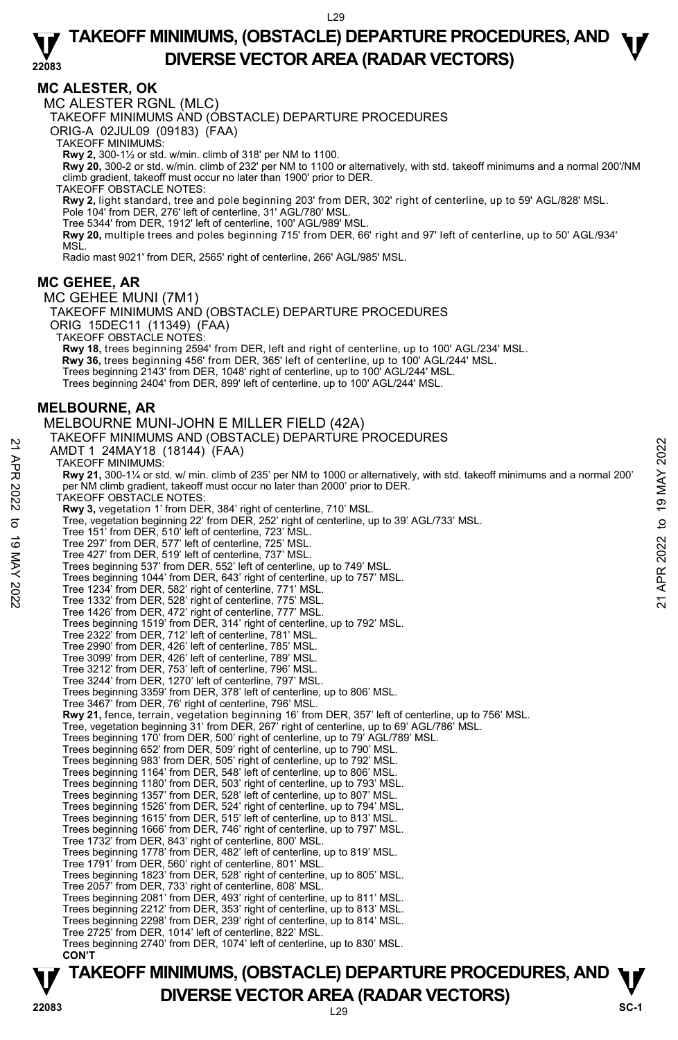# TAKEOFF MINIMUMS, (OBSTACLE) DEPARTURE PROCEDURES, AND DIVERSE VECTOR AREA (RADAR VECTORS)

## MC ALESTER, OK

MC ALESTER RGNL (MLC)

TAKEOFF MINIMUMS AND (OBSTACLE) DEPARTURE PROCEDURES

ORIG-A 02JUL09 (09183) (FAA)

TAKEOFF MINIMUMS:

**Rwy 2,** 300-1½ or std. w/min. climb of 318' per NM to 1100.

**Rwy 20,** 300-2 or std. w/min. climb of 232' per NM to 1100 or alternatively, with std. takeoff minimums and a normal 200'/NM climb gradient, takeoff must occur no later than 1900' prior to DER.

TAKEOFF OBSTACLE NOTES:

**Rwy 2,** light standard, tree and pole beginning 203' from DER, 302' right of centerline, up to 59' AGL/828' MSL.
Pole 104' from DER, 276' left of centerline, 31' AGL/780' MSL.
Tree 5344' from DER, 1912' left of centerline, 100' AGL/989' MSL.

**Rwy 20,** multiple trees and poles beginning 715' from DER, 66' right and 97' left of centerline, up to 50' AGL/934' MSL.
Radio mast 9021' from DER, 2565' right of centerline, 266' AGL/985' MSL.

## MC GEHEE, AR

MC GEHEE MUNI (7M1)

TAKEOFF MINIMUMS AND (OBSTACLE) DEPARTURE PROCEDURES

ORIG 15DEC11 (11349) (FAA)

TAKEOFF OBSTACLE NOTES:

**Rwy 18,** trees beginning 2594' from DER, left and right of centerline, up to 100' AGL/234' MSL.

**Rwy 36,** trees beginning 456' from DER, 365' left of centerline, up to 100' AGL/244' MSL.
Trees beginning 2143' from DER, 1048' right of centerline, up to 100' AGL/244' MSL.
Trees beginning 2404' from DER, 899' left of centerline, up to 100' AGL/244' MSL.

## MELBOURNE, AR

MELBOURNE MUNI-JOHN E MILLER FIELD (42A)

TAKEOFF MINIMUMS AND (OBSTACLE) DEPARTURE PROCEDURES

AMDT 1 24MAY18 (18144) (FAA)

TAKEOFF MINIMUMS:

**Rwy 21,** 300-1¼ or std. w/ min. climb of 235' per NM to 1000 or alternatively, with std. takeoff minimums and a normal 200' per NM climb gradient, takeoff must occur no later than 2000' prior to DER.

TAKEOFF OBSTACLE NOTES:

**Rwy 3,** vegetation 1' from DER, 384' right of centerline, 710' MSL.
Tree, vegetation beginning 22' from DER, 252' right of centerline, up to 39' AGL/733' MSL.
Tree 151' from DER, 510' left of centerline, 723' MSL.
Tree 297' from DER, 577' left of centerline, 725' MSL.
Tree 427' from DER, 519' left of centerline, 737' MSL.
Trees beginning 537' from DER, 552' left of centerline, up to 749' MSL.
Trees beginning 1044' from DER, 643' right of centerline, up to 757' MSL.
Tree 1234' from DER, 582' right of centerline, 771' MSL.
Tree 1332' from DER, 528' right of centerline, 775' MSL.
Tree 1426' from DER, 472' right of centerline, 777' MSL.
Trees beginning 1519' from DER, 314' right of centerline, up to 792' MSL.
Tree 2322' from DER, 712' left of centerline, 781' MSL.
Tree 2990' from DER, 426' left of centerline, 785' MSL.
Tree 3099' from DER, 426' left of centerline, 789' MSL.
Tree 3212' from DER, 753' left of centerline, 796' MSL.
Tree 3244' from DER, 1270' left of centerline, 797' MSL.
Trees beginning 3359' from DER, 378' left of centerline, up to 806' MSL.
Tree 3467' from DER, 76' right of centerline, 796' MSL.

**Rwy 21,** fence, terrain, vegetation beginning 16' from DER, 357' left of centerline, up to 756' MSL.
Tree, vegetation beginning 31' from DER, 267' right of centerline, up to 69' AGL/786' MSL.
Trees beginning 170' from DER, 500' right of centerline, up to 79' AGL/789' MSL.
Trees beginning 652' from DER, 509' right of centerline, up to 790' MSL.
Trees beginning 983' from DER, 505' right of centerline, up to 792' MSL.
Trees beginning 1164' from DER, 548' left of centerline, up to 806' MSL.
Trees beginning 1180' from DER, 503' right of centerline, up to 793' MSL.
Trees beginning 1357' from DER, 528' left of centerline, up to 807' MSL.
Trees beginning 1526' from DER, 524' right of centerline, up to 794' MSL.
Trees beginning 1615' from DER, 515' left of centerline, up to 813' MSL.
Trees beginning 1666' from DER, 746' right of centerline, up to 797' MSL.
Tree 1732' from DER, 843' right of centerline, 800' MSL.
Trees beginning 1778' from DER, 482' left of centerline, up to 819' MSL.
Tree 1791' from DER, 560' right of centerline, 801' MSL.
Trees beginning 1823' from DER, 528' right of centerline, up to 805' MSL.
Tree 2057' from DER, 733' right of centerline, 808' MSL.
Trees beginning 2081' from DER, 493' right of centerline, up to 811' MSL.
Trees beginning 2212' from DER, 353' right of centerline, up to 813' MSL.
Trees beginning 2298' from DER, 239' right of centerline, up to 814' MSL.
Tree 2725' from DER, 1014' left of centerline, 822' MSL.
Trees beginning 2740' from DER, 1074' left of centerline, up to 830' MSL.

**CON'T**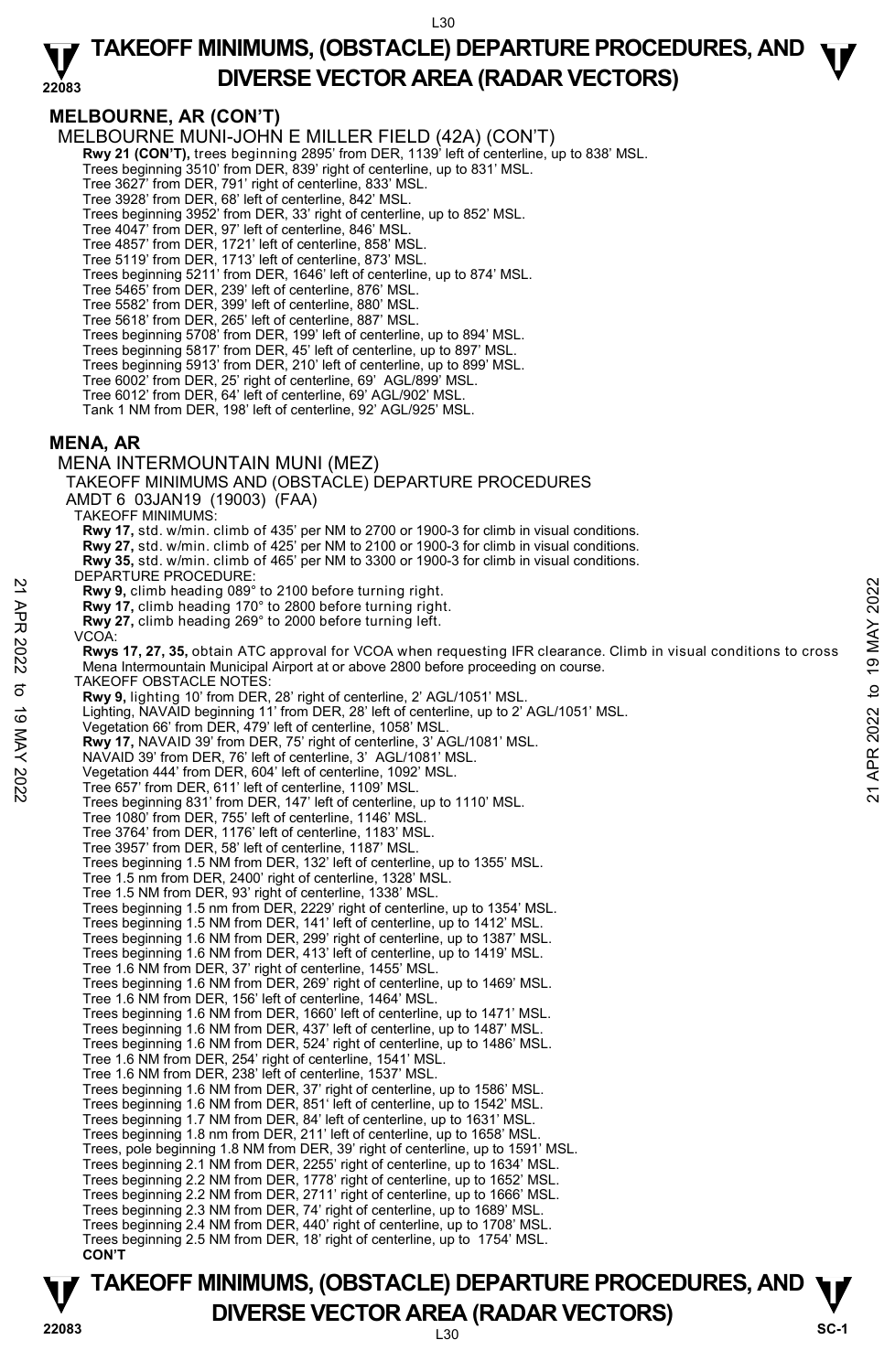## MELBOURNE, AR (CON'T)

MELBOURNE MUNI-JOHN E MILLER FIELD (42A) (CON'T)

**Rwy 21 (CON'T),** trees beginning 2895' from DER, 1139' left of centerline, up to 838' MSL.
Trees beginning 3510' from DER, 839' right of centerline, up to 831' MSL.
Tree 3627' from DER, 791' right of centerline, 833' MSL.
Tree 3928' from DER, 68' left of centerline, 842' MSL.
Trees beginning 3952' from DER, 33' right of centerline, up to 852' MSL.
Tree 4047' from DER, 97' left of centerline, 846' MSL.
Tree 4857' from DER, 1721' left of centerline, 858' MSL.
Tree 5119' from DER, 1713' left of centerline, 873' MSL.
Trees beginning 5211' from DER, 1646' left of centerline, up to 874' MSL.
Tree 5465' from DER, 239' left of centerline, 876' MSL.
Tree 5582' from DER, 399' left of centerline, 880' MSL.
Tree 5618' from DER, 265' left of centerline, 887' MSL.
Trees beginning 5708' from DER, 199' left of centerline, up to 894' MSL.
Trees beginning 5817' from DER, 45' left of centerline, up to 897' MSL.
Trees beginning 5913' from DER, 210' left of centerline, up to 899' MSL.
Tree 6002' from DER, 25' right of centerline, 69' AGL/899' MSL.
Tree 6012' from DER, 64' left of centerline, 69' AGL/902' MSL.
Tank 1 NM from DER, 198' left of centerline, 92' AGL/925' MSL.

## MENA, AR

MENA INTERMOUNTAIN MUNI (MEZ)

TAKEOFF MINIMUMS AND (OBSTACLE) DEPARTURE PROCEDURES

AMDT 6 03JAN19 (19003) (FAA)

TAKEOFF MINIMUMS:

**Rwy 17,** std. w/min. climb of 435' per NM to 2700 or 1900-3 for climb in visual conditions.
**Rwy 27,** std. w/min. climb of 425' per NM to 2100 or 1900-3 for climb in visual conditions.
**Rwy 35,** std. w/min. climb of 465' per NM to 3300 or 1900-3 for climb in visual conditions.

DEPARTURE PROCEDURE:

**Rwy 9,** climb heading 089° to 2100 before turning right.
**Rwy 17,** climb heading 170° to 2800 before turning right.
**Rwy 27,** climb heading 269° to 2000 before turning left.

VCOA:

**Rwys 17, 27, 35,** obtain ATC approval for VCOA when requesting IFR clearance. Climb in visual conditions to cross Mena Intermountain Municipal Airport at or above 2800 before proceeding on course.

TAKEOFF OBSTACLE NOTES:

**Rwy 9,** lighting 10' from DER, 28' right of centerline, 2' AGL/1051' MSL.
Lighting, NAVAID beginning 11' from DER, 28' left of centerline, up to 2' AGL/1051' MSL.
Vegetation 66' from DER, 479' left of centerline, 1058' MSL.
**Rwy 17,** NAVAID 39' from DER, 75' right of centerline, 3' AGL/1081' MSL.
NAVAID 39' from DER, 76' left of centerline, 3' AGL/1081' MSL.
Vegetation 444' from DER, 604' left of centerline, 1092' MSL.
Tree 657' from DER, 611' left of centerline, 1109' MSL.
Trees beginning 831' from DER, 147' left of centerline, up to 1110' MSL.
Tree 1080' from DER, 755' left of centerline, 1146' MSL.
Tree 3764' from DER, 1176' left of centerline, 1183' MSL.
Tree 3957' from DER, 58' left of centerline, 1187' MSL.
Trees beginning 1.5 NM from DER, 132' left of centerline, up to 1355' MSL.
Tree 1.5 nm from DER, 2400' right of centerline, 1328' MSL.
Tree 1.5 NM from DER, 93' right of centerline, 1338' MSL.
Trees beginning 1.5 nm from DER, 2229' right of centerline, up to 1354' MSL.
Trees beginning 1.5 NM from DER, 141' left of centerline, up to 1412' MSL.
Trees beginning 1.6 NM from DER, 299' right of centerline, up to 1387' MSL.
Trees beginning 1.6 NM from DER, 413' left of centerline, up to 1419' MSL.
Tree 1.6 NM from DER, 37' right of centerline, 1455' MSL.
Trees beginning 1.6 NM from DER, 269' right of centerline, up to 1469' MSL.
Tree 1.6 NM from DER, 156' left of centerline, 1464' MSL.
Trees beginning 1.6 NM from DER, 1660' left of centerline, up to 1471' MSL.
Trees beginning 1.6 NM from DER, 437' left of centerline, up to 1487' MSL.
Trees beginning 1.6 NM from DER, 524' right of centerline, up to 1486' MSL.
Tree 1.6 NM from DER, 254' right of centerline, 1541' MSL.
Tree 1.6 NM from DER, 238' left of centerline, 1537' MSL.
Trees beginning 1.6 NM from DER, 37' right of centerline, up to 1586' MSL.
Trees beginning 1.6 NM from DER, 851' left of centerline, up to 1542' MSL.
Trees beginning 1.7 NM from DER, 84' left of centerline, up to 1631' MSL.
Trees beginning 1.8 nm from DER, 211' left of centerline, up to 1658' MSL.
Trees, pole beginning 1.8 NM from DER, 39' right of centerline, up to 1591' MSL.
Trees beginning 2.1 NM from DER, 2255' right of centerline, up to 1634' MSL.
Trees beginning 2.2 NM from DER, 1778' right of centerline, up to 1652' MSL.
Trees beginning 2.2 NM from DER, 2711' right of centerline, up to 1666' MSL.
Trees beginning 2.3 NM from DER, 74' right of centerline, up to 1689' MSL.
Trees beginning 2.4 NM from DER, 440' right of centerline, up to 1708' MSL.
Trees beginning 2.5 NM from DER, 18' right of centerline, up to 1754' MSL.

**CON'T**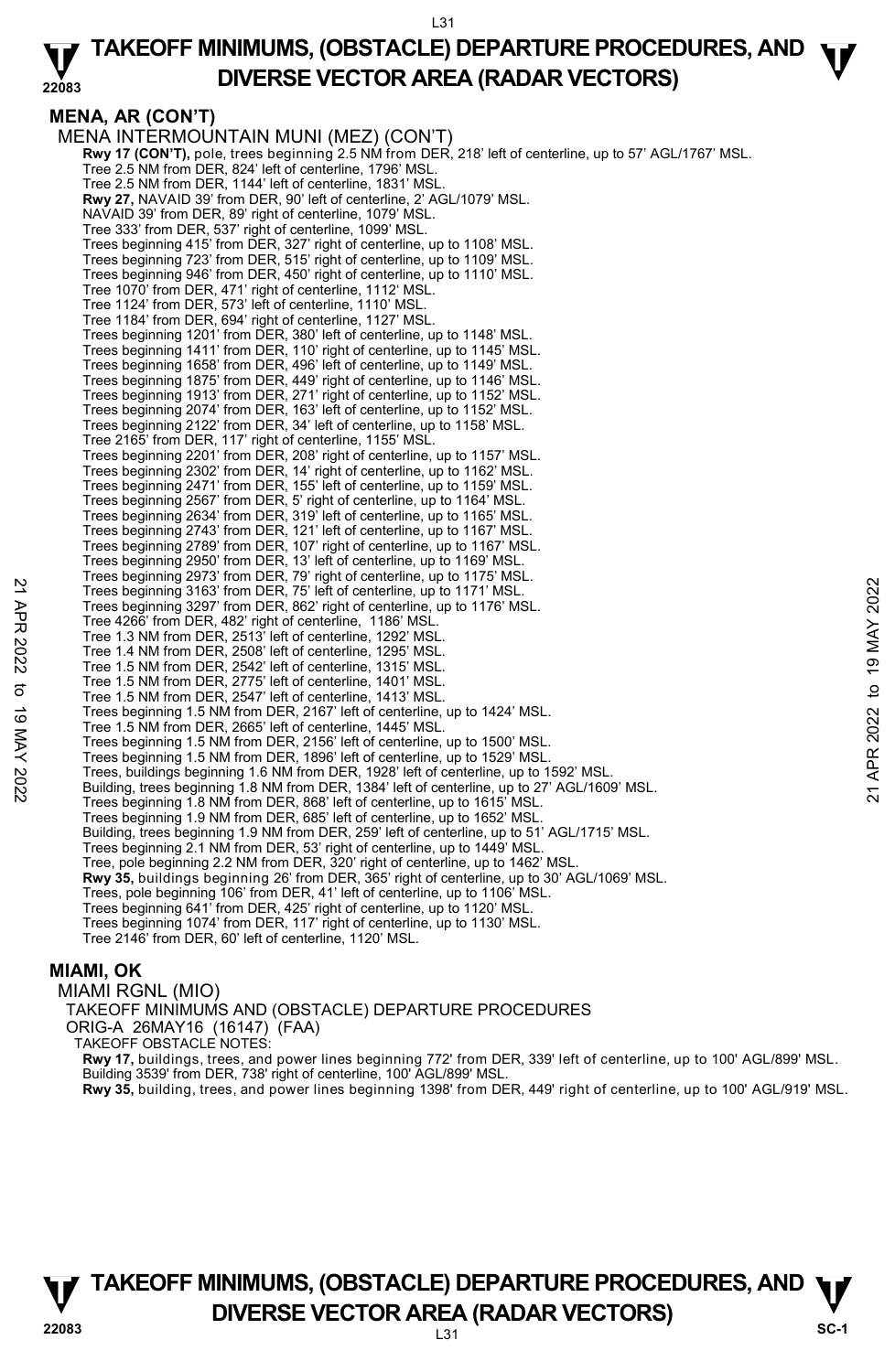## MENA, AR (CON'T)

MENA INTERMOUNTAIN MUNI (MEZ) (CON'T)

**Rwy 17 (CON'T),** pole, trees beginning 2.5 NM from DER, 218' left of centerline, up to 57' AGL/1767' MSL.
Tree 2.5 NM from DER, 824' left of centerline, 1796' MSL.
Tree 2.5 NM from DER, 1144' left of centerline, 1831' MSL.
**Rwy 27,** NAVAID 39' from DER, 90' left of centerline, 2' AGL/1079' MSL.
NAVAID 39' from DER, 89' right of centerline, 1079' MSL.
Tree 333' from DER, 537' right of centerline, 1099' MSL.
Trees beginning 415' from DER, 327' right of centerline, up to 1108' MSL.
Trees beginning 723' from DER, 515' right of centerline, up to 1109' MSL.
Trees beginning 946' from DER, 450' right of centerline, up to 1110' MSL.
Tree 1070' from DER, 471' right of centerline, 1112' MSL.
Tree 1124' from DER, 573' left of centerline, 1110' MSL.
Tree 1184' from DER, 694' right of centerline, 1127' MSL.
Trees beginning 1201' from DER, 380' left of centerline, up to 1148' MSL.
Trees beginning 1411' from DER, 110' right of centerline, up to 1145' MSL.
Trees beginning 1658' from DER, 496' left of centerline, up to 1149' MSL.
Trees beginning 1875' from DER, 449' right of centerline, up to 1146' MSL.
Trees beginning 1913' from DER, 271' right of centerline, up to 1152' MSL.
Trees beginning 2074' from DER, 163' left of centerline, up to 1152' MSL.
Trees beginning 2122' from DER, 34' left of centerline, up to 1158' MSL.
Tree 2165' from DER, 117' right of centerline, 1155' MSL.
Trees beginning 2201' from DER, 208' right of centerline, up to 1157' MSL.
Trees beginning 2302' from DER, 14' right of centerline, up to 1162' MSL.
Trees beginning 2471' from DER, 155' left of centerline, up to 1159' MSL.
Trees beginning 2567' from DER, 5' right of centerline, up to 1164' MSL.
Trees beginning 2634' from DER, 319' left of centerline, up to 1165' MSL.
Trees beginning 2743' from DER, 121' left of centerline, up to 1167' MSL.
Trees beginning 2789' from DER, 107' right of centerline, up to 1167' MSL.
Trees beginning 2950' from DER, 13' left of centerline, up to 1169' MSL.
Trees beginning 2973' from DER, 79' right of centerline, up to 1175' MSL.
Trees beginning 3163' from DER, 75' left of centerline, up to 1171' MSL.
Trees beginning 3297' from DER, 862' right of centerline, up to 1176' MSL.
Tree 4266' from DER, 482' right of centerline, 1186' MSL.
Tree 1.3 NM from DER, 2513' left of centerline, 1292' MSL.
Tree 1.4 NM from DER, 2508' left of centerline, 1295' MSL.
Tree 1.5 NM from DER, 2542' left of centerline, 1315' MSL.
Tree 1.5 NM from DER, 2775' left of centerline, 1401' MSL.
Tree 1.5 NM from DER, 2547' left of centerline, 1413' MSL.
Trees beginning 1.5 NM from DER, 2167' left of centerline, up to 1424' MSL.
Tree 1.5 NM from DER, 2665' left of centerline, 1445' MSL.
Trees beginning 1.5 NM from DER, 2156' left of centerline, up to 1500' MSL.
Trees beginning 1.5 NM from DER, 1896' left of centerline, up to 1529' MSL.
Trees, buildings beginning 1.6 NM from DER, 1928' left of centerline, up to 1592' MSL.
Building, trees beginning 1.8 NM from DER, 1384' left of centerline, up to 27' AGL/1609' MSL.
Trees beginning 1.8 NM from DER, 868' left of centerline, up to 1615' MSL.
Trees beginning 1.9 NM from DER, 685' left of centerline, up to 1652' MSL.
Building, trees beginning 1.9 NM from DER, 259' left of centerline, up to 51' AGL/1715' MSL.
Trees beginning 2.1 NM from DER, 53' right of centerline, up to 1449' MSL.
Tree, pole beginning 2.2 NM from DER, 320' right of centerline, up to 1462' MSL.
**Rwy 35,** buildings beginning 26' from DER, 365' right of centerline, up to 30' AGL/1069' MSL.
Trees, pole beginning 106' from DER, 41' left of centerline, up to 1106' MSL.
Trees beginning 641' from DER, 425' right of centerline, up to 1120' MSL.
Trees beginning 1074' from DER, 117' right of centerline, up to 1130' MSL.
Tree 2146' from DER, 60' left of centerline, 1120' MSL.

## MIAMI, OK

MIAMI RGNL (MIO)
TAKEOFF MINIMUMS AND (OBSTACLE) DEPARTURE PROCEDURES
ORIG-A 26MAY16 (16147) (FAA)
TAKEOFF OBSTACLE NOTES:
**Rwy 17,** buildings, trees, and power lines beginning 772' from DER, 339' left of centerline, up to 100' AGL/899' MSL.
Building 3539' from DER, 738' right of centerline, 100' AGL/899' MSL.
**Rwy 35,** building, trees, and power lines beginning 1398' from DER, 449' right of centerline, up to 100' AGL/919' MSL.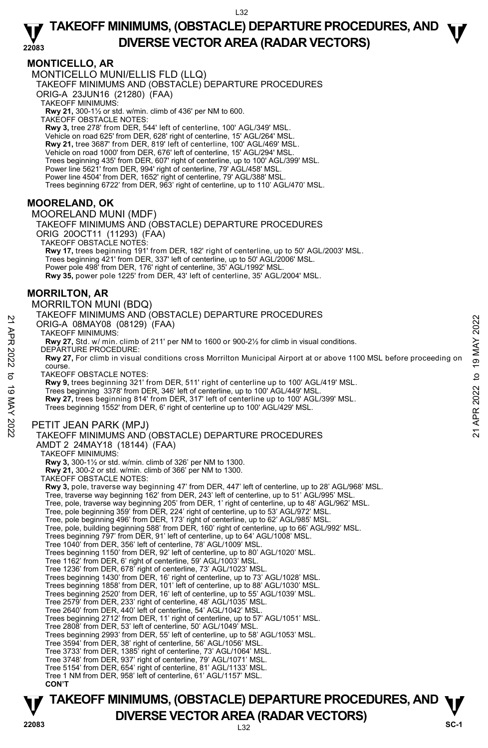## MONTICELLO, AR

MONTICELLO MUNI/ELLIS FLD (LLQ)

TAKEOFF MINIMUMS AND (OBSTACLE) DEPARTURE PROCEDURES

ORIG-A 23JUN16 (21280) (FAA)

TAKEOFF MINIMUMS:

**Rwy 21,** 300-1½ or std. w/min. climb of 436' per NM to 600.

TAKEOFF OBSTACLE NOTES:

**Rwy 3,** tree 278' from DER, 544' left of centerline, 100' AGL/349' MSL.
Vehicle on road 625' from DER, 628' right of centerline, 15' AGL/264' MSL.
**Rwy 21,** tree 3687' from DER, 819' left of centerline, 100' AGL/469' MSL.
Vehicle on road 1000' from DER, 676' left of centerline, 15' AGL/294' MSL.
Trees beginning 435' from DER, 607' right of centerline, up to 100' AGL/399' MSL.
Power line 5621' from DER, 994' right of centerline, 79' AGL/458' MSL.
Power line 4504' from DER, 1652' right of centerline, 79' AGL/388' MSL.
Trees beginning 6722' from DER, 963' right of centerline, up to 110' AGL/470' MSL.

## MOORELAND, OK

MOORELAND MUNI (MDF)

TAKEOFF MINIMUMS AND (OBSTACLE) DEPARTURE PROCEDURES

ORIG 20OCT11 (11293) (FAA)

TAKEOFF OBSTACLE NOTES:

**Rwy 17,** trees beginning 191' from DER, 182' right of centerline, up to 50' AGL/2003' MSL.
Trees beginning 421' from DER, 337' left of centerline, up to 50' AGL/2006' MSL.
Power pole 498' from DER, 176' right of centerline, 35' AGL/1992' MSL.
**Rwy 35,** power pole 1225' from DER, 43' left of centerline, 35' AGL/2004' MSL.

## MORRILTON, AR

MORRILTON MUNI (BDQ)

TAKEOFF MINIMUMS AND (OBSTACLE) DEPARTURE PROCEDURES

ORIG-A 08MAY08 (08129) (FAA)

TAKEOFF MINIMUMS:

**Rwy 27,** Std. w/ min. climb of 211' per NM to 1600 or 900-2½ for climb in visual conditions.

DEPARTURE PROCEDURE:

**Rwy 27,** For climb in visual conditions cross Morrilton Municipal Airport at or above 1100 MSL before proceeding on course.

TAKEOFF OBSTACLE NOTES:

**Rwy 9,** trees beginning 321' from DER, 511' right of centerline up to 100' AGL/419' MSL.
Trees beginning 3378' from DER, 346' left of centerline, up to 100' AGL/449' MSL.
**Rwy 27,** trees beginning 814' from DER, 317' left of centerline up to 100' AGL/399' MSL.
Trees beginning 1552' from DER, 6' right of centerline up to 100' AGL/429' MSL.

PETIT JEAN PARK (MPJ)

TAKEOFF MINIMUMS AND (OBSTACLE) DEPARTURE PROCEDURES

AMDT 2 24MAY18 (18144) (FAA)

TAKEOFF MINIMUMS:

**Rwy 3,** 300-1½ or std. w/min. climb of 326' per NM to 1300.
**Rwy 21,** 300-2 or std. w/min. climb of 366' per NM to 1300.

TAKEOFF OBSTACLE NOTES:

**Rwy 3,** pole, traverse way beginning 47' from DER, 447' left of centerline, up to 28' AGL/968' MSL.
Tree, traverse way beginning 162' from DER, 243' left of centerline, up to 51' AGL/995' MSL.
Tree, pole, traverse way beginning 205' from DER, 1' right of centerline, up to 48' AGL/962' MSL.
Tree, pole beginning 359' from DER, 224' right of centerline, up to 53' AGL/972' MSL.
Tree, pole beginning 496' from DER, 173' right of centerline, up to 62' AGL/985' MSL.
Tree, pole, building beginning 588' from DER, 160' right of centerline, up to 66' AGL/992' MSL.
Trees beginning 797' from DER, 91' left of centerline, up to 64' AGL/1008' MSL.
Tree 1040' from DER, 356' left of centerline, 78' AGL/1009' MSL.
Trees beginning 1150' from DER, 92' left of centerline, up to 80' AGL/1020' MSL.
Tree 1162' from DER, 6' right of centerline, 59' AGL/1003' MSL.
Tree 1236' from DER, 678' right of centerline, 73' AGL/1023' MSL.
Trees beginning 1430' from DER, 16' right of centerline, up to 73' AGL/1028' MSL.
Trees beginning 1858' from DER, 101' left of centerline, up to 88' AGL/1030' MSL.
Trees beginning 2520' from DER, 16' left of centerline, up to 55' AGL/1039' MSL.
Tree 2579' from DER, 233' right of centerline, 48' AGL/1035' MSL.
Tree 2640' from DER, 440' left of centerline, 54' AGL/1042' MSL.
Trees beginning 2712' from DER, 11' right of centerline, up to 57' AGL/1051' MSL.
Tree 2808' from DER, 53' left of centerline, 50' AGL/1049' MSL.
Trees beginning 2993' from DER, 55' left of centerline, up to 58' AGL/1053' MSL.
Tree 3594' from DER, 38' right of centerline, 56' AGL/1056' MSL.
Tree 3733' from DER, 1385' right of centerline, 73' AGL/1064' MSL.
Tree 3748' from DER, 937' right of centerline, 79' AGL/1071' MSL.
Tree 5154' from DER, 654' right of centerline, 81' AGL/1133' MSL.
Tree 1 NM from DER, 958' left of centerline, 61' AGL/1157' MSL.

**CON'T**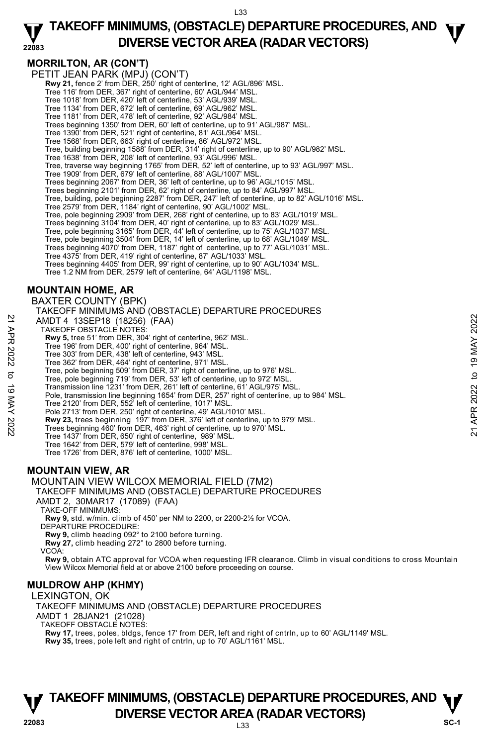## MORRILTON, AR (CON'T)

PETIT JEAN PARK (MPJ) (CON'T)

**Rwy 21,** fence 2' from DER, 250' right of centerline, 12' AGL/896' MSL.
Tree 116' from DER, 367' right of centerline, 60' AGL/944' MSL.
Tree 1018' from DER, 420' left of centerline, 53' AGL/939' MSL.
Tree 1134' from DER, 672' left of centerline, 69' AGL/962' MSL.
Tree 1181' from DER, 478' left of centerline, 92' AGL/984' MSL.
Trees beginning 1350' from DER, 60' left of centerline, up to 91' AGL/987' MSL.
Tree 1390' from DER, 521' right of centerline, 81' AGL/964' MSL.
Tree 1568' from DER, 663' right of centerline, 86' AGL/972' MSL.
Tree, building beginning 1588' from DER, 314' right of centerline, up to 90' AGL/982' MSL.
Tree 1638' from DER, 208' left of centerline, 93' AGL/996' MSL.
Tree, traverse way beginning 1765' from DER, 52' left of centerline, up to 93' AGL/997' MSL.
Tree 1909' from DER, 679' left of centerline, 88' AGL/1007' MSL.
Trees beginning 2067' from DER, 36' left of centerline, up to 96' AGL/1015' MSL.
Trees beginning 2101' from DER, 62' right of centerline, up to 84' AGL/997' MSL.
Tree, building, pole beginning 2287' from DER, 247' left of centerline, up to 82' AGL/1016' MSL.
Tree 2579' from DER, 1184' right of centerline, 90' AGL/1002' MSL.
Tree, pole beginning 2909' from DER, 268' right of centerline, up to 83' AGL/1019' MSL.
Trees beginning 3104' from DER, 40' right of centerline, up to 83' AGL/1029' MSL.
Tree, pole beginning 3165' from DER, 44' left of centerline, up to 75' AGL/1037' MSL.
Tree, pole beginning 3504' from DER, 14' left of centerline, up to 68' AGL/1049' MSL.
Trees beginning 4070' from DER, 1187' right of centerline, up to 77' AGL/1031' MSL.
Tree 4375' from DER, 419' right of centerline, 87' AGL/1033' MSL.
Trees beginning 4405' from DER, 99' right of centerline, up to 90' AGL/1034' MSL.
Tree 1.2 NM from DER, 2579' left of centerline, 64' AGL/1198' MSL.

## MOUNTAIN HOME, AR

BAXTER COUNTY (BPK)

TAKEOFF MINIMUMS AND (OBSTACLE) DEPARTURE PROCEDURES

AMDT 4 13SEP18 (18256) (FAA)

TAKEOFF OBSTACLE NOTES:

**Rwy 5,** tree 51' from DER, 304' right of centerline, 962' MSL.
Tree 196' from DER, 400' right of centerline, 964' MSL.
Tree 303' from DER, 438' left of centerline, 943' MSL.
Tree 362' from DER, 464' right of centerline, 971' MSL.
Tree, pole beginning 509' from DER, 37' right of centerline, up to 976' MSL.
Tree, pole beginning 719' from DER, 53' left of centerline, up to 972' MSL.
Transmission line 1231' from DER, 261' left of centerline, 61' AGL/975' MSL.
Pole, transmission line beginning 1654' from DER, 257' right of centerline, up to 984' MSL.
Tree 2120' from DER, 552' left of centerline, 1017' MSL.
Pole 2713' from DER, 250' right of centerline, 49' AGL/1010' MSL.

**Rwy 23,** trees beginning 197' from DER, 376' left of centerline, up to 979' MSL.
Trees beginning 460' from DER, 463' right of centerline, up to 970' MSL.
Tree 1437' from DER, 650' right of centerline, 989' MSL.
Tree 1642' from DER, 579' left of centerline, 998' MSL.
Tree 1726' from DER, 876' left of centerline, 1000' MSL.

## MOUNTAIN VIEW, AR

MOUNTAIN VIEW WILCOX MEMORIAL FIELD (7M2)

TAKEOFF MINIMUMS AND (OBSTACLE) DEPARTURE PROCEDURES

AMDT 2, 30MAR17 (17089) (FAA)

TAKE-OFF MINIMUMS:

**Rwy 9,** std. w/min. climb of 450' per NM to 2200, or 2200-2½ for VCOA.

DEPARTURE PROCEDURE:

**Rwy 9,** climb heading 092° to 2100 before turning.
**Rwy 27,** climb heading 272° to 2800 before turning.

VCOA:

**Rwy 9,** obtain ATC approval for VCOA when requesting IFR clearance. Climb in visual conditions to cross Mountain View Wilcox Memorial field at or above 2100 before proceeding on course.

## MULDROW AHP (KHMY)

LEXINGTON, OK

TAKEOFF MINIMUMS AND (OBSTACLE) DEPARTURE PROCEDURES

AMDT 1 28JAN21 (21028)

TAKEOFF OBSTACLE NOTES:

**Rwy 17,** trees, poles, bldgs, fence 17' from DER, left and right of cntrln, up to 60' AGL/1149' MSL.
**Rwy 35,** trees, pole left and right of cntrln, up to 70' AGL/1161' MSL.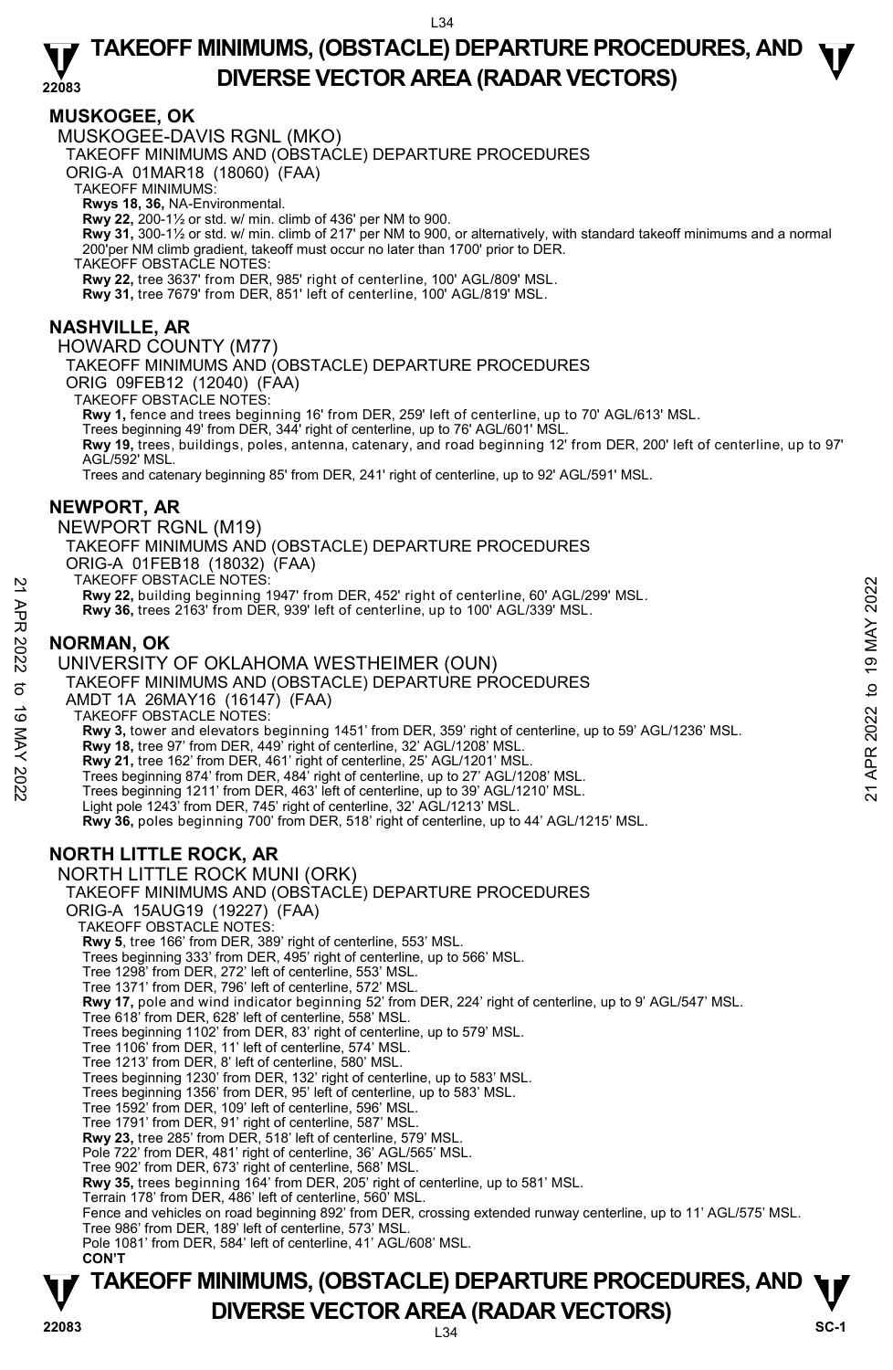## MUSKOGEE, OK

MUSKOGEE-DAVIS RGNL (MKO)

TAKEOFF MINIMUMS AND (OBSTACLE) DEPARTURE PROCEDURES

ORIG-A 01MAR18 (18060) (FAA)

TAKEOFF MINIMUMS:

**Rwys 18, 36,** NA-Environmental.

**Rwy 22,** 200-1½ or std. w/ min. climb of 436' per NM to 900.

**Rwy 31,** 300-1½ or std. w/ min. climb of 217' per NM to 900, or alternatively, with standard takeoff minimums and a normal 200'per NM climb gradient, takeoff must occur no later than 1700' prior to DER.

TAKEOFF OBSTACLE NOTES:

**Rwy 22,** tree 3637' from DER, 985' right of centerline, 100' AGL/809' MSL.

**Rwy 31,** tree 7679' from DER, 851' left of centerline, 100' AGL/819' MSL.

## NASHVILLE, AR

HOWARD COUNTY (M77)

TAKEOFF MINIMUMS AND (OBSTACLE) DEPARTURE PROCEDURES

ORIG 09FEB12 (12040) (FAA)

TAKEOFF OBSTACLE NOTES:

**Rwy 1,** fence and trees beginning 16' from DER, 259' left of centerline, up to 70' AGL/613' MSL.

Trees beginning 49' from DER, 344' right of centerline, up to 76' AGL/601' MSL.

**Rwy 19,** trees, buildings, poles, antenna, catenary, and road beginning 12' from DER, 200' left of centerline, up to 97' AGL/592' MSL.

Trees and catenary beginning 85' from DER, 241' right of centerline, up to 92' AGL/591' MSL.

## NEWPORT, AR

NEWPORT RGNL (M19)

TAKEOFF MINIMUMS AND (OBSTACLE) DEPARTURE PROCEDURES

ORIG-A 01FEB18 (18032) (FAA)

TAKEOFF OBSTACLE NOTES:

**Rwy 22,** building beginning 1947' from DER, 452' right of centerline, 60' AGL/299' MSL.

**Rwy 36,** trees 2163' from DER, 939' left of centerline, up to 100' AGL/339' MSL.

## NORMAN, OK

UNIVERSITY OF OKLAHOMA WESTHEIMER (OUN)

TAKEOFF MINIMUMS AND (OBSTACLE) DEPARTURE PROCEDURES

AMDT 1A 26MAY16 (16147) (FAA)

TAKEOFF OBSTACLE NOTES:

**Rwy 3,** tower and elevators beginning 1451' from DER, 359' right of centerline, up to 59' AGL/1236' MSL.

**Rwy 18,** tree 97' from DER, 449' right of centerline, 32' AGL/1208' MSL.

**Rwy 21,** tree 162' from DER, 461' right of centerline, 25' AGL/1201' MSL.

Trees beginning 874' from DER, 484' right of centerline, up to 27' AGL/1208' MSL.

Trees beginning 1211' from DER, 463' left of centerline, up to 39' AGL/1210' MSL.

Light pole 1243' from DER, 745' right of centerline, 32' AGL/1213' MSL.

**Rwy 36,** poles beginning 700' from DER, 518' right of centerline, up to 44' AGL/1215' MSL.

## NORTH LITTLE ROCK, AR

NORTH LITTLE ROCK MUNI (ORK)

TAKEOFF MINIMUMS AND (OBSTACLE) DEPARTURE PROCEDURES

ORIG-A 15AUG19 (19227) (FAA)

TAKEOFF OBSTACLE NOTES:

**Rwy 5**, tree 166' from DER, 389' right of centerline, 553' MSL.

Trees beginning 333' from DER, 495' right of centerline, up to 566' MSL.

Tree 1298' from DER, 272' left of centerline, 553' MSL.

Tree 1371' from DER, 796' left of centerline, 572' MSL.

**Rwy 17,** pole and wind indicator beginning 52' from DER, 224' right of centerline, up to 9' AGL/547' MSL.

Tree 618' from DER, 628' left of centerline, 558' MSL.

Trees beginning 1102' from DER, 83' right of centerline, up to 579' MSL.

Tree 1106' from DER, 11' left of centerline, 574' MSL.

Tree 1213' from DER, 8' left of centerline, 580' MSL.

Trees beginning 1230' from DER, 132' right of centerline, up to 583' MSL.

Trees beginning 1356' from DER, 95' left of centerline, up to 583' MSL.

Tree 1592' from DER, 109' left of centerline, 596' MSL.

Tree 1791' from DER, 91' right of centerline, 587' MSL.

**Rwy 23,** tree 285' from DER, 518' left of centerline, 579' MSL.

Pole 722' from DER, 481' right of centerline, 36' AGL/565' MSL.

Tree 902' from DER, 673' right of centerline, 568' MSL.

**Rwy 35,** trees beginning 164' from DER, 205' right of centerline, up to 581' MSL.

Terrain 178' from DER, 486' left of centerline, 560' MSL.

Fence and vehicles on road beginning 892' from DER, crossing extended runway centerline, up to 11' AGL/575' MSL.

Tree 986' from DER, 189' left of centerline, 573' MSL.

Pole 1081' from DER, 584' left of centerline, 41' AGL/608' MSL.

**CON'T**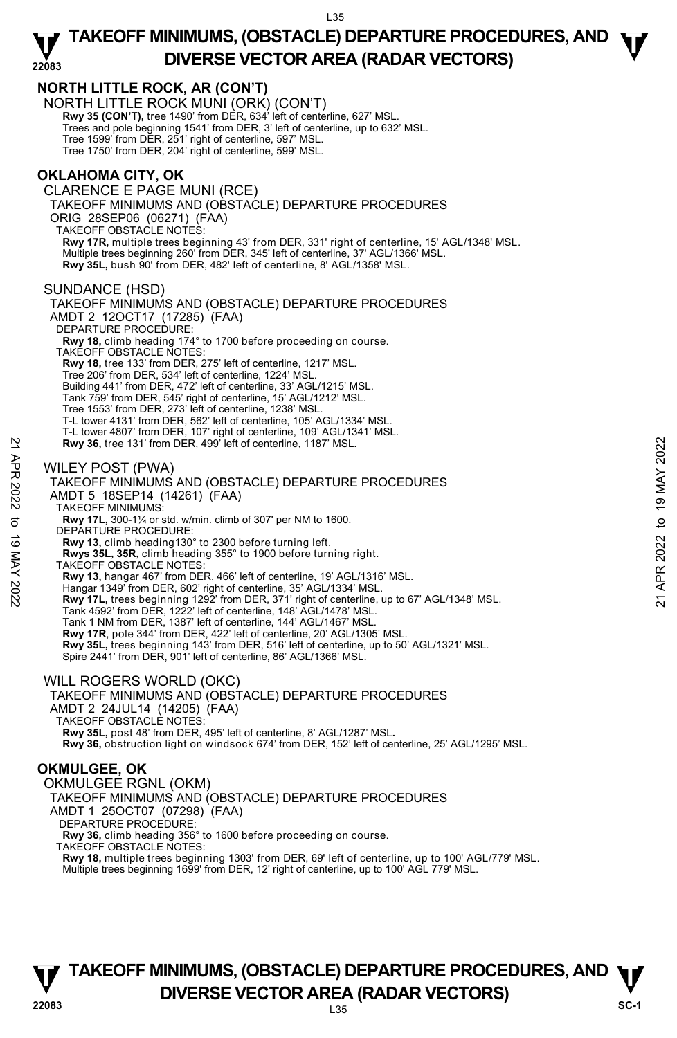## NORTH LITTLE ROCK, AR (CON'T)

NORTH LITTLE ROCK MUNI (ORK) (CON'T)

**Rwy 35 (CON'T),** tree 1490' from DER, 634' left of centerline, 627' MSL.
Trees and pole beginning 1541' from DER, 3' left of centerline, up to 632' MSL.
Tree 1599' from DER, 251' right of centerline, 597' MSL.
Tree 1750' from DER, 204' right of centerline, 599' MSL.

## OKLAHOMA CITY, OK

CLARENCE E PAGE MUNI (RCE)

TAKEOFF MINIMUMS AND (OBSTACLE) DEPARTURE PROCEDURES
ORIG 28SEP06 (06271) (FAA)
TAKEOFF OBSTACLE NOTES:
**Rwy 17R,** multiple trees beginning 43' from DER, 331' right of centerline, 15' AGL/1348' MSL.
Multiple trees beginning 260' from DER, 345' left of centerline, 37' AGL/1366' MSL.
**Rwy 35L,** bush 90' from DER, 482' left of centerline, 8' AGL/1358' MSL.

SUNDANCE (HSD)

TAKEOFF MINIMUMS AND (OBSTACLE) DEPARTURE PROCEDURES
AMDT 2 12OCT17 (17285) (FAA)
DEPARTURE PROCEDURE:
**Rwy 18,** climb heading 174° to 1700 before proceeding on course.
TAKEOFF OBSTACLE NOTES:
**Rwy 18,** tree 133' from DER, 275' left of centerline, 1217' MSL.
Tree 206' from DER, 534' left of centerline, 1224' MSL.
Building 441' from DER, 472' left of centerline, 33' AGL/1215' MSL.
Tank 759' from DER, 545' right of centerline, 15' AGL/1212' MSL.
Tree 1553' from DER, 273' left of centerline, 1238' MSL.
T-L tower 4131' from DER, 562' left of centerline, 105' AGL/1334' MSL.
T-L tower 4807' from DER, 107' right of centerline, 109' AGL/1341' MSL.
**Rwy 36,** tree 131' from DER, 499' left of centerline, 1187' MSL.

WILEY POST (PWA)

TAKEOFF MINIMUMS AND (OBSTACLE) DEPARTURE PROCEDURES
AMDT 5 18SEP14 (14261) (FAA)
TAKEOFF MINIMUMS:
**Rwy 17L,** 300-1¼ or std. w/min. climb of 307' per NM to 1600.
DEPARTURE PROCEDURE:
**Rwy 13,** climb heading130° to 2300 before turning left.
**Rwys 35L, 35R,** climb heading 355° to 1900 before turning right.
TAKEOFF OBSTACLE NOTES:
**Rwy 13,** hangar 467' from DER, 466' left of centerline, 19' AGL/1316' MSL.
Hangar 1349' from DER, 602' right of centerline, 35' AGL/1334' MSL.
**Rwy 17L,** trees beginning 1292' from DER, 371' right of centerline, up to 67' AGL/1348' MSL.
Tank 4592' from DER, 1222' left of centerline, 148' AGL/1478' MSL.
Tank 1 NM from DER, 1387' left of centerline, 144' AGL/1467' MSL.
**Rwy 17R**, pole 344' from DER, 422' left of centerline, 20' AGL/1305' MSL.
**Rwy 35L,** trees beginning 143' from DER, 516' left of centerline, up to 50' AGL/1321' MSL.
Spire 2441' from DER, 901' left of centerline, 86' AGL/1366' MSL.

WILL ROGERS WORLD (OKC)

TAKEOFF MINIMUMS AND (OBSTACLE) DEPARTURE PROCEDURES
AMDT 2 24JUL14 (14205) (FAA)
TAKEOFF OBSTACLE NOTES:
**Rwy 35L,** post 48' from DER, 495' left of centerline, 8' AGL/1287' MSL**.**
**Rwy 36,** obstruction light on windsock 674' from DER, 152' left of centerline, 25' AGL/1295' MSL.

## OKMULGEE, OK

OKMULGEE RGNL (OKM)

TAKEOFF MINIMUMS AND (OBSTACLE) DEPARTURE PROCEDURES
AMDT 1 25OCT07 (07298) (FAA)
DEPARTURE PROCEDURE:
**Rwy 36,** climb heading 356° to 1600 before proceeding on course.
TAKEOFF OBSTACLE NOTES:
**Rwy 18,** multiple trees beginning 1303' from DER, 69' left of centerline, up to 100' AGL/779' MSL.
Multiple trees beginning 1699' from DER, 12' right of centerline, up to 100' AGL 779' MSL.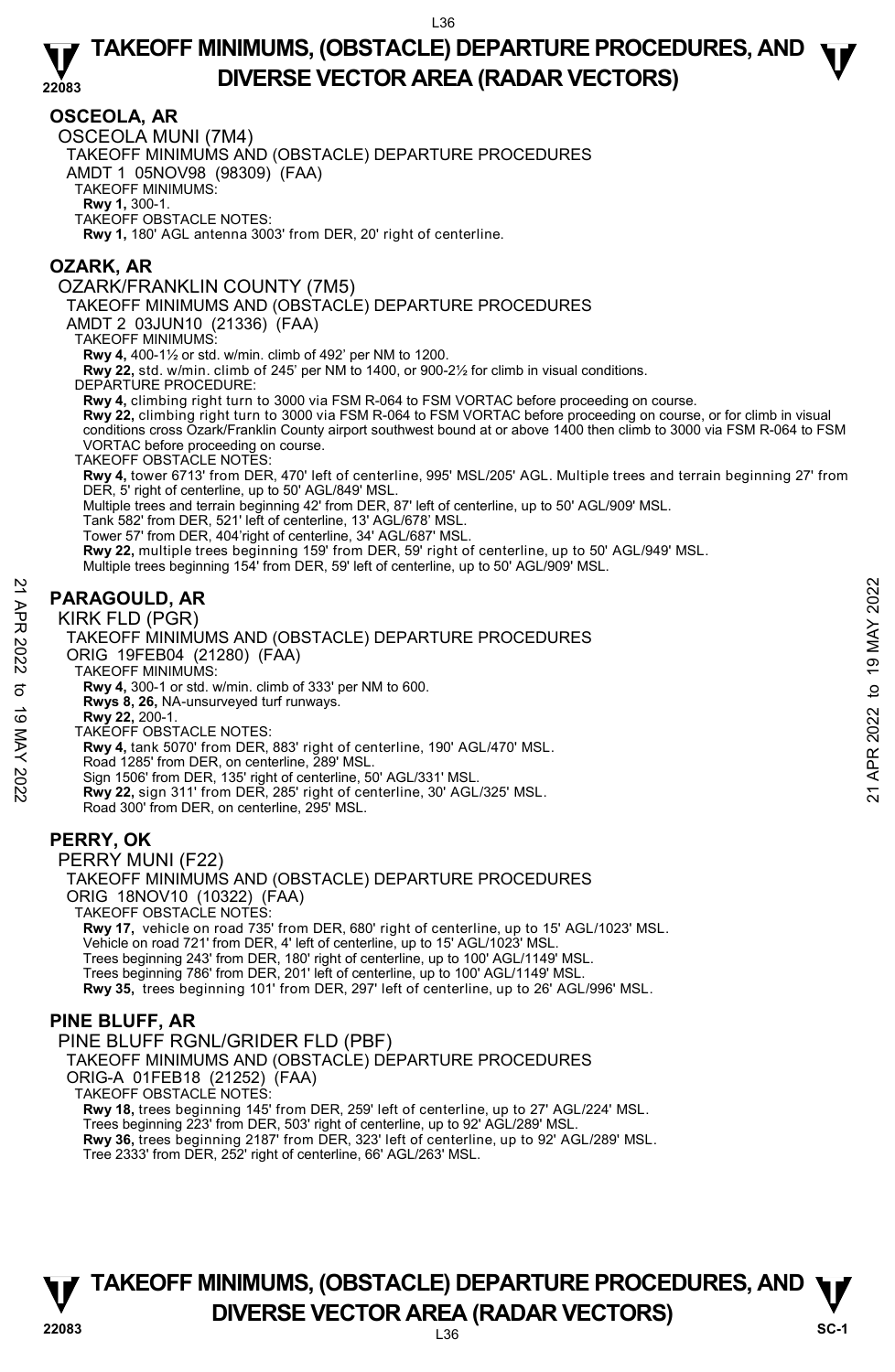## OSCEOLA, AR

OSCEOLA MUNI (7M4)

TAKEOFF MINIMUMS AND (OBSTACLE) DEPARTURE PROCEDURES

AMDT 1 05NOV98 (98309) (FAA)

TAKEOFF MINIMUMS:

**Rwy 1,** 300-1.

TAKEOFF OBSTACLE NOTES:

**Rwy 1,** 180' AGL antenna 3003' from DER, 20' right of centerline.

## OZARK, AR

OZARK/FRANKLIN COUNTY (7M5)

TAKEOFF MINIMUMS AND (OBSTACLE) DEPARTURE PROCEDURES

AMDT 2 03JUN10 (21336) (FAA)

TAKEOFF MINIMUMS:

**Rwy 4,** 400-1½ or std. w/min. climb of 492' per NM to 1200.

**Rwy 22,** std. w/min. climb of 245' per NM to 1400, or 900-2½ for climb in visual conditions.

DEPARTURE PROCEDURE:

**Rwy 4,** climbing right turn to 3000 via FSM R-064 to FSM VORTAC before proceeding on course.

**Rwy 22,** climbing right turn to 3000 via FSM R-064 to FSM VORTAC before proceeding on course, or for climb in visual conditions cross Ozark/Franklin County airport southwest bound at or above 1400 then climb to 3000 via FSM R-064 to FSM VORTAC before proceeding on course.

TAKEOFF OBSTACLE NOTES:

**Rwy 4,** tower 6713' from DER, 470' left of centerline, 995' MSL/205' AGL. Multiple trees and terrain beginning 27' from DER, 5' right of centerline, up to 50' AGL/849' MSL.

Multiple trees and terrain beginning 42' from DER, 87' left of centerline, up to 50' AGL/909' MSL.

Tank 582' from DER, 521' left of centerline, 13' AGL/678' MSL.

Tower 57' from DER, 404'right of centerline, 34' AGL/687' MSL.

**Rwy 22,** multiple trees beginning 159' from DER, 59' right of centerline, up to 50' AGL/949' MSL.

Multiple trees beginning 154' from DER, 59' left of centerline, up to 50' AGL/909' MSL.

## PARAGOULD, AR

KIRK FLD (PGR)

TAKEOFF MINIMUMS AND (OBSTACLE) DEPARTURE PROCEDURES

ORIG 19FEB04 (21280) (FAA)

TAKEOFF MINIMUMS:

**Rwy 4,** 300-1 or std. w/min. climb of 333' per NM to 600.

**Rwys 8, 26,** NA-unsurveyed turf runways.

**Rwy 22,** 200-1.

TAKEOFF OBSTACLE NOTES:

**Rwy 4,** tank 5070' from DER, 883' right of centerline, 190' AGL/470' MSL.

Road 1285' from DER, on centerline, 289' MSL.

Sign 1506' from DER, 135' right of centerline, 50' AGL/331' MSL.

**Rwy 22,** sign 311' from DER, 285' right of centerline, 30' AGL/325' MSL.

Road 300' from DER, on centerline, 295' MSL.

## PERRY, OK

PERRY MUNI (F22)

TAKEOFF MINIMUMS AND (OBSTACLE) DEPARTURE PROCEDURES

ORIG 18NOV10 (10322) (FAA)

TAKEOFF OBSTACLE NOTES:

**Rwy 17,** vehicle on road 735' from DER, 680' right of centerline, up to 15' AGL/1023' MSL.

Vehicle on road 721' from DER, 4' left of centerline, up to 15' AGL/1023' MSL.

Trees beginning 243' from DER, 180' right of centerline, up to 100' AGL/1149' MSL.

Trees beginning 786' from DER, 201' left of centerline, up to 100' AGL/1149' MSL.

**Rwy 35,** trees beginning 101' from DER, 297' left of centerline, up to 26' AGL/996' MSL.

## PINE BLUFF, AR

PINE BLUFF RGNL/GRIDER FLD (PBF)

TAKEOFF MINIMUMS AND (OBSTACLE) DEPARTURE PROCEDURES

ORIG-A 01FEB18 (21252) (FAA)

TAKEOFF OBSTACLE NOTES:

**Rwy 18,** trees beginning 145' from DER, 259' left of centerline, up to 27' AGL/224' MSL.

Trees beginning 223' from DER, 503' right of centerline, up to 92' AGL/289' MSL.

**Rwy 36,** trees beginning 2187' from DER, 323' left of centerline, up to 92' AGL/289' MSL.

Tree 2333' from DER, 252' right of centerline, 66' AGL/263' MSL.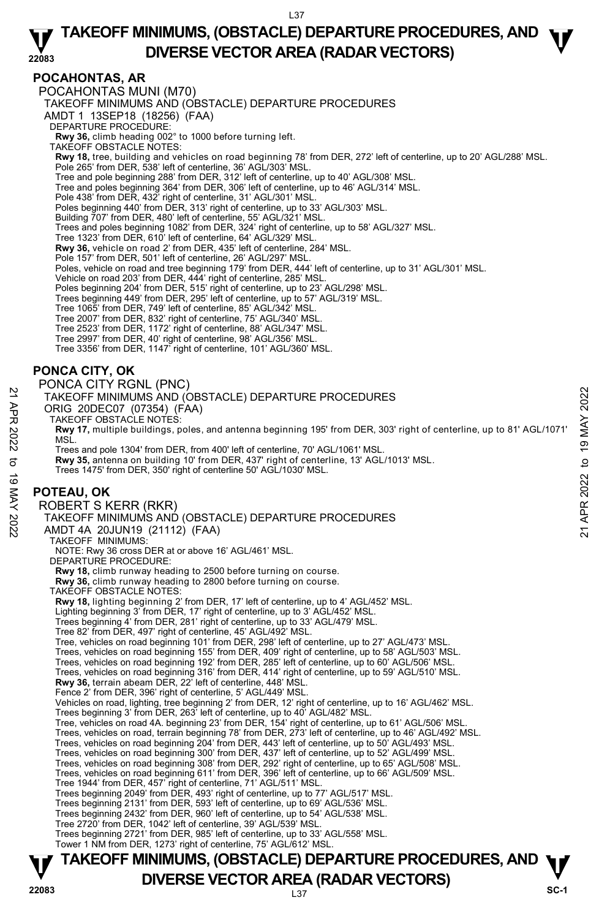## POCAHONTAS, AR

POCAHONTAS MUNI (M70)

TAKEOFF MINIMUMS AND (OBSTACLE) DEPARTURE PROCEDURES

AMDT 1 13SEP18 (18256) (FAA)

DEPARTURE PROCEDURE:

**Rwy 36,** climb heading 002° to 1000 before turning left.

TAKEOFF OBSTACLE NOTES:

**Rwy 18,** tree, building and vehicles on road beginning 78' from DER, 272' left of centerline, up to 20' AGL/288' MSL.
Pole 265' from DER, 538' left of centerline, 36' AGL/303' MSL.
Tree and pole beginning 288' from DER, 312' left of centerline, up to 40' AGL/308' MSL.
Tree and poles beginning 364' from DER, 306' left of centerline, up to 46' AGL/314' MSL.
Pole 438' from DER, 432' right of centerline, 31' AGL/301' MSL.
Poles beginning 440' from DER, 313' right of centerline, up to 33' AGL/303' MSL.
Building 707' from DER, 480' left of centerline, 55' AGL/321' MSL.
Trees and poles beginning 1082' from DER, 324' right of centerline, up to 58' AGL/327' MSL.
Tree 1323' from DER, 610' left of centerline, 64' AGL/329' MSL.
**Rwy 36,** vehicle on road 2' from DER, 435' left of centerline, 284' MSL.
Pole 157' from DER, 501' left of centerline, 26' AGL/297' MSL.
Poles, vehicle on road and tree beginning 179' from DER, 444' left of centerline, up to 31' AGL/301' MSL.
Vehicle on road 203' from DER, 444' right of centerline, 285' MSL.
Poles beginning 204' from DER, 515' right of centerline, up to 23' AGL/298' MSL.
Trees beginning 449' from DER, 295' left of centerline, up to 57' AGL/319' MSL.
Tree 1065' from DER, 749' left of centerline, 85' AGL/342' MSL.
Tree 2007' from DER, 832' right of centerline, 75' AGL/340' MSL.
Tree 2523' from DER, 1172' right of centerline, 88' AGL/347' MSL.
Tree 2997' from DER, 40' right of centerline, 98' AGL/356' MSL.
Tree 3356' from DER, 1147' right of centerline, 101' AGL/360' MSL.

## PONCA CITY, OK

PONCA CITY RGNL (PNC)

TAKEOFF MINIMUMS AND (OBSTACLE) DEPARTURE PROCEDURES

ORIG 20DEC07 (07354) (FAA)

TAKEOFF OBSTACLE NOTES:

**Rwy 17,** multiple buildings, poles, and antenna beginning 195' from DER, 303' right of centerline, up to 81' AGL/1071' MSL.
Trees and pole 1304' from DER, from 400' left of centerline, 70' AGL/1061' MSL.
**Rwy 35,** antenna on building 10' from DER, 437' right of centerline, 13' AGL/1013' MSL.
Trees 1475' from DER, 350' right of centerline 50' AGL/1030' MSL.

## POTEAU, OK

ROBERT S KERR (RKR)

TAKEOFF MINIMUMS AND (OBSTACLE) DEPARTURE PROCEDURES

AMDT 4A 20JUN19 (21112) (FAA)

TAKEOFF MINIMUMS:

NOTE: Rwy 36 cross DER at or above 16' AGL/461' MSL.

DEPARTURE PROCEDURE:

**Rwy 18,** climb runway heading to 2500 before turning on course.
**Rwy 36,** climb runway heading to 2800 before turning on course.

TAKEOFF OBSTACLE NOTES:

**Rwy 18,** lighting beginning 2' from DER, 17' left of centerline, up to 4' AGL/452' MSL.
Lighting beginning 3' from DER, 17' right of centerline, up to 3' AGL/452' MSL.
Trees beginning 4' from DER, 281' right of centerline, up to 33' AGL/479' MSL.
Tree 82' from DER, 497' right of centerline, 45' AGL/492' MSL.
Tree, vehicles on road beginning 101' from DER, 298' left of centerline, up to 27' AGL/473' MSL.
Trees, vehicles on road beginning 155' from DER, 409' right of centerline, up to 58' AGL/503' MSL.
Trees, vehicles on road beginning 192' from DER, 285' left of centerline, up to 60' AGL/506' MSL.
Trees, vehicles on road beginning 316' from DER, 414' right of centerline, up to 59' AGL/510' MSL.
**Rwy 36,** terrain abeam DER, 22' left of centerline, 448' MSL.
Fence 2' from DER, 396' right of centerline, 5' AGL/449' MSL.
Vehicles on road, lighting, tree beginning 2' from DER, 12' right of centerline, up to 16' AGL/462' MSL.
Trees beginning 3' from DER, 263' left of centerline, up to 40' AGL/482' MSL.
Tree, vehicles on road 4A. beginning 23' from DER, 154' right of centerline, up to 61' AGL/506' MSL.
Trees, vehicles on road, terrain beginning 78' from DER, 273' left of centerline, up to 46' AGL/492' MSL.
Trees, vehicles on road beginning 204' from DER, 443' left of centerline, up to 50' AGL/493' MSL.
Trees, vehicles on road beginning 300' from DER, 437' left of centerline, up to 52' AGL/499' MSL.
Trees, vehicles on road beginning 308' from DER, 292' right of centerline, up to 65' AGL/508' MSL.
Trees, vehicles on road beginning 611' from DER, 396' left of centerline, up to 66' AGL/509' MSL.
Tree 1944' from DER, 457' right of centerline, 71' AGL/511' MSL.
Trees beginning 2049' from DER, 493' right of centerline, up to 77' AGL/517' MSL.
Trees beginning 2131' from DER, 593' left of centerline, up to 69' AGL/536' MSL.
Trees beginning 2432' from DER, 960' left of centerline, up to 54' AGL/538' MSL.
Tree 2720' from DER, 1042' left of centerline, 39' AGL/539' MSL.
Trees beginning 2721' from DER, 985' left of centerline, up to 33' AGL/558' MSL.
Tower 1 NM from DER, 1273' right of centerline, 75' AGL/612' MSL.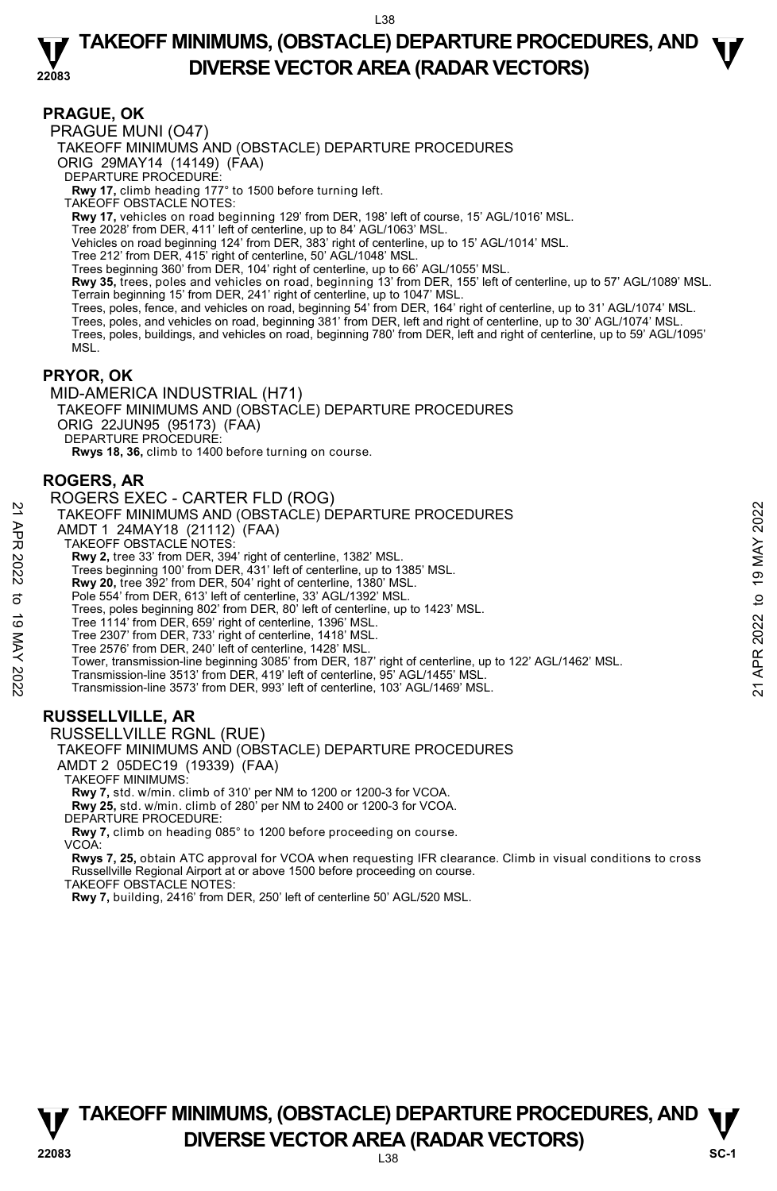## PRAGUE, OK

PRAGUE MUNI (O47)

TAKEOFF MINIMUMS AND (OBSTACLE) DEPARTURE PROCEDURES

ORIG 29MAY14 (14149) (FAA)

DEPARTURE PROCEDURE:

**Rwy 17,** climb heading 177° to 1500 before turning left.

TAKEOFF OBSTACLE NOTES:

**Rwy 17,** vehicles on road beginning 129' from DER, 198' left of course, 15' AGL/1016' MSL.
Tree 2028' from DER, 411' left of centerline, up to 84' AGL/1063' MSL.
Vehicles on road beginning 124' from DER, 383' right of centerline, up to 15' AGL/1014' MSL.
Tree 212' from DER, 415' right of centerline, 50' AGL/1048' MSL.
Trees beginning 360' from DER, 104' right of centerline, up to 66' AGL/1055' MSL.
**Rwy 35,** trees, poles and vehicles on road, beginning 13' from DER, 155' left of centerline, up to 57' AGL/1089' MSL.
Terrain beginning 15' from DER, 241' right of centerline, up to 1047' MSL.
Trees, poles, fence, and vehicles on road, beginning 54' from DER, 164' right of centerline, up to 31' AGL/1074' MSL.
Trees, poles, and vehicles on road, beginning 381' from DER, left and right of centerline, up to 30' AGL/1074' MSL.
Trees, poles, buildings, and vehicles on road, beginning 780' from DER, left and right of centerline, up to 59' AGL/1095' MSL.

## PRYOR, OK

MID-AMERICA INDUSTRIAL (H71)

TAKEOFF MINIMUMS AND (OBSTACLE) DEPARTURE PROCEDURES

ORIG 22JUN95 (95173) (FAA)

DEPARTURE PROCEDURE:

**Rwys 18, 36,** climb to 1400 before turning on course.

## ROGERS, AR

ROGERS EXEC - CARTER FLD (ROG)

TAKEOFF MINIMUMS AND (OBSTACLE) DEPARTURE PROCEDURES

AMDT 1 24MAY18 (21112) (FAA)

TAKEOFF OBSTACLE NOTES:

**Rwy 2,** tree 33' from DER, 394' right of centerline, 1382' MSL.
Trees beginning 100' from DER, 431' left of centerline, up to 1385' MSL.
**Rwy 20,** tree 392' from DER, 504' right of centerline, 1380' MSL.
Pole 554' from DER, 613' left of centerline, 33' AGL/1392' MSL.
Trees, poles beginning 802' from DER, 80' left of centerline, up to 1423' MSL.
Tree 1114' from DER, 659' right of centerline, 1396' MSL.
Tree 2307' from DER, 733' right of centerline, 1418' MSL.
Tree 2576' from DER, 240' left of centerline, 1428' MSL.
Tower, transmission-line beginning 3085' from DER, 187' right of centerline, up to 122' AGL/1462' MSL.
Transmission-line 3513' from DER, 419' left of centerline, 95' AGL/1455' MSL.
Transmission-line 3573' from DER, 993' left of centerline, 103' AGL/1469' MSL.

## RUSSELLVILLE, AR

RUSSELLVILLE RGNL (RUE)

TAKEOFF MINIMUMS AND (OBSTACLE) DEPARTURE PROCEDURES

AMDT 2 05DEC19 (19339) (FAA)

TAKEOFF MINIMUMS:

**Rwy 7,** std. w/min. climb of 310' per NM to 1200 or 1200-3 for VCOA.
**Rwy 25,** std. w/min. climb of 280' per NM to 2400 or 1200-3 for VCOA.

DEPARTURE PROCEDURE:

**Rwy 7,** climb on heading 085° to 1200 before proceeding on course.

VCOA:

**Rwys 7, 25,** obtain ATC approval for VCOA when requesting IFR clearance. Climb in visual conditions to cross Russellville Regional Airport at or above 1500 before proceeding on course.

TAKEOFF OBSTACLE NOTES:

**Rwy 7,** building, 2416' from DER, 250' left of centerline 50' AGL/520 MSL.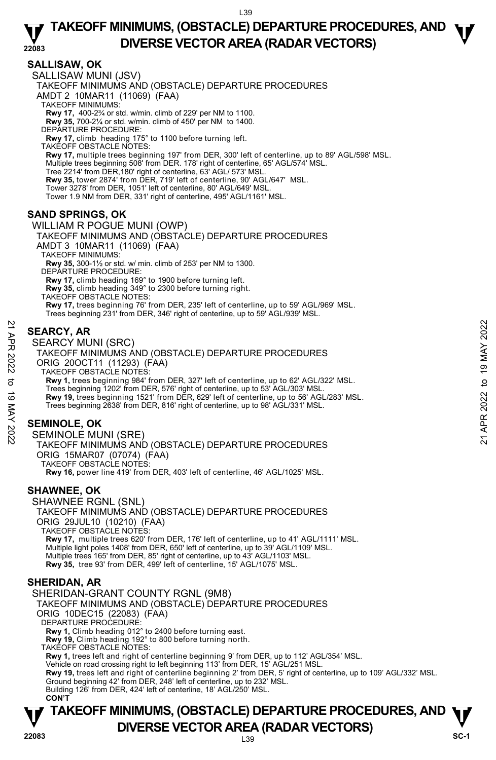## SALLISAW, OK

SALLISAW MUNI (JSV)

TAKEOFF MINIMUMS AND (OBSTACLE) DEPARTURE PROCEDURES

AMDT 2 10MAR11 (11069) (FAA)

TAKEOFF MINIMUMS:

**Rwy 17,** 400-2¾ or std. w/min. climb of 229' per NM to 1100.

**Rwy 35,** 700-2¼ or std. w/min. climb of 450' per NM to 1400.

DEPARTURE PROCEDURE:

**Rwy 17,** climb heading 175° to 1100 before turning left.

TAKEOFF OBSTACLE NOTES:

**Rwy 17,** multiple trees beginning 197' from DER, 300' left of centerline, up to 89' AGL/598' MSL.
Multiple trees beginning 508' from DER. 178' right of centerline, 65' AGL/574' MSL.
Tree 2214' from DER,180' right of centerline, 63' AGL/ 573' MSL.

**Rwy 35,** tower 2874' from DER, 719' left of centerline, 90' AGL/647' MSL.
Tower 3278' from DER, 1051' left of centerline, 80' AGL/649' MSL.
Tower 1.9 NM from DER, 331' right of centerline, 495' AGL/1161' MSL.

## SAND SPRINGS, OK

WILLIAM R POGUE MUNI (OWP)

TAKEOFF MINIMUMS AND (OBSTACLE) DEPARTURE PROCEDURES

AMDT 3 10MAR11 (11069) (FAA)

TAKEOFF MINIMUMS:

**Rwy 35,** 300-1½ or std. w/ min. climb of 253' per NM to 1300.

DEPARTURE PROCEDURE:

**Rwy 17,** climb heading 169° to 1900 before turning left.

**Rwy 35,** climb heading 349° to 2300 before turning right.

TAKEOFF OBSTACLE NOTES:

**Rwy 17,** trees beginning 76' from DER, 235' left of centerline, up to 59' AGL/969' MSL.
Trees beginning 231' from DER, 346' right of centerline, up to 59' AGL/939' MSL.

## SEARCY, AR

SEARCY MUNI (SRC)

TAKEOFF MINIMUMS AND (OBSTACLE) DEPARTURE PROCEDURES

ORIG 20OCT11 (11293) (FAA)

TAKEOFF OBSTACLE NOTES:

**Rwy 1,** trees beginning 984' from DER, 327' left of centerline, up to 62' AGL/322' MSL.
Trees beginning 1202' from DER, 576' right of centerline, up to 53' AGL/303' MSL.

**Rwy 19,** trees beginning 1521' from DER, 629' left of centerline, up to 56' AGL/283' MSL.
Trees beginning 2638' from DER, 816' right of centerline, up to 98' AGL/331' MSL.

## SEMINOLE, OK

SEMINOLE MUNI (SRE)

TAKEOFF MINIMUMS AND (OBSTACLE) DEPARTURE PROCEDURES

ORIG 15MAR07 (07074) (FAA)

TAKEOFF OBSTACLE NOTES:

**Rwy 16,** power line 419' from DER, 403' left of centerline, 46' AGL/1025' MSL.

## SHAWNEE, OK

SHAWNEE RGNL (SNL)

TAKEOFF MINIMUMS AND (OBSTACLE) DEPARTURE PROCEDURES

ORIG 29JUL10 (10210) (FAA)

TAKEOFF OBSTACLE NOTES:

**Rwy 17,** multiple trees 620' from DER, 176' left of centerline, up to 41' AGL/1111' MSL.
Multiple light poles 1408' from DER, 650' left of centerline, up to 39' AGL/1109' MSL.
Multiple trees 165' from DER, 85' right of centerline, up to 43' AGL/1103' MSL.

**Rwy 35,** tree 93' from DER, 499' left of centerline, 15' AGL/1075' MSL.

## SHERIDAN, AR

SHERIDAN-GRANT COUNTY RGNL (9M8)

TAKEOFF MINIMUMS AND (OBSTACLE) DEPARTURE PROCEDURES

ORIG 10DEC15 (22083) (FAA)

DEPARTURE PROCEDURE:

**Rwy 1,** Climb heading 012° to 2400 before turning east.

**Rwy 19,** Climb heading 192° to 800 before turning north.

TAKEOFF OBSTACLE NOTES:

**Rwy 1,** trees left and right of centerline beginning 9' from DER, up to 112' AGL/354' MSL.
Vehicle on road crossing right to left beginning 113' from DER, 15' AGL/251 MSL.

**Rwy 19,** trees left and right of centerline beginning 2' from DER, 5' right of centerline, up to 109' AGL/332' MSL.
Ground beginning 42' from DER, 248' left of centerline, up to 232' MSL.
Building 126' from DER, 424' left of centerline, 18' AGL/250' MSL.

**CON'T**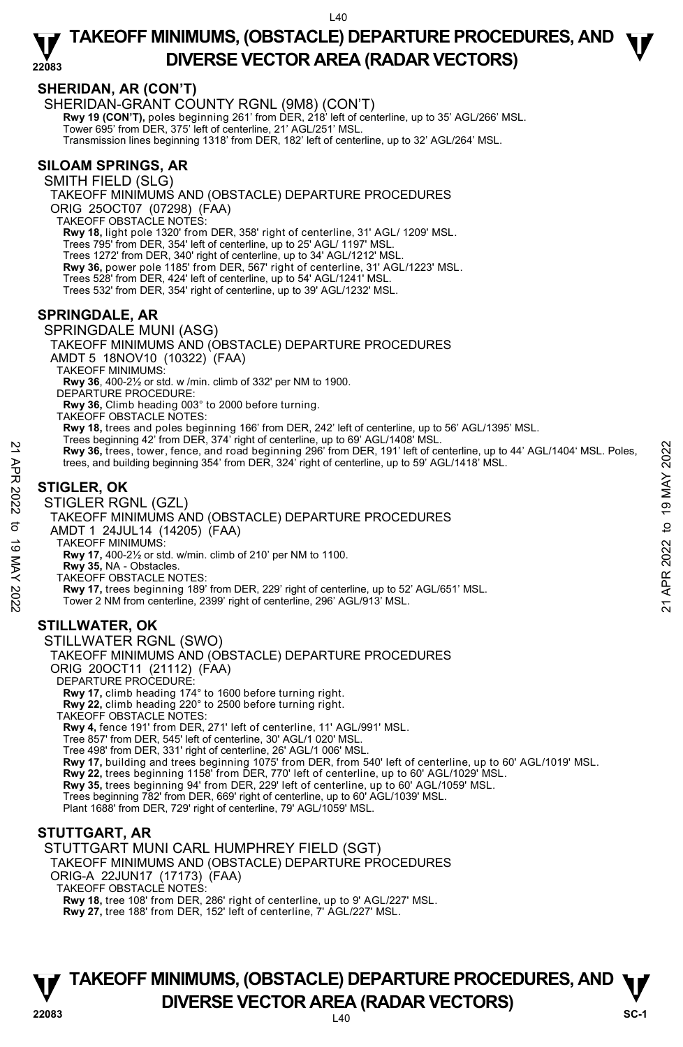## SHERIDAN, AR (CON'T)

SHERIDAN-GRANT COUNTY RGNL (9M8) (CON'T)

**Rwy 19 (CON'T),** poles beginning 261' from DER, 218' left of centerline, up to 35' AGL/266' MSL.
Tower 695' from DER, 375' left of centerline, 21' AGL/251' MSL.
Transmission lines beginning 1318' from DER, 182' left of centerline, up to 32' AGL/264' MSL.

## SILOAM SPRINGS, AR

SMITH FIELD (SLG)

TAKEOFF MINIMUMS AND (OBSTACLE) DEPARTURE PROCEDURES

ORIG 25OCT07 (07298) (FAA)

TAKEOFF OBSTACLE NOTES:

**Rwy 18,** light pole 1320' from DER, 358' right of centerline, 31' AGL/ 1209' MSL.
Trees 795' from DER, 354' left of centerline, up to 25' AGL/ 1197' MSL.
Trees 1272' from DER, 340' right of centerline, up to 34' AGL/1212' MSL.
**Rwy 36,** power pole 1185' from DER, 567' right of centerline, 31' AGL/1223' MSL.
Trees 528' from DER, 424' left of centerline, up to 54' AGL/1241' MSL.
Trees 532' from DER, 354' right of centerline, up to 39' AGL/1232' MSL.

## SPRINGDALE, AR

SPRINGDALE MUNI (ASG)

TAKEOFF MINIMUMS AND (OBSTACLE) DEPARTURE PROCEDURES

AMDT 5 18NOV10 (10322) (FAA)

TAKEOFF MINIMUMS:

**Rwy 36**, 400-2½ or std. w /min. climb of 332' per NM to 1900.

DEPARTURE PROCEDURE:

**Rwy 36,** Climb heading 003° to 2000 before turning.

TAKEOFF OBSTACLE NOTES:

**Rwy 18,** trees and poles beginning 166' from DER, 242' left of centerline, up to 56' AGL/1395' MSL.
Trees beginning 42' from DER, 374' right of centerline, up to 69' AGL/1408' MSL.
**Rwy 36,** trees, tower, fence, and road beginning 296' from DER, 191' left of centerline, up to 44' AGL/1404' MSL. Poles, trees, and building beginning 354' from DER, 324' right of centerline, up to 59' AGL/1418' MSL.

## STIGLER, OK

STIGLER RGNL (GZL)

TAKEOFF MINIMUMS AND (OBSTACLE) DEPARTURE PROCEDURES

AMDT 1 24JUL14 (14205) (FAA)

TAKEOFF MINIMUMS:

**Rwy 17,** 400-2½ or std. w/min. climb of 210' per NM to 1100.
**Rwy 35,** NA - Obstacles.

TAKEOFF OBSTACLE NOTES:

**Rwy 17,** trees beginning 189' from DER, 229' right of centerline, up to 52' AGL/651' MSL.
Tower 2 NM from centerline, 2399' right of centerline, 296' AGL/913' MSL.

## STILLWATER, OK

STILLWATER RGNL (SWO)

TAKEOFF MINIMUMS AND (OBSTACLE) DEPARTURE PROCEDURES

ORIG 20OCT11 (21112) (FAA)

DEPARTURE PROCEDURE:

**Rwy 17,** climb heading 174° to 1600 before turning right.
**Rwy 22,** climb heading 220° to 2500 before turning right.

TAKEOFF OBSTACLE NOTES:

**Rwy 4,** fence 191' from DER, 271' left of centerline, 11' AGL/991' MSL.
Tree 857' from DER, 545' left of centerline, 30' AGL/1 020' MSL.
Tree 498' from DER, 331' right of centerline, 26' AGL/1 006' MSL.
**Rwy 17,** building and trees beginning 1075' from DER, from 540' left of centerline, up to 60' AGL/1019' MSL.
**Rwy 22,** trees beginning 1158' from DER, 770' left of centerline, up to 60' AGL/1029' MSL.
**Rwy 35,** trees beginning 94' from DER, 229' left of centerline, up to 60' AGL/1059' MSL.
Trees beginning 782' from DER, 669' right of centerline, up to 60' AGL/1039' MSL.
Plant 1688' from DER, 729' right of centerline, 79' AGL/1059' MSL.

## STUTTGART, AR

STUTTGART MUNI CARL HUMPHREY FIELD (SGT)

TAKEOFF MINIMUMS AND (OBSTACLE) DEPARTURE PROCEDURES

ORIG-A 22JUN17 (17173) (FAA)

TAKEOFF OBSTACLE NOTES:

**Rwy 18,** tree 108' from DER, 286' right of centerline, up to 9' AGL/227' MSL.
**Rwy 27,** tree 188' from DER, 152' left of centerline, 7' AGL/227' MSL.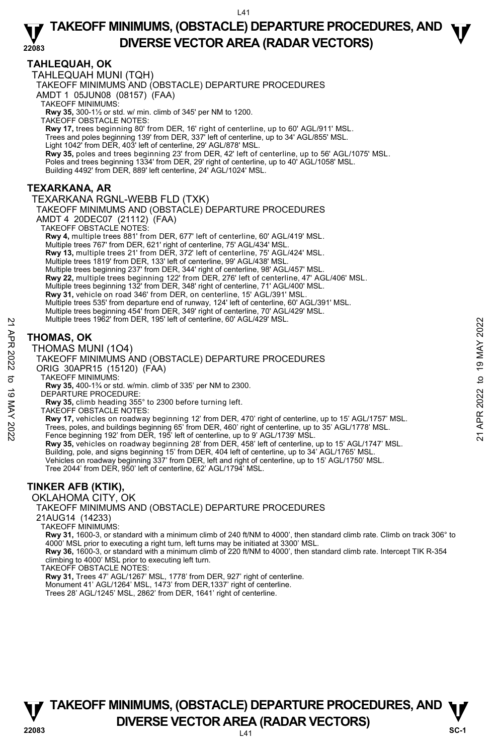## TAHLEQUAH, OK

TAHLEQUAH MUNI (TQH)

TAKEOFF MINIMUMS AND (OBSTACLE) DEPARTURE PROCEDURES

AMDT 1 05JUN08 (08157) (FAA)

TAKEOFF MINIMUMS:

**Rwy 35,** 300-1½ or std. w/ min. climb of 345' per NM to 1200.

TAKEOFF OBSTACLE NOTES:

**Rwy 17,** trees beginning 80' from DER, 16' right of centerline, up to 60' AGL/911' MSL.
Trees and poles beginning 139' from DER, 337' left of centerline, up to 34' AGL/855' MSL.
Light 1042' from DER, 403' left of centerline, 29' AGL/878' MSL.
**Rwy 35,** poles and trees beginning 23' from DER, 42' left of centerline, up to 56' AGL/1075' MSL.
Poles and trees beginning 1334' from DER, 29' right of centerline, up to 40' AGL/1058' MSL.
Building 4492' from DER, 889' left centerline, 24' AGL/1024' MSL.

## TEXARKANA, AR

TEXARKANA RGNL-WEBB FLD (TXK)

TAKEOFF MINIMUMS AND (OBSTACLE) DEPARTURE PROCEDURES

AMDT 4 20DEC07 (21112) (FAA)

TAKEOFF OBSTACLE NOTES:

**Rwy 4,** multiple trees 881' from DER, 677' left of centerline, 60' AGL/419' MSL.
Multiple trees 767' from DER, 621' right of centerline, 75' AGL/434' MSL.
**Rwy 13,** multiple trees 21' from DER, 372' left of centerline, 75' AGL/424' MSL.
Multiple trees 1819' from DER, 133' left of centerline, 99' AGL/438' MSL.
Multiple trees beginning 237' from DER, 344' right of centerline, 98' AGL/457' MSL.
**Rwy 22,** multiple trees beginning 122' from DER, 276' left of centerline, 47' AGL/406' MSL.
Multiple trees beginning 132' from DER, 348' right of centerline, 71' AGL/400' MSL.
**Rwy 31,** vehicle on road 346' from DER, on centerline, 15' AGL/391' MSL.
Multiple trees 535' from departure end of runway, 124' left of centerline, 60' AGL/391' MSL.
Multiple trees beginning 454' from DER, 349' right of centerline, 70' AGL/429' MSL.
Multiple trees 1962' from DER, 195' left of centerline, 60' AGL/429' MSL.

## THOMAS, OK

THOMAS MUNI (1O4)

TAKEOFF MINIMUMS AND (OBSTACLE) DEPARTURE PROCEDURES

ORIG 30APR15 (15120) (FAA)

TAKEOFF MINIMUMS:

**Rwy 35,** 400-1¾ or std. w/min. climb of 335' per NM to 2300.

DEPARTURE PROCEDURE:

**Rwy 35,** climb heading 355° to 2300 before turning left.

TAKEOFF OBSTACLE NOTES:

**Rwy 17,** vehicles on roadway beginning 12' from DER, 470' right of centerline, up to 15' AGL/1757' MSL.
Trees, poles, and buildings beginning 65' from DER, 460' right of centerline, up to 35' AGL/1778' MSL.
Fence beginning 192' from DER, 195' left of centerline, up to 9' AGL/1739' MSL.
**Rwy 35,** vehicles on roadway beginning 28' from DER, 458' left of centerline, up to 15' AGL/1747' MSL.
Building, pole, and signs beginning 15' from DER, 404 left of centerline, up to 34' AGL/1765' MSL.
Vehicles on roadway beginning 337' from DER, left and right of centerline, up to 15' AGL/1750' MSL.
Tree 2044' from DER, 950' left of centerline, 62' AGL/1794' MSL.

## TINKER AFB (KTIK),

OKLAHOMA CITY, OK

TAKEOFF MINIMUMS AND (OBSTACLE) DEPARTURE PROCEDURES

21AUG14 (14233)

TAKEOFF MINIMUMS:

**Rwy 31,** 1600-3, or standard with a minimum climb of 240 ft/NM to 4000', then standard climb rate. Climb on track 306° to 4000' MSL prior to executing a right turn, left turns may be initiated at 3300' MSL.
**Rwy 36,** 1600-3, or standard with a minimum climb of 220 ft/NM to 4000', then standard climb rate. Intercept TIK R-354 climbing to 4000' MSL prior to executing left turn.

TAKEOFF OBSTACLE NOTES:

**Rwy 31,** Trees 47' AGL/1267' MSL, 1778' from DER, 927' right of centerline.
Monument 41' AGL/1264' MSL, 1473' from DER,1337' right of centerline.
Trees 28' AGL/1245' MSL, 2862' from DER, 1641' right of centerline.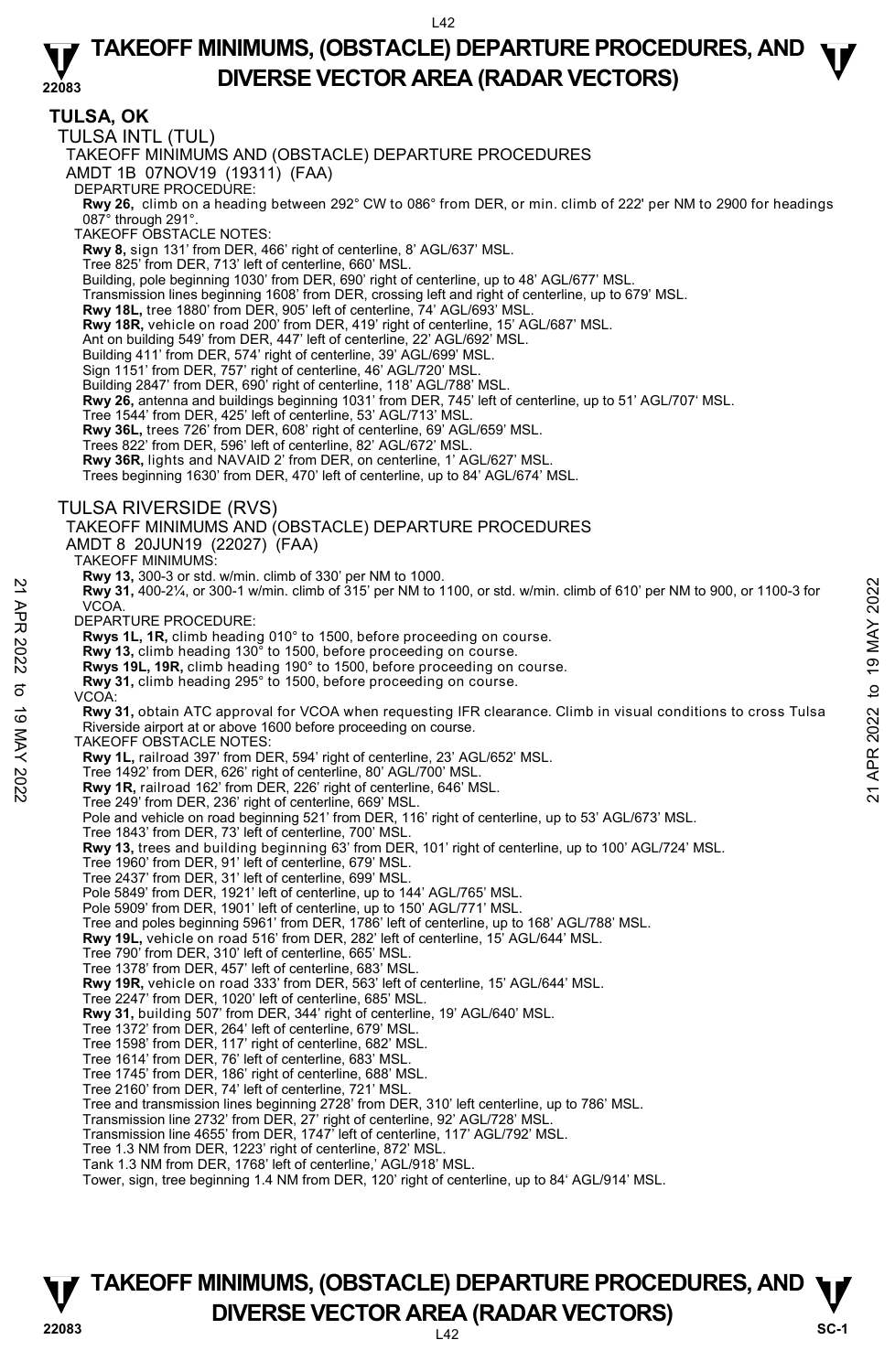## TULSA, OK

### TULSA INTL (TUL)

TAKEOFF MINIMUMS AND (OBSTACLE) DEPARTURE PROCEDURES

AMDT 1B 07NOV19 (19311) (FAA)

DEPARTURE PROCEDURE:

**Rwy 26,** climb on a heading between 292° CW to 086° from DER, or min. climb of 222' per NM to 2900 for headings 087° through 291°.

TAKEOFF OBSTACLE NOTES:

**Rwy 8,** sign 131' from DER, 466' right of centerline, 8' AGL/637' MSL.
Tree 825' from DER, 713' left of centerline, 660' MSL.
Building, pole beginning 1030' from DER, 690' right of centerline, up to 48' AGL/677' MSL.
Transmission lines beginning 1608' from DER, crossing left and right of centerline, up to 679' MSL.
**Rwy 18L,** tree 1880' from DER, 905' left of centerline, 74' AGL/693' MSL.
**Rwy 18R,** vehicle on road 200' from DER, 419' right of centerline, 15' AGL/687' MSL.
Ant on building 549' from DER, 447' left of centerline, 22' AGL/692' MSL.
Building 411' from DER, 574' right of centerline, 39' AGL/699' MSL.
Sign 1151' from DER, 757' right of centerline, 46' AGL/720' MSL.
Building 2847' from DER, 690' right of centerline, 118' AGL/788' MSL.
**Rwy 26,** antenna and buildings beginning 1031' from DER, 745' left of centerline, up to 51' AGL/707' MSL.
Tree 1544' from DER, 425' left of centerline, 53' AGL/713' MSL.
**Rwy 36L,** trees 726' from DER, 608' right of centerline, 69' AGL/659' MSL.
Trees 822' from DER, 596' left of centerline, 82' AGL/672' MSL.
**Rwy 36R,** lights and NAVAID 2' from DER, on centerline, 1' AGL/627' MSL.
Trees beginning 1630' from DER, 470' left of centerline, up to 84' AGL/674' MSL.

### TULSA RIVERSIDE (RVS)

TAKEOFF MINIMUMS AND (OBSTACLE) DEPARTURE PROCEDURES

AMDT 8 20JUN19 (22027) (FAA)

TAKEOFF MINIMUMS:

**Rwy 13,** 300-3 or std. w/min. climb of 330' per NM to 1000.
**Rwy 31,** 400-2¼, or 300-1 w/min. climb of 315' per NM to 1100, or std. w/min. climb of 610' per NM to 900, or 1100-3 for VCOA.

DEPARTURE PROCEDURE:

**Rwys 1L, 1R,** climb heading 010° to 1500, before proceeding on course.
**Rwy 13,** climb heading 130° to 1500, before proceeding on course.
**Rwys 19L, 19R,** climb heading 190° to 1500, before proceeding on course.
**Rwy 31,** climb heading 295° to 1500, before proceeding on course.

VCOA:

**Rwy 31,** obtain ATC approval for VCOA when requesting IFR clearance. Climb in visual conditions to cross Tulsa Riverside airport at or above 1600 before proceeding on course.

TAKEOFF OBSTACLE NOTES:

**Rwy 1L,** railroad 397' from DER, 594' right of centerline, 23' AGL/652' MSL.
Tree 1492' from DER, 626' right of centerline, 80' AGL/700' MSL.
**Rwy 1R,** railroad 162' from DER, 226' right of centerline, 646' MSL.
Tree 249' from DER, 236' right of centerline, 669' MSL.
Pole and vehicle on road beginning 521' from DER, 116' right of centerline, up to 53' AGL/673' MSL.
Tree 1843' from DER, 73' left of centerline, 700' MSL.
**Rwy 13,** trees and building beginning 63' from DER, 101' right of centerline, up to 100' AGL/724' MSL.
Tree 1960' from DER, 91' left of centerline, 679' MSL.
Tree 2437' from DER, 31' left of centerline, 699' MSL.
Pole 5849' from DER, 1921' left of centerline, up to 144' AGL/765' MSL.
Pole 5909' from DER, 1901' left of centerline, up to 150' AGL/771' MSL.
Tree and poles beginning 5961' from DER, 1786' left of centerline, up to 168' AGL/788' MSL.
**Rwy 19L,** vehicle on road 516' from DER, 282' left of centerline, 15' AGL/644' MSL.
Tree 790' from DER, 310' left of centerline, 665' MSL.
Tree 1378' from DER, 457' left of centerline, 683' MSL.
**Rwy 19R,** vehicle on road 333' from DER, 563' left of centerline, 15' AGL/644' MSL.
Tree 2247' from DER, 1020' left of centerline, 685' MSL.
**Rwy 31,** building 507' from DER, 344' right of centerline, 19' AGL/640' MSL.
Tree 1372' from DER, 264' left of centerline, 679' MSL.
Tree 1598' from DER, 117' right of centerline, 682' MSL.
Tree 1614' from DER, 76' left of centerline, 683' MSL.
Tree 1745' from DER, 186' right of centerline, 688' MSL.
Tree 2160' from DER, 74' left of centerline, 721' MSL.
Tree and transmission lines beginning 2728' from DER, 310' left centerline, up to 786' MSL.
Transmission line 2732' from DER, 27' right of centerline, 92' AGL/728' MSL.
Transmission line 4655' from DER, 1747' left of centerline, 117' AGL/792' MSL.
Tree 1.3 NM from DER, 1223' right of centerline, 872' MSL.
Tank 1.3 NM from DER, 1768' left of centerline,' AGL/918' MSL.
Tower, sign, tree beginning 1.4 NM from DER, 120' right of centerline, up to 84' AGL/914' MSL.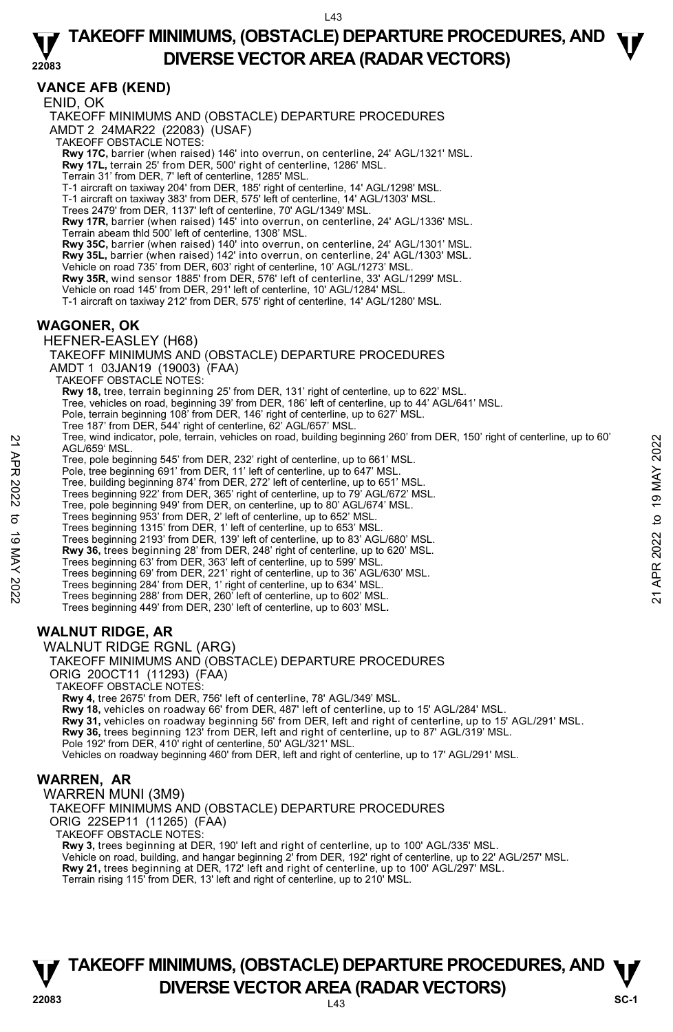# TAKEOFF MINIMUMS, (OBSTACLE) DEPARTURE PROCEDURES, AND DIVERSE VECTOR AREA (RADAR VECTORS)

## VANCE AFB (KEND)

ENID, OK

TAKEOFF MINIMUMS AND (OBSTACLE) DEPARTURE PROCEDURES

AMDT 2 24MAR22 (22083) (USAF)

TAKEOFF OBSTACLE NOTES:

**Rwy 17C,** barrier (when raised) 146' into overrun, on centerline, 24' AGL/1321' MSL.
**Rwy 17L,** terrain 25' from DER, 500' right of centerline, 1286' MSL.
Terrain 31' from DER, 7' left of centerline, 1285' MSL.
T-1 aircraft on taxiway 204' from DER, 185' right of centerline, 14' AGL/1298' MSL.
T-1 aircraft on taxiway 383' from DER, 575' left of centerline, 14' AGL/1303' MSL.
Trees 2479' from DER, 1137' left of centerline, 70' AGL/1349' MSL.
**Rwy 17R,** barrier (when raised) 145' into overrun, on centerline, 24' AGL/1336' MSL.
Terrain abeam thld 500' left of centerline, 1308' MSL.
**Rwy 35C,** barrier (when raised) 140' into overrun, on centerline, 24' AGL/1301' MSL.
**Rwy 35L,** barrier (when raised) 142' into overrun, on centerline, 24' AGL/1303' MSL.
Vehicle on road 735' from DER, 603' right of centerline, 10' AGL/1273' MSL.
**Rwy 35R,** wind sensor 1885' from DER, 576' left of centerline, 33' AGL/1299' MSL.
Vehicle on road 145' from DER, 291' left of centerline, 10' AGL/1284' MSL.
T-1 aircraft on taxiway 212' from DER, 575' right of centerline, 14' AGL/1280' MSL.

## WAGONER, OK

HEFNER-EASLEY (H68)

TAKEOFF MINIMUMS AND (OBSTACLE) DEPARTURE PROCEDURES

AMDT 1 03JAN19 (19003) (FAA)

TAKEOFF OBSTACLE NOTES:

**Rwy 18,** tree, terrain beginning 25' from DER, 131' right of centerline, up to 622' MSL.
Tree, vehicles on road, beginning 39' from DER, 186' left of centerline, up to 44' AGL/641' MSL.
Pole, terrain beginning 108' from DER, 146' right of centerline, up to 627' MSL.
Tree 187' from DER, 544' right of centerline, 62' AGL/657' MSL.
Tree, wind indicator, pole, terrain, vehicles on road, building beginning 260' from DER, 150' right of centerline, up to 60' AGL/659' MSL.
Tree, pole beginning 545' from DER, 232' right of centerline, up to 661' MSL.
Pole, tree beginning 691' from DER, 11' left of centerline, up to 647' MSL.
Tree, building beginning 874' from DER, 272' left of centerline, up to 651' MSL.
Trees beginning 922' from DER, 365' right of centerline, up to 79' AGL/672' MSL.
Tree, pole beginning 949' from DER, on centerline, up to 80' AGL/674' MSL.
Trees beginning 953' from DER, 2' left of centerline, up to 652' MSL.
Trees beginning 1315' from DER, 1' left of centerline, up to 653' MSL.
Trees beginning 2193' from DER, 139' left of centerline, up to 83' AGL/680' MSL.
**Rwy 36,** trees beginning 28' from DER, 248' right of centerline, up to 620' MSL.
Trees beginning 63' from DER, 363' left of centerline, up to 599' MSL.
Trees beginning 69' from DER, 221' right of centerline, up to 36' AGL/630' MSL.
Trees beginning 284' from DER, 1' right of centerline, up to 634' MSL.
Trees beginning 288' from DER, 260' left of centerline, up to 602' MSL.
Trees beginning 449' from DER, 230' left of centerline, up to 603' MSL.

## WALNUT RIDGE, AR

WALNUT RIDGE RGNL (ARG)

TAKEOFF MINIMUMS AND (OBSTACLE) DEPARTURE PROCEDURES

ORIG 20OCT11 (11293) (FAA)

TAKEOFF OBSTACLE NOTES:

**Rwy 4,** tree 2675' from DER, 756' left of centerline, 78' AGL/349' MSL.
**Rwy 18,** vehicles on roadway 66' from DER, 487' left of centerline, up to 15' AGL/284' MSL.
**Rwy 31,** vehicles on roadway beginning 56' from DER, left and right of centerline, up to 15' AGL/291' MSL.
**Rwy 36,** trees beginning 123' from DER, left and right of centerline, up to 87' AGL/319' MSL.
Pole 192' from DER, 410' right of centerline, 50' AGL/321' MSL.
Vehicles on roadway beginning 460' from DER, left and right of centerline, up to 17' AGL/291' MSL.

## WARREN, AR

WARREN MUNI (3M9)

TAKEOFF MINIMUMS AND (OBSTACLE) DEPARTURE PROCEDURES

ORIG 22SEP11 (11265) (FAA)

TAKEOFF OBSTACLE NOTES:

**Rwy 3,** trees beginning at DER, 190' left and right of centerline, up to 100' AGL/335' MSL.
Vehicle on road, building, and hangar beginning 2' from DER, 192' right of centerline, up to 22' AGL/257' MSL.
**Rwy 21,** trees beginning at DER, 172' left and right of centerline, up to 100' AGL/297' MSL.
Terrain rising 115' from DER, 13' left and right of centerline, up to 210' MSL.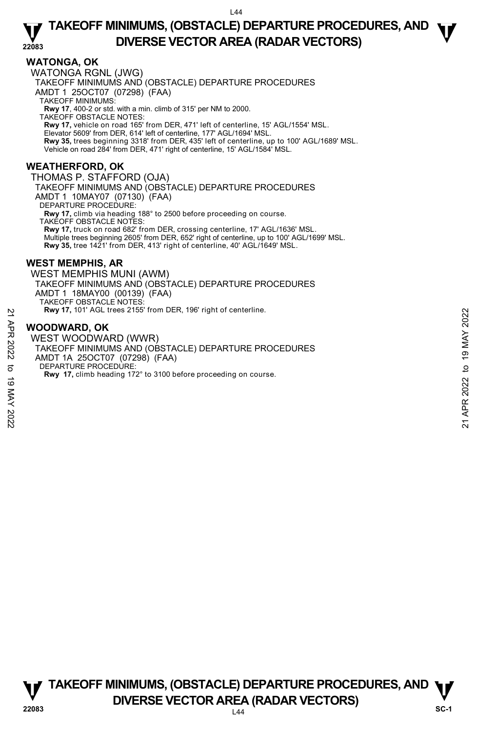## WATONGA, OK

WATONGA RGNL (JWG)
TAKEOFF MINIMUMS AND (OBSTACLE) DEPARTURE PROCEDURES
AMDT 1 25OCT07 (07298) (FAA)
TAKEOFF MINIMUMS:
**Rwy 17**, 400-2 or std. with a min. climb of 315' per NM to 2000.
TAKEOFF OBSTACLE NOTES:
**Rwy 17,** vehicle on road 165' from DER, 471' left of centerline, 15' AGL/1554' MSL.
Elevator 5609' from DER, 614' left of centerline, 177' AGL/1694' MSL.
**Rwy 35,** trees beginning 3318' from DER, 435' left of centerline, up to 100' AGL/1689' MSL.
Vehicle on road 284' from DER, 471' right of centerline, 15' AGL/1584' MSL.

## WEATHERFORD, OK

THOMAS P. STAFFORD (OJA)
TAKEOFF MINIMUMS AND (OBSTACLE) DEPARTURE PROCEDURES
AMDT 1 10MAY07 (07130) (FAA)
DEPARTURE PROCEDURE:
**Rwy 17,** climb via heading 188° to 2500 before proceeding on course.
TAKEOFF OBSTACLE NOTES:
**Rwy 17,** truck on road 682' from DER, crossing centerline, 17' AGL/1636' MSL.
Multiple trees beginning 2605' from DER, 652' right of centerline, up to 100' AGL/1699' MSL.
**Rwy 35,** tree 1421' from DER, 413' right of centerline, 40' AGL/1649' MSL.

## WEST MEMPHIS, AR

WEST MEMPHIS MUNI (AWM)
TAKEOFF MINIMUMS AND (OBSTACLE) DEPARTURE PROCEDURES
AMDT 1 18MAY00 (00139) (FAA)
TAKEOFF OBSTACLE NOTES:
**Rwy 17,** 101' AGL trees 2155' from DER, 196' right of centerline.

## WOODWARD, OK

WEST WOODWARD (WWR)
TAKEOFF MINIMUMS AND (OBSTACLE) DEPARTURE PROCEDURES
AMDT 1A 25OCT07 (07298) (FAA)
DEPARTURE PROCEDURE:
**Rwy 17,** climb heading 172° to 3100 before proceeding on course.